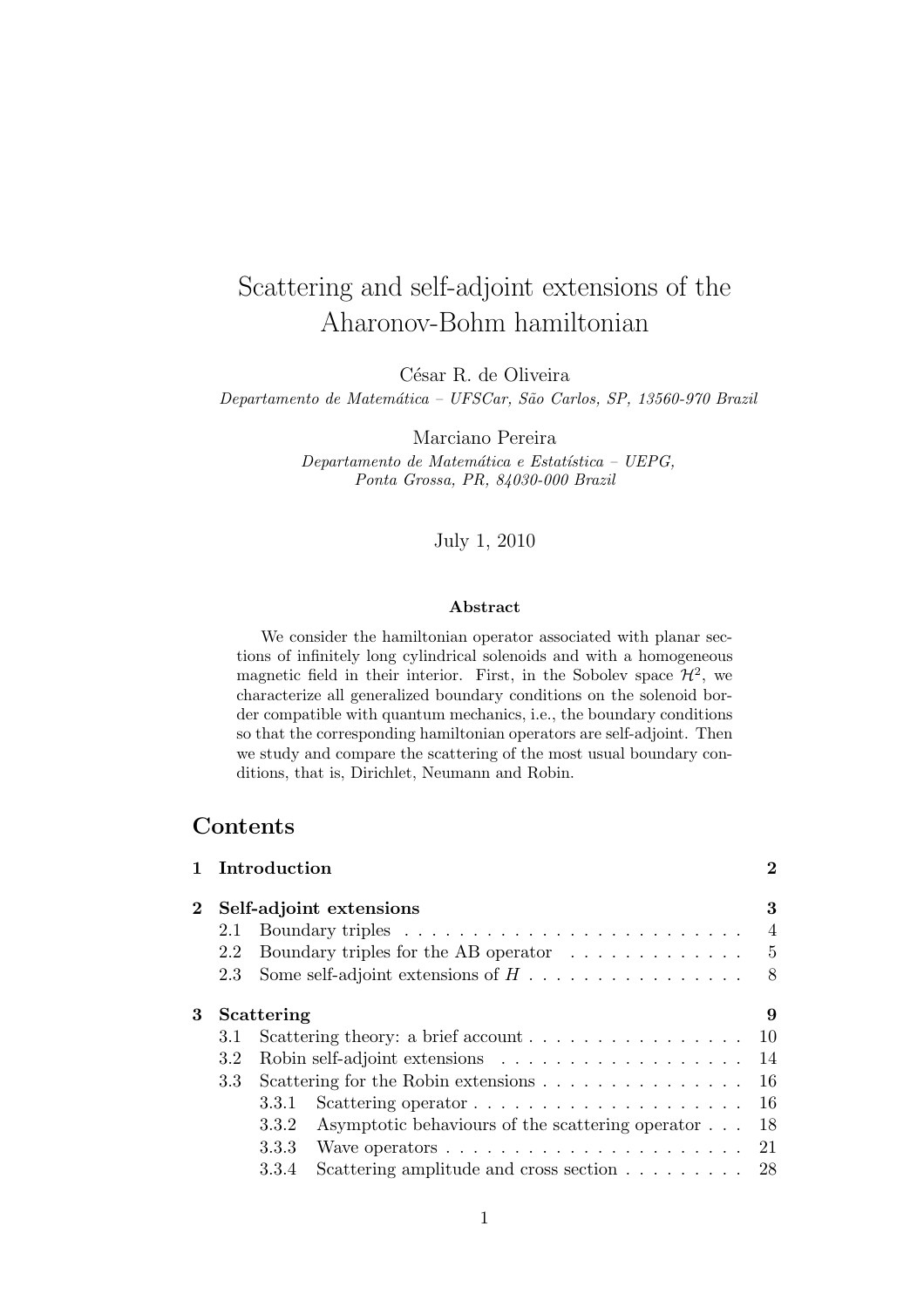# Scattering and self-adjoint extensions of the Aharonov-Bohm hamiltonian

César R. de Oliveira

*Departamento de Matemática – UFSCar, São Carlos, SP, 13560-970 Brazil*

Marciano Pereira

*Departamento de Matemática e Estatística – UEPG, Ponta Grossa, PR, 84030-000 Brazil*

July 1, 2010

**Abstract**

We consider the hamiltonian operator associated with planar sections of infinitely long cylindrical solenoids and with a homogeneous magnetic field in their interior. First, in the Sobolev space $\mathcal{H}^2$, we characterize all generalized boundary conditions on the solenoid border compatible with quantum mechanics, i.e., the boundary conditions so that the corresponding hamiltonian operators are self-adjoint. Then we study and compare the scattering of the most usual boundary conditions, that is, Dirichlet, Neumann and Robin.

## Contents

| | | |
|---|---|---|
| **1** | **Introduction** | **2** |
| **2** | **Self-adjoint extensions** | **3** |
| 2.1 | Boundary triples | 4 |
| 2.2 | Boundary triples for the AB operator | 5 |
| 2.3 | Some self-adjoint extensions of $H$ | 8 |
| **3** | **Scattering** | **9** |
| 3.1 | Scattering theory: a brief account | 10 |
| 3.2 | Robin self-adjoint extensions | 14 |
| 3.3 | Scattering for the Robin extensions | 16 |
| 3.3.1 | Scattering operator | 16 |
| 3.3.2 | Asymptotic behaviours of the scattering operator | 18 |
| 3.3.3 | Wave operators | 21 |
| 3.3.4 | Scattering amplitude and cross section | 28 |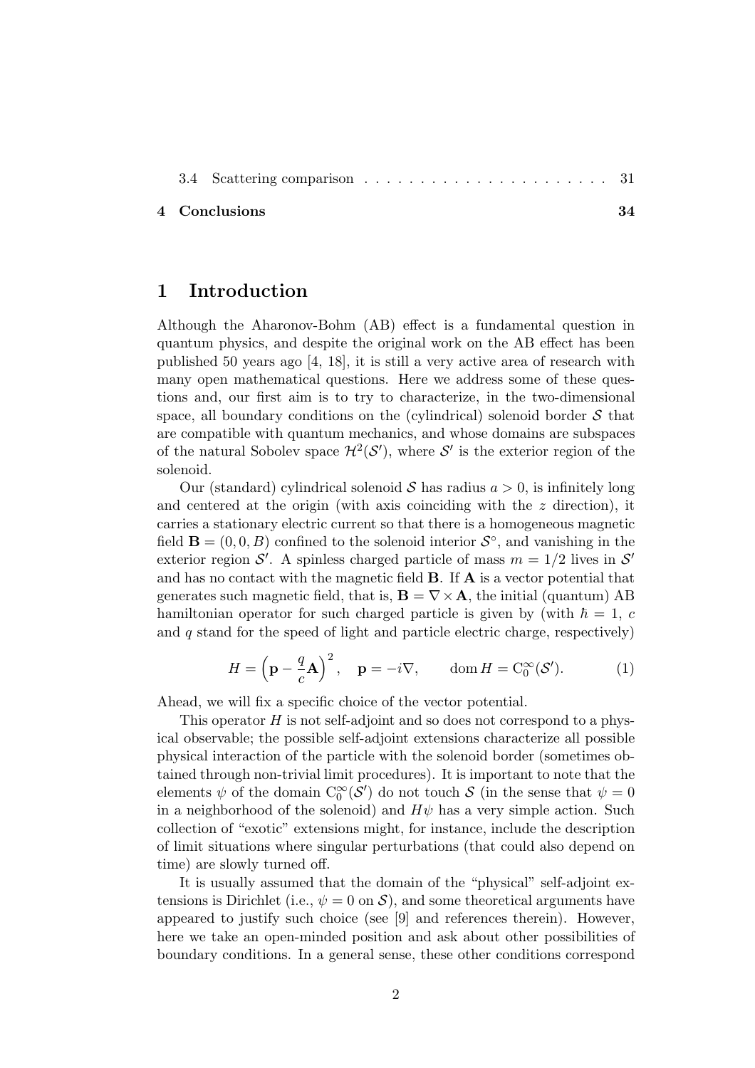3.4 Scattering comparison . . . . . . . . . . . . . . . . . . . . . . 31

**4 Conclusions** **34**

# 1 Introduction

Although the Aharonov-Bohm (AB) effect is a fundamental question in quantum physics, and despite the original work on the AB effect has been published 50 years ago [4, 18], it is still a very active area of research with many open mathematical questions. Here we address some of these questions and, our first aim is to try to characterize, in the two-dimensional space, all boundary conditions on the (cylindrical) solenoid border $\mathcal{S}$ that are compatible with quantum mechanics, and whose domains are subspaces of the natural Sobolev space $\mathcal{H}^2(\mathcal{S}')$, where $\mathcal{S}'$ is the exterior region of the solenoid.

Our (standard) cylindrical solenoid $\mathcal{S}$ has radius $a > 0$, is infinitely long and centered at the origin (with axis coinciding with the $z$ direction), it carries a stationary electric current so that there is a homogeneous magnetic field $\mathbf{B} = (0, 0, B)$ confined to the solenoid interior $\mathcal{S}^\circ$, and vanishing in the exterior region $\mathcal{S}'$. A spinless charged particle of mass $m = 1/2$ lives in $\mathcal{S}'$ and has no contact with the magnetic field $\mathbf{B}$. If $\mathbf{A}$ is a vector potential that generates such magnetic field, that is, $\mathbf{B} = \nabla \times \mathbf{A}$, the initial (quantum) AB hamiltonian operator for such charged particle is given by (with $\hbar = 1$, $c$ and $q$ stand for the speed of light and particle electric charge, respectively)

$$H = \left(\mathbf{p} - \frac{q}{c}\mathbf{A}\right)^2, \quad \mathbf{p} = -i\nabla, \qquad \operatorname{dom} H = \mathrm{C}_0^\infty(\mathcal{S}'). \tag{1}$$

Ahead, we will fix a specific choice of the vector potential.

This operator $H$ is not self-adjoint and so does not correspond to a physical observable; the possible self-adjoint extensions characterize all possible physical interaction of the particle with the solenoid border (sometimes obtained through non-trivial limit procedures). It is important to note that the elements $\psi$ of the domain $\mathrm{C}_0^\infty(\mathcal{S}')$ do not touch $\mathcal{S}$ (in the sense that $\psi = 0$ in a neighborhood of the solenoid) and $H\psi$ has a very simple action. Such collection of "exotic" extensions might, for instance, include the description of limit situations where singular perturbations (that could also depend on time) are slowly turned off.

It is usually assumed that the domain of the "physical" self-adjoint extensions is Dirichlet (i.e., $\psi = 0$ on $\mathcal{S}$), and some theoretical arguments have appeared to justify such choice (see [9] and references therein). However, here we take an open-minded position and ask about other possibilities of boundary conditions. In a general sense, these other conditions correspond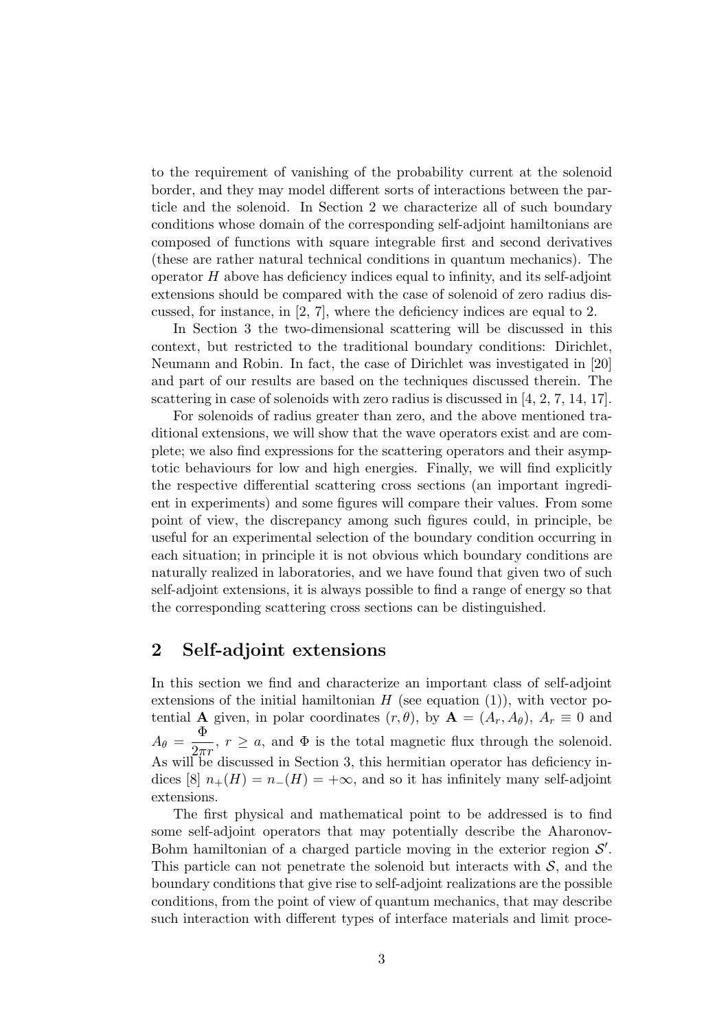to the requirement of vanishing of the probability current at the solenoid border, and they may model different sorts of interactions between the particle and the solenoid. In Section 2 we characterize all of such boundary conditions whose domain of the corresponding self-adjoint hamiltonians are composed of functions with square integrable first and second derivatives (these are rather natural technical conditions in quantum mechanics). The operator $H$ above has deficiency indices equal to infinity, and its self-adjoint extensions should be compared with the case of solenoid of zero radius discussed, for instance, in [2, 7], where the deficiency indices are equal to 2.

In Section 3 the two-dimensional scattering will be discussed in this context, but restricted to the traditional boundary conditions: Dirichlet, Neumann and Robin. In fact, the case of Dirichlet was investigated in [20] and part of our results are based on the techniques discussed therein. The scattering in case of solenoids with zero radius is discussed in [4, 2, 7, 14, 17].

For solenoids of radius greater than zero, and the above mentioned traditional extensions, we will show that the wave operators exist and are complete; we also find expressions for the scattering operators and their asymptotic behaviours for low and high energies. Finally, we will find explicitly the respective differential scattering cross sections (an important ingredient in experiments) and some figures will compare their values. From some point of view, the discrepancy among such figures could, in principle, be useful for an experimental selection of the boundary condition occurring in each situation; in principle it is not obvious which boundary conditions are naturally realized in laboratories, and we have found that given two of such self-adjoint extensions, it is always possible to find a range of energy so that the corresponding scattering cross sections can be distinguished.

## 2 Self-adjoint extensions

In this section we find and characterize an important class of self-adjoint extensions of the initial hamiltonian $H$ (see equation (1)), with vector potential $\mathbf{A}$ given, in polar coordinates $(r, \theta)$, by $\mathbf{A} = (A_r, A_\theta)$, $A_r \equiv 0$ and $A_\theta = \dfrac{\Phi}{2\pi r}$, $r \geq a$, and $\Phi$ is the total magnetic flux through the solenoid. As will be discussed in Section 3, this hermitian operator has deficiency indices [8] $n_+(H) = n_-(H) = +\infty$, and so it has infinitely many self-adjoint extensions.

The first physical and mathematical point to be addressed is to find some self-adjoint operators that may potentially describe the Aharonov-Bohm hamiltonian of a charged particle moving in the exterior region $\mathcal{S}'$. This particle can not penetrate the solenoid but interacts with $\mathcal{S}$, and the boundary conditions that give rise to self-adjoint realizations are the possible conditions, from the point of view of quantum mechanics, that may describe such interaction with different types of interface materials and limit proce-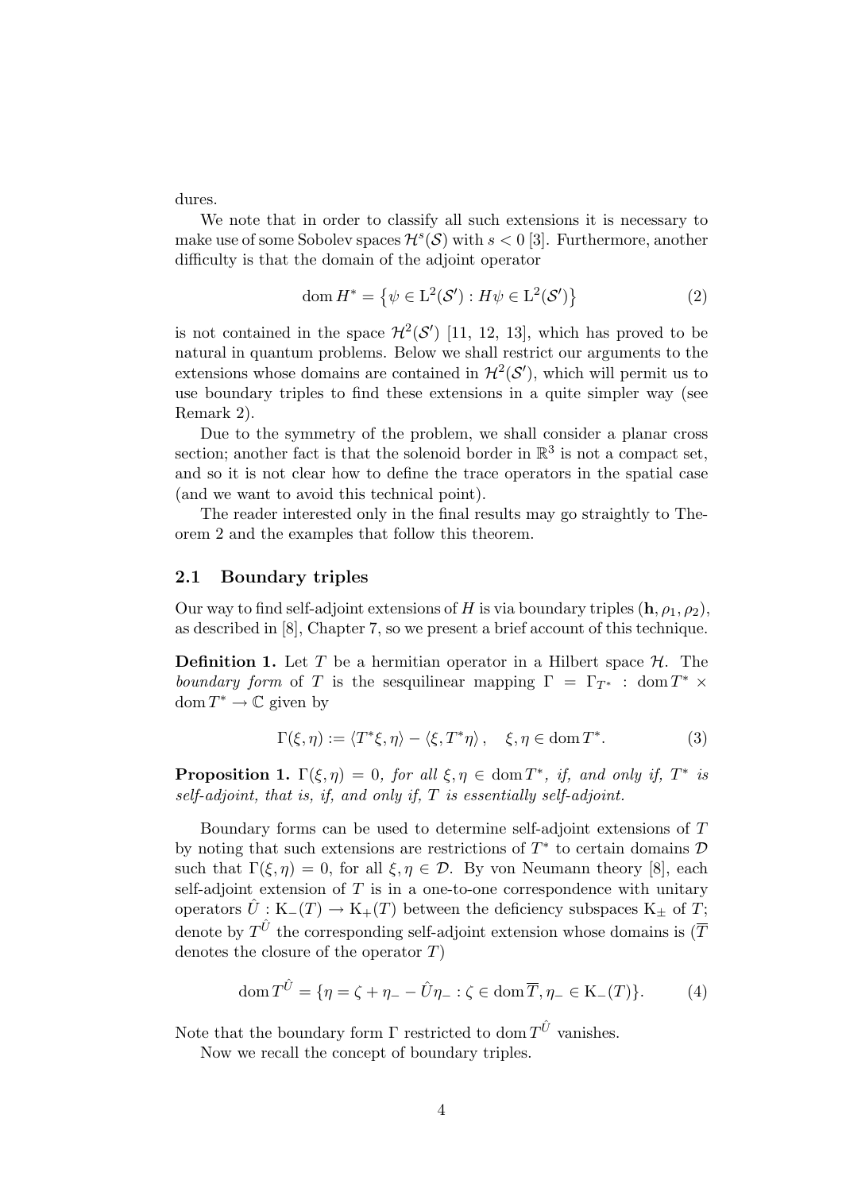dures.

We note that in order to classify all such extensions it is necessary to make use of some Sobolev spaces $\mathcal{H}^s(\mathcal{S})$ with $s < 0$ [3]. Furthermore, another difficulty is that the domain of the adjoint operator

$$\operatorname{dom} H^* = \left\{ \psi \in \mathrm{L}^2(\mathcal{S}') : H\psi \in \mathrm{L}^2(\mathcal{S}') \right\} \tag{2}$$

is not contained in the space $\mathcal{H}^2(\mathcal{S}')$ [11, 12, 13], which has proved to be natural in quantum problems. Below we shall restrict our arguments to the extensions whose domains are contained in $\mathcal{H}^2(\mathcal{S}')$, which will permit us to use boundary triples to find these extensions in a quite simpler way (see Remark 2).

Due to the symmetry of the problem, we shall consider a planar cross section; another fact is that the solenoid border in $\mathbb{R}^3$ is not a compact set, and so it is not clear how to define the trace operators in the spatial case (and we want to avoid this technical point).

The reader interested only in the final results may go straightly to Theorem 2 and the examples that follow this theorem.

### 2.1 Boundary triples

Our way to find self-adjoint extensions of $H$ is via boundary triples $(\mathbf{h}, \rho_1, \rho_2)$, as described in [8], Chapter 7, so we present a brief account of this technique.

**Definition 1.** Let $T$ be a hermitian operator in a Hilbert space $\mathcal{H}$. The *boundary form* of $T$ is the sesquilinear mapping $\Gamma = \Gamma_{T^*} : \operatorname{dom} T^* \times \operatorname{dom} T^* \to \mathbb{C}$ given by

$$\Gamma(\xi, \eta) := \langle T^*\xi, \eta \rangle - \langle \xi, T^*\eta \rangle , \quad \xi, \eta \in \operatorname{dom} T^*. \tag{3}$$

**Proposition 1.** *$\Gamma(\xi, \eta) = 0$, for all $\xi, \eta \in \operatorname{dom} T^*$, if, and only if, $T^*$ is self-adjoint, that is, if, and only if, $T$ is essentially self-adjoint.*

Boundary forms can be used to determine self-adjoint extensions of $T$ by noting that such extensions are restrictions of $T^*$ to certain domains $\mathcal{D}$ such that $\Gamma(\xi, \eta) = 0$, for all $\xi, \eta \in \mathcal{D}$. By von Neumann theory [8], each self-adjoint extension of $T$ is in a one-to-one correspondence with unitary operators $\hat{U} : \mathrm{K}_-(T) \to \mathrm{K}_+(T)$ between the deficiency subspaces $\mathrm{K}_\pm$ of $T$; denote by $T^{\hat{U}}$ the corresponding self-adjoint extension whose domains is ($\overline{T}$ denotes the closure of the operator $T$)

$$\operatorname{dom} T^{\hat{U}} = \{ \eta = \zeta + \eta_- - \hat{U}\eta_- : \zeta \in \operatorname{dom} \overline{T}, \eta_- \in \mathrm{K}_-(T) \}. \tag{4}$$

Note that the boundary form $\Gamma$ restricted to $\operatorname{dom} T^{\hat{U}}$ vanishes.

Now we recall the concept of boundary triples.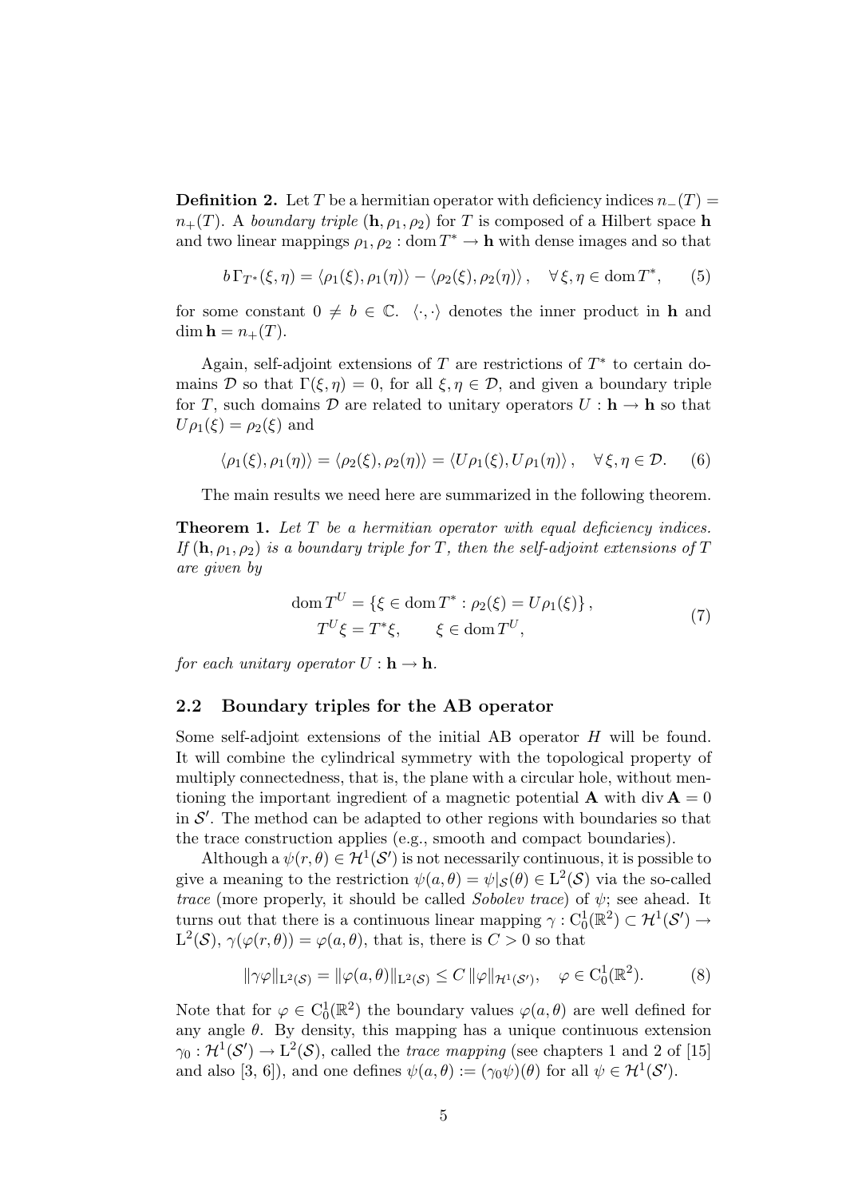**Definition 2.** Let $T$ be a hermitian operator with deficiency indices $n_-(T) = n_+(T)$. A *boundary triple* $(\mathbf{h}, \rho_1, \rho_2)$ for $T$ is composed of a Hilbert space $\mathbf{h}$ and two linear mappings $\rho_1, \rho_2 : \operatorname{dom} T^* \to \mathbf{h}$ with dense images and so that

$$b\,\Gamma_{T^*}(\xi, \eta) = \langle \rho_1(\xi), \rho_1(\eta)\rangle - \langle \rho_2(\xi), \rho_2(\eta)\rangle\,, \quad \forall\, \xi, \eta \in \operatorname{dom} T^*, \tag{5}$$

for some constant $0 \neq b \in \mathbb{C}$. $\langle \cdot, \cdot \rangle$ denotes the inner product in $\mathbf{h}$ and $\dim \mathbf{h} = n_+(T)$.

Again, self-adjoint extensions of $T$ are restrictions of $T^*$ to certain domains $\mathcal{D}$ so that $\Gamma(\xi, \eta) = 0$, for all $\xi, \eta \in \mathcal{D}$, and given a boundary triple for $T$, such domains $\mathcal{D}$ are related to unitary operators $U : \mathbf{h} \to \mathbf{h}$ so that $U\rho_1(\xi) = \rho_2(\xi)$ and

$$\langle \rho_1(\xi), \rho_1(\eta)\rangle = \langle \rho_2(\xi), \rho_2(\eta)\rangle = \langle U\rho_1(\xi), U\rho_1(\eta)\rangle\,, \quad \forall\, \xi, \eta \in \mathcal{D}. \tag{6}$$

The main results we need here are summarized in the following theorem.

**Theorem 1.** *Let $T$ be a hermitian operator with equal deficiency indices. If $(\mathbf{h}, \rho_1, \rho_2)$ is a boundary triple for $T$, then the self-adjoint extensions of $T$ are given by*

$$\begin{aligned} \operatorname{dom} T^U &= \{\xi \in \operatorname{dom} T^* : \rho_2(\xi) = U\rho_1(\xi)\}\,, \\ T^U\xi &= T^*\xi, \qquad \xi \in \operatorname{dom} T^U, \end{aligned} \tag{7}$$

*for each unitary operator $U : \mathbf{h} \to \mathbf{h}$.*

## 2.2 Boundary triples for the AB operator

Some self-adjoint extensions of the initial AB operator $H$ will be found. It will combine the cylindrical symmetry with the topological property of multiply connectedness, that is, the plane with a circular hole, without mentioning the important ingredient of a magnetic potential $\mathbf{A}$ with $\operatorname{div} \mathbf{A} = 0$ in $\mathcal{S}'$. The method can be adapted to other regions with boundaries so that the trace construction applies (e.g., smooth and compact boundaries).

Although a $\psi(r, \theta) \in \mathcal{H}^1(\mathcal{S}')$ is not necessarily continuous, it is possible to give a meaning to the restriction $\psi(a, \theta) = \psi|_{\mathcal{S}}(\theta) \in \mathrm{L}^2(\mathcal{S})$ via the so-called *trace* (more properly, it should be called *Sobolev trace*) of $\psi$; see ahead. It turns out that there is a continuous linear mapping $\gamma : \mathrm{C}_0^1(\mathbb{R}^2) \subset \mathcal{H}^1(\mathcal{S}') \to \mathrm{L}^2(\mathcal{S})$, $\gamma(\varphi(r, \theta)) = \varphi(a, \theta)$, that is, there is $C > 0$ so that

$$\|\gamma\varphi\|_{\mathrm{L}^2(\mathcal{S})} = \|\varphi(a, \theta)\|_{\mathrm{L}^2(\mathcal{S})} \leq C\, \|\varphi\|_{\mathcal{H}^1(\mathcal{S}')}, \quad \varphi \in \mathrm{C}_0^1(\mathbb{R}^2). \tag{8}$$

Note that for $\varphi \in \mathrm{C}_0^1(\mathbb{R}^2)$ the boundary values $\varphi(a, \theta)$ are well defined for any angle $\theta$. By density, this mapping has a unique continuous extension $\gamma_0 : \mathcal{H}^1(\mathcal{S}') \to \mathrm{L}^2(\mathcal{S})$, called the *trace mapping* (see chapters 1 and 2 of [15] and also [3, 6]), and one defines $\psi(a, \theta) := (\gamma_0\psi)(\theta)$ for all $\psi \in \mathcal{H}^1(\mathcal{S}')$.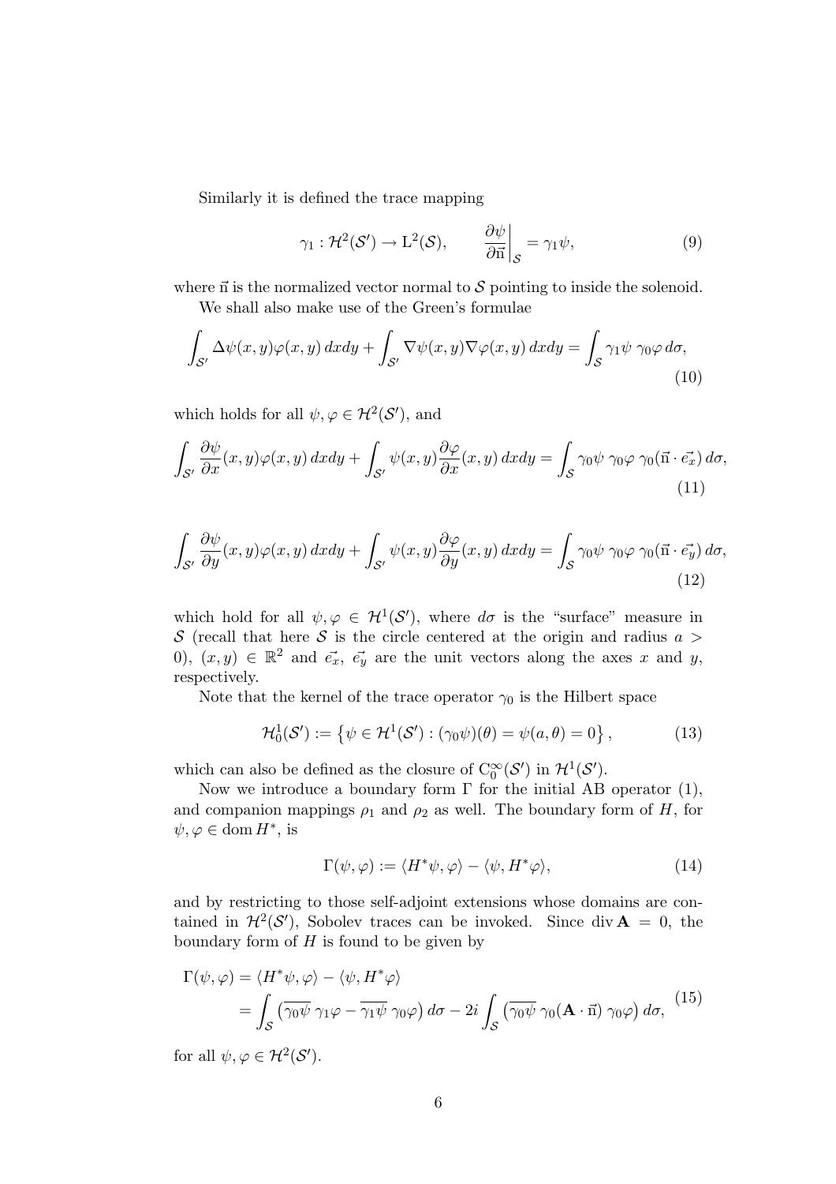Similarly it is defined the trace mapping

$$\gamma_1 : \mathcal{H}^2(\mathcal{S}') \to \mathrm{L}^2(\mathcal{S}), \qquad \left.\frac{\partial \psi}{\partial \vec{\mathrm{n}}}\right|_{\mathcal{S}} = \gamma_1 \psi, \tag{9}$$

where $\vec{\mathrm{n}}$ is the normalized vector normal to $\mathcal{S}$ pointing to inside the solenoid.

We shall also make use of the Green's formulae

$$\int_{\mathcal{S}'} \Delta\psi(x,y)\varphi(x,y)\, dxdy + \int_{\mathcal{S}'} \nabla\psi(x,y)\nabla\varphi(x,y)\, dxdy = \int_{\mathcal{S}} \gamma_1\psi \;\gamma_0\varphi \, d\sigma, \tag{10}$$

which holds for all $\psi, \varphi \in \mathcal{H}^2(\mathcal{S}')$, and

$$\int_{\mathcal{S}'} \frac{\partial\psi}{\partial x}(x,y)\varphi(x,y)\, dxdy + \int_{\mathcal{S}'} \psi(x,y)\frac{\partial\varphi}{\partial x}(x,y)\, dxdy = \int_{\mathcal{S}} \gamma_0\psi \;\gamma_0\varphi \;\gamma_0(\vec{\mathrm{n}}\cdot\vec{e_x})\, d\sigma, \tag{11}$$

$$\int_{\mathcal{S}'} \frac{\partial\psi}{\partial y}(x,y)\varphi(x,y)\, dxdy + \int_{\mathcal{S}'} \psi(x,y)\frac{\partial\varphi}{\partial y}(x,y)\, dxdy = \int_{\mathcal{S}} \gamma_0\psi \;\gamma_0\varphi \;\gamma_0(\vec{\mathrm{n}}\cdot\vec{e_y})\, d\sigma, \tag{12}$$

which hold for all $\psi, \varphi \in \mathcal{H}^1(\mathcal{S}')$, where $d\sigma$ is the "surface" measure in $\mathcal{S}$ (recall that here $\mathcal{S}$ is the circle centered at the origin and radius $a > 0$), $(x,y) \in \mathbb{R}^2$ and $\vec{e_x}$, $\vec{e_y}$ are the unit vectors along the axes $x$ and $y$, respectively.

Note that the kernel of the trace operator $\gamma_0$ is the Hilbert space

$$\mathcal{H}_0^1(\mathcal{S}') := \left\{ \psi \in \mathcal{H}^1(\mathcal{S}') : (\gamma_0\psi)(\theta) = \psi(a,\theta) = 0 \right\}, \tag{13}$$

which can also be defined as the closure of $\mathrm{C}_0^\infty(\mathcal{S}')$ in $\mathcal{H}^1(\mathcal{S}')$.

Now we introduce a boundary form $\Gamma$ for the initial AB operator (1), and companion mappings $\rho_1$ and $\rho_2$ as well. The boundary form of $H$, for $\psi, \varphi \in \operatorname{dom} H^*$, is

$$\Gamma(\psi, \varphi) := \langle H^*\psi, \varphi\rangle - \langle \psi, H^*\varphi\rangle, \tag{14}$$

and by restricting to those self-adjoint extensions whose domains are contained in $\mathcal{H}^2(\mathcal{S}')$, Sobolev traces can be invoked. Since $\operatorname{div}\mathbf{A} = 0$, the boundary form of $H$ is found to be given by

$$\begin{aligned}\Gamma(\psi, \varphi) &= \langle H^*\psi, \varphi\rangle - \langle \psi, H^*\varphi\rangle \\ &= \int_{\mathcal{S}} \left(\overline{\gamma_0\psi}\;\gamma_1\varphi - \overline{\gamma_1\psi}\;\gamma_0\varphi\right) d\sigma - 2i\int_{\mathcal{S}} \left(\overline{\gamma_0\psi}\;\gamma_0(\mathbf{A}\cdot\vec{\mathrm{n}})\;\gamma_0\varphi\right) d\sigma,\end{aligned} \tag{15}$$

for all $\psi, \varphi \in \mathcal{H}^2(\mathcal{S}')$.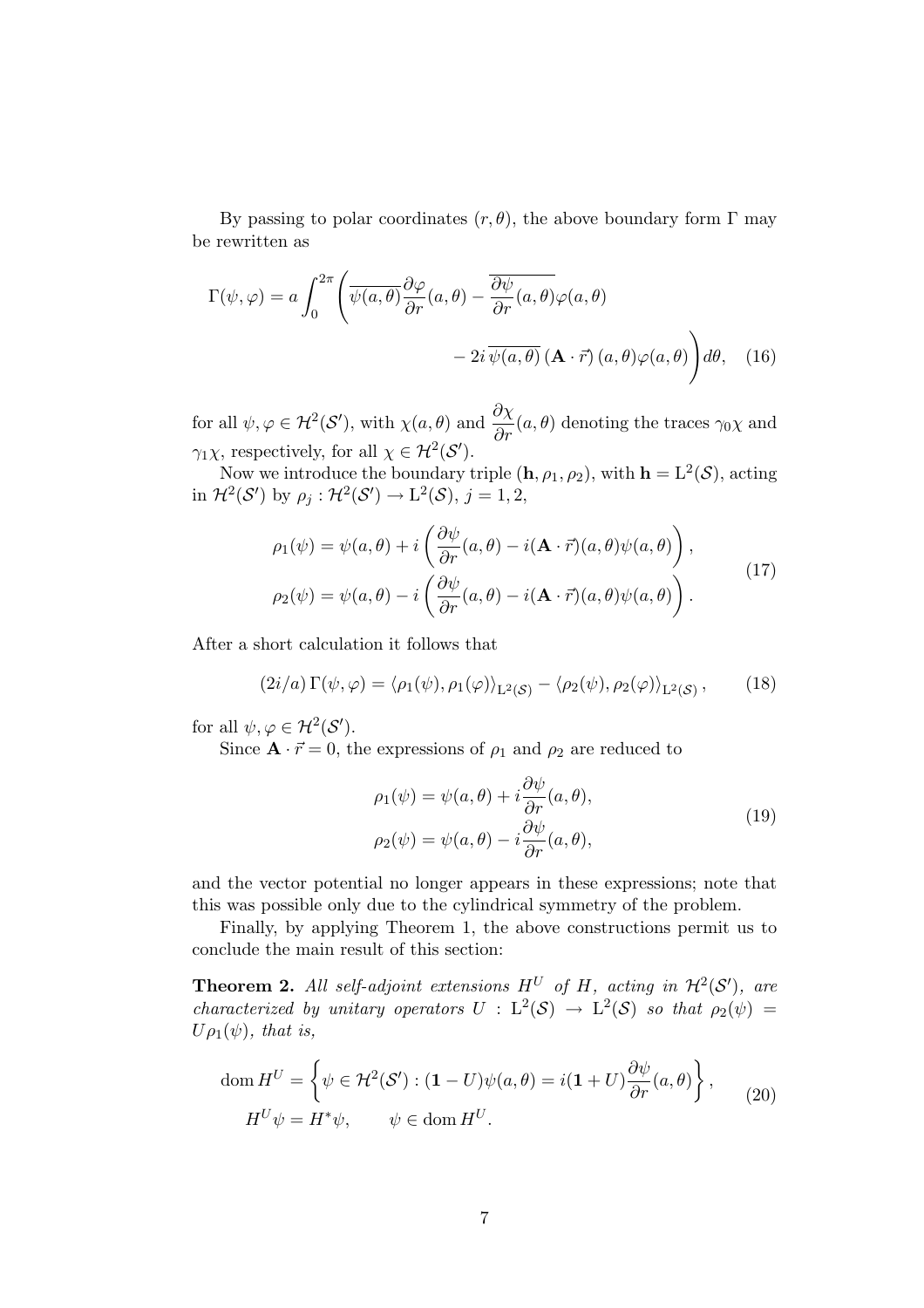By passing to polar coordinates $(r, \theta)$, the above boundary form $\Gamma$ may be rewritten as

$$\Gamma(\psi, \varphi) = a \int_0^{2\pi} \Bigg( \overline{\psi(a,\theta)} \frac{\partial \varphi}{\partial r}(a,\theta) - \overline{\frac{\partial \psi}{\partial r}(a,\theta)} \varphi(a,\theta) \\ - 2i \, \overline{\psi(a,\theta)} \left( \mathbf{A} \cdot \vec{r} \right)(a,\theta) \varphi(a,\theta) \Bigg) d\theta, \quad (16)$$

for all $\psi, \varphi \in \mathcal{H}^2(\mathcal{S}')$, with $\chi(a,\theta)$ and $\dfrac{\partial \chi}{\partial r}(a,\theta)$ denoting the traces $\gamma_0 \chi$ and $\gamma_1 \chi$, respectively, for all $\chi \in \mathcal{H}^2(\mathcal{S}')$.

Now we introduce the boundary triple $(\mathbf{h}, \rho_1, \rho_2)$, with $\mathbf{h} = \mathrm{L}^2(\mathcal{S})$, acting in $\mathcal{H}^2(\mathcal{S}')$ by $\rho_j : \mathcal{H}^2(\mathcal{S}') \to \mathrm{L}^2(\mathcal{S})$, $j = 1, 2$,

$$\begin{aligned}
\rho_1(\psi) &= \psi(a,\theta) + i \left( \frac{\partial \psi}{\partial r}(a,\theta) - i (\mathbf{A} \cdot \vec{r})(a,\theta) \psi(a,\theta) \right), \\
\rho_2(\psi) &= \psi(a,\theta) - i \left( \frac{\partial \psi}{\partial r}(a,\theta) - i (\mathbf{A} \cdot \vec{r})(a,\theta) \psi(a,\theta) \right).
\end{aligned} \quad (17)$$

After a short calculation it follows that

$$(2i/a) \, \Gamma(\psi, \varphi) = \langle \rho_1(\psi), \rho_1(\varphi) \rangle_{\mathrm{L}^2(\mathcal{S})} - \langle \rho_2(\psi), \rho_2(\varphi) \rangle_{\mathrm{L}^2(\mathcal{S})}, \quad (18)$$

for all $\psi, \varphi \in \mathcal{H}^2(\mathcal{S}')$.

Since $\mathbf{A} \cdot \vec{r} = 0$, the expressions of $\rho_1$ and $\rho_2$ are reduced to

$$\begin{aligned}
\rho_1(\psi) &= \psi(a,\theta) + i \frac{\partial \psi}{\partial r}(a,\theta), \\
\rho_2(\psi) &= \psi(a,\theta) - i \frac{\partial \psi}{\partial r}(a,\theta),
\end{aligned} \quad (19)$$

and the vector potential no longer appears in these expressions; note that this was possible only due to the cylindrical symmetry of the problem.

Finally, by applying Theorem 1, the above constructions permit us to conclude the main result of this section:

**Theorem 2.** *All self-adjoint extensions $H^U$ of $H$, acting in $\mathcal{H}^2(\mathcal{S}')$, are characterized by unitary operators $U : \mathrm{L}^2(\mathcal{S}) \to \mathrm{L}^2(\mathcal{S})$ so that $\rho_2(\psi) = U \rho_1(\psi)$, that is,*

$$\begin{aligned}
\operatorname{dom} H^U &= \left\{ \psi \in \mathcal{H}^2(\mathcal{S}') : (\mathbf{1} - U) \psi(a,\theta) = i (\mathbf{1} + U) \frac{\partial \psi}{\partial r}(a,\theta) \right\}, \\
H^U \psi &= H^* \psi, \qquad \psi \in \operatorname{dom} H^U.
\end{aligned} \quad (20)$$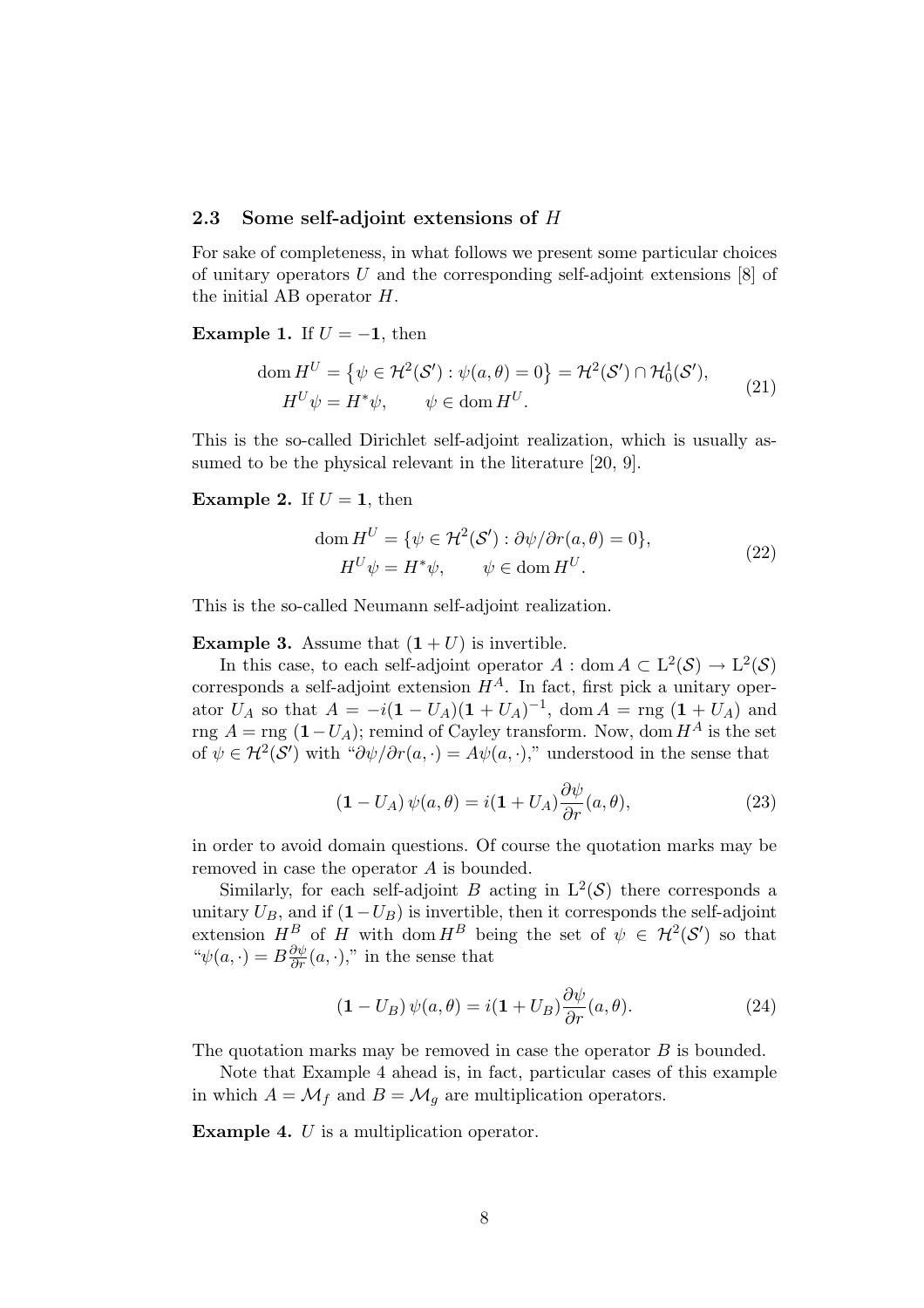### 2.3 Some self-adjoint extensions of $H$

For sake of completeness, in what follows we present some particular choices of unitary operators $U$ and the corresponding self-adjoint extensions [8] of the initial AB operator $H$.

**Example 1.** If $U = -\mathbf{1}$, then

$$
\begin{aligned}
\operatorname{dom} H^U &= \{\psi \in \mathcal{H}^2(\mathcal{S}') : \psi(a,\theta) = 0\} = \mathcal{H}^2(\mathcal{S}') \cap \mathcal{H}^1_0(\mathcal{S}'), \\
H^U\psi &= H^*\psi, \qquad \psi \in \operatorname{dom} H^U.
\end{aligned}
\tag{21}
$$

This is the so-called Dirichlet self-adjoint realization, which is usually assumed to be the physical relevant in the literature [20, 9].

**Example 2.** If $U = \mathbf{1}$, then

$$
\begin{aligned}
\operatorname{dom} H^U &= \{\psi \in \mathcal{H}^2(\mathcal{S}') : \partial\psi/\partial r(a,\theta) = 0\}, \\
H^U\psi &= H^*\psi, \qquad \psi \in \operatorname{dom} H^U.
\end{aligned}
\tag{22}
$$

This is the so-called Neumann self-adjoint realization.

**Example 3.** Assume that $(\mathbf{1} + U)$ is invertible.

In this case, to each self-adjoint operator $A : \operatorname{dom} A \subset \mathrm{L}^2(\mathcal{S}) \to \mathrm{L}^2(\mathcal{S})$ corresponds a self-adjoint extension $H^A$. In fact, first pick a unitary operator $U_A$ so that $A = -i(\mathbf{1} - U_A)(\mathbf{1} + U_A)^{-1}$, $\operatorname{dom} A = \operatorname{rng}\,(\mathbf{1} + U_A)$ and $\operatorname{rng} A = \operatorname{rng}\,(\mathbf{1} - U_A)$; remind of Cayley transform. Now, $\operatorname{dom} H^A$ is the set of $\psi \in \mathcal{H}^2(\mathcal{S}')$ with "$\partial\psi/\partial r(a,\cdot) = A\psi(a,\cdot)$," understood in the sense that

$$
(\mathbf{1} - U_A)\,\psi(a,\theta) = i(\mathbf{1} + U_A)\frac{\partial\psi}{\partial r}(a,\theta),
\tag{23}
$$

in order to avoid domain questions. Of course the quotation marks may be removed in case the operator $A$ is bounded.

Similarly, for each self-adjoint $B$ acting in $\mathrm{L}^2(\mathcal{S})$ there corresponds a unitary $U_B$, and if $(\mathbf{1} - U_B)$ is invertible, then it corresponds the self-adjoint extension $H^B$ of $H$ with $\operatorname{dom} H^B$ being the set of $\psi \in \mathcal{H}^2(\mathcal{S}')$ so that "$\psi(a,\cdot) = B\frac{\partial\psi}{\partial r}(a,\cdot)$," in the sense that

$$
(\mathbf{1} - U_B)\,\psi(a,\theta) = i(\mathbf{1} + U_B)\frac{\partial\psi}{\partial r}(a,\theta).
\tag{24}
$$

The quotation marks may be removed in case the operator $B$ is bounded.

Note that Example 4 ahead is, in fact, particular cases of this example in which $A = \mathcal{M}_f$ and $B = \mathcal{M}_g$ are multiplication operators.

**Example 4.** $U$ is a multiplication operator.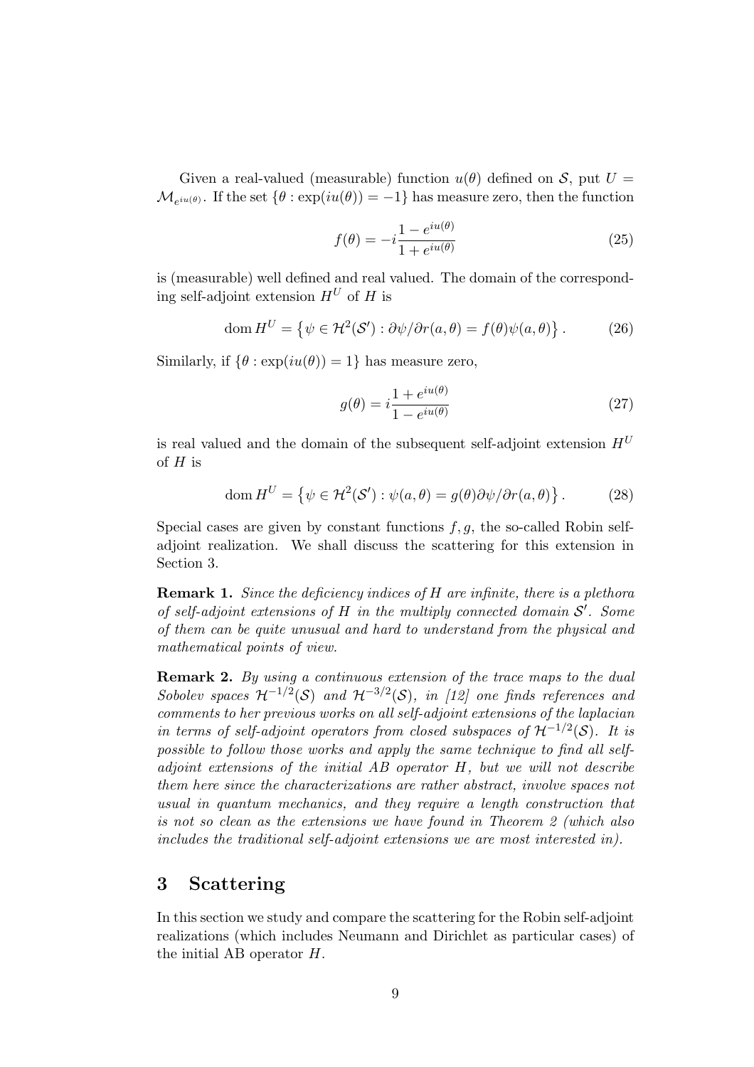Given a real-valued (measurable) function $u(\theta)$ defined on $\mathcal{S}$, put $U = \mathcal{M}_{e^{iu(\theta)}}$. If the set $\{\theta : \exp(iu(\theta)) = -1\}$ has measure zero, then the function

$$f(\theta) = -i\frac{1 - e^{iu(\theta)}}{1 + e^{iu(\theta)}} \tag{25}$$

is (measurable) well defined and real valued. The domain of the corresponding self-adjoint extension $H^U$ of $H$ is

$$\operatorname{dom} H^U = \left\{\psi \in \mathcal{H}^2(\mathcal{S}') : \partial\psi/\partial r(a, \theta) = f(\theta)\psi(a, \theta)\right\}. \tag{26}$$

Similarly, if $\{\theta : \exp(iu(\theta)) = 1\}$ has measure zero,

$$g(\theta) = i\frac{1 + e^{iu(\theta)}}{1 - e^{iu(\theta)}} \tag{27}$$

is real valued and the domain of the subsequent self-adjoint extension $H^U$ of $H$ is

$$\operatorname{dom} H^U = \left\{\psi \in \mathcal{H}^2(\mathcal{S}') : \psi(a, \theta) = g(\theta)\partial\psi/\partial r(a, \theta)\right\}. \tag{28}$$

Special cases are given by constant functions $f, g$, the so-called Robin self-adjoint realization. We shall discuss the scattering for this extension in Section 3.

**Remark 1.** *Since the deficiency indices of $H$ are infinite, there is a plethora of self-adjoint extensions of $H$ in the multiply connected domain $\mathcal{S}'$. Some of them can be quite unusual and hard to understand from the physical and mathematical points of view.*

**Remark 2.** *By using a continuous extension of the trace maps to the dual Sobolev spaces $\mathcal{H}^{-1/2}(\mathcal{S})$ and $\mathcal{H}^{-3/2}(\mathcal{S})$, in [12] one finds references and comments to her previous works on all self-adjoint extensions of the laplacian in terms of self-adjoint operators from closed subspaces of $\mathcal{H}^{-1/2}(\mathcal{S})$. It is possible to follow those works and apply the same technique to find all self-adjoint extensions of the initial AB operator $H$, but we will not describe them here since the characterizations are rather abstract, involve spaces not usual in quantum mechanics, and they require a length construction that is not so clean as the extensions we have found in Theorem 2 (which also includes the traditional self-adjoint extensions we are most interested in).*

## 3 Scattering

In this section we study and compare the scattering for the Robin self-adjoint realizations (which includes Neumann and Dirichlet as particular cases) of the initial AB operator $H$.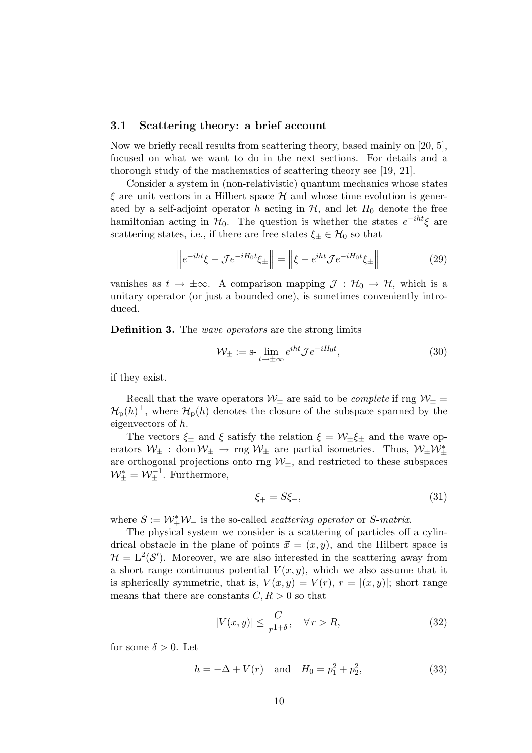### 3.1 Scattering theory: a brief account

Now we briefly recall results from scattering theory, based mainly on [20, 5], focused on what we want to do in the next sections. For details and a thorough study of the mathematics of scattering theory see [19, 21].

Consider a system in (non-relativistic) quantum mechanics whose states $\xi$ are unit vectors in a Hilbert space $\mathcal{H}$ and whose time evolution is generated by a self-adjoint operator $h$ acting in $\mathcal{H}$, and let $H_0$ denote the free hamiltonian acting in $\mathcal{H}_0$. The question is whether the states $e^{-iht}\xi$ are scattering states, i.e., if there are free states $\xi_\pm \in \mathcal{H}_0$ so that

$$\left\| e^{-iht}\xi - \mathcal{J}e^{-iH_0t}\xi_\pm \right\| = \left\| \xi - e^{iht}\mathcal{J}e^{-iH_0t}\xi_\pm \right\| \tag{29}$$

vanishes as $t \to \pm\infty$. A comparison mapping $\mathcal{J} : \mathcal{H}_0 \to \mathcal{H}$, which is a unitary operator (or just a bounded one), is sometimes conveniently introduced.

**Definition 3.** The *wave operators* are the strong limits

$$\mathcal{W}_\pm := \text{s-}\lim_{t\to\pm\infty} e^{iht}\mathcal{J}e^{-iH_0t}, \tag{30}$$

if they exist.

Recall that the wave operators $\mathcal{W}_\pm$ are said to be *complete* if $\operatorname{rng}\mathcal{W}_\pm = \mathcal{H}_\mathrm{p}(h)^\perp$, where $\mathcal{H}_\mathrm{p}(h)$ denotes the closure of the subspace spanned by the eigenvectors of $h$.

The vectors $\xi_\pm$ and $\xi$ satisfy the relation $\xi = \mathcal{W}_\pm\xi_\pm$ and the wave operators $\mathcal{W}_\pm : \operatorname{dom}\mathcal{W}_\pm \to \operatorname{rng}\mathcal{W}_\pm$ are partial isometries. Thus, $\mathcal{W}_\pm\mathcal{W}_\pm^*$ are orthogonal projections onto $\operatorname{rng}\mathcal{W}_\pm$, and restricted to these subspaces $\mathcal{W}_\pm^* = \mathcal{W}_\pm^{-1}$. Furthermore,

$$\xi_+ = S\xi_-, \tag{31}$$

where $S := \mathcal{W}_+^*\mathcal{W}_-$ is the so-called *scattering operator* or *S-matrix*.

The physical system we consider is a scattering of particles off a cylindrical obstacle in the plane of points $\vec{x} = (x, y)$, and the Hilbert space is $\mathcal{H} = \mathrm{L}^2(\mathcal{S}')$. Moreover, we are also interested in the scattering away from a short range continuous potential $V(x, y)$, which we also assume that it is spherically symmetric, that is, $V(x, y) = V(r)$, $r = |(x, y)|$; short range means that there are constants $C, R > 0$ so that

$$|V(x, y)| \leq \frac{C}{r^{1+\delta}}, \quad \forall\, r > R, \tag{32}$$

for some $\delta > 0$. Let

$$h = -\Delta + V(r) \quad \text{and} \quad H_0 = p_1^2 + p_2^2, \tag{33}$$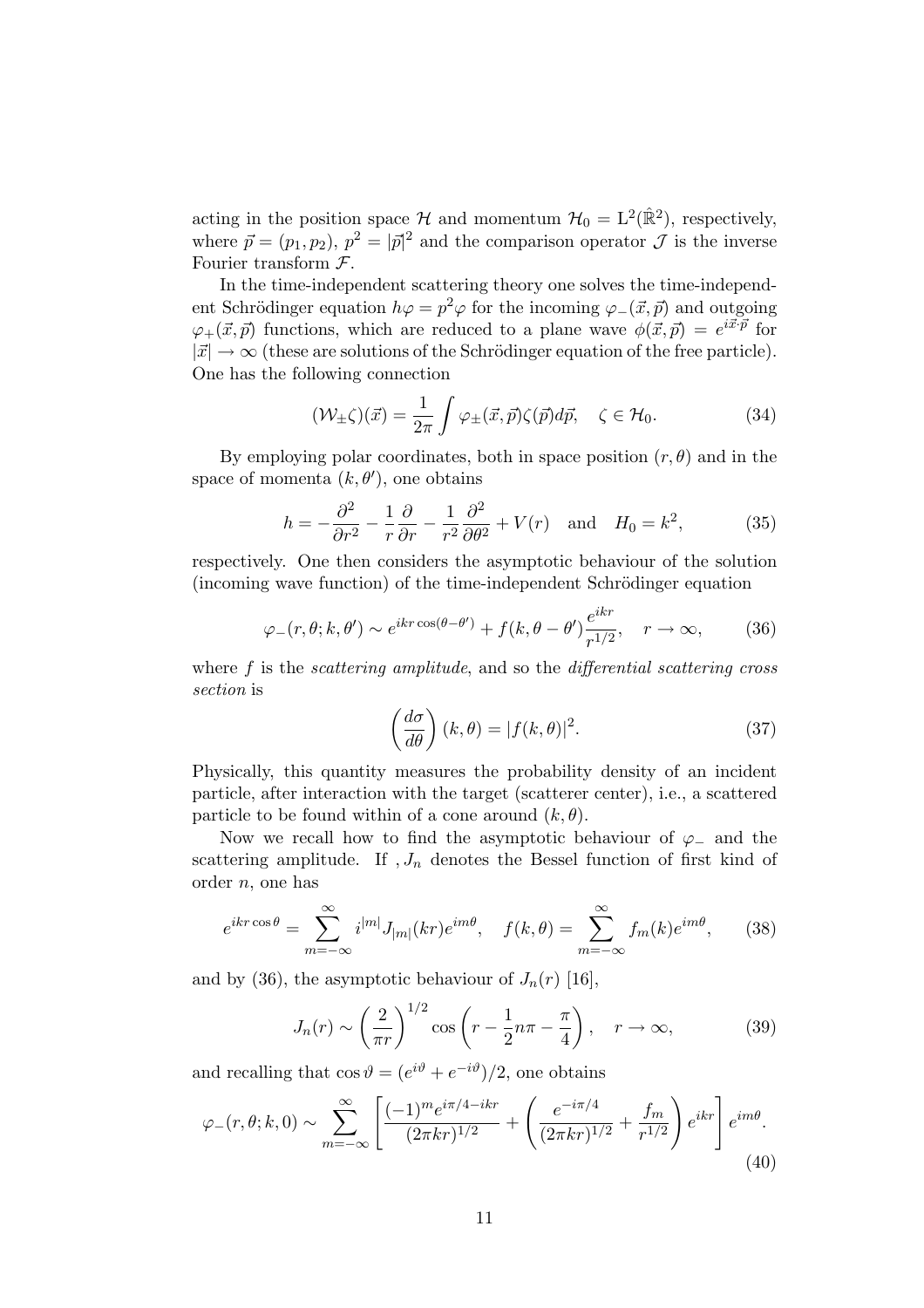acting in the position space $\mathcal{H}$ and momentum $\mathcal{H}_0 = \mathrm{L}^2(\hat{\mathbb{R}}^2)$, respectively, where $\vec{p} = (p_1, p_2)$, $p^2 = |\vec{p}|^2$ and the comparison operator $\mathcal{J}$ is the inverse Fourier transform $\mathcal{F}$.

In the time-independent scattering theory one solves the time-independent Schrödinger equation $h\varphi = p^2\varphi$ for the incoming $\varphi_-(\vec{x}, \vec{p})$ and outgoing $\varphi_+(\vec{x}, \vec{p})$ functions, which are reduced to a plane wave $\phi(\vec{x}, \vec{p}) = e^{i\vec{x}\cdot\vec{p}}$ for $|\vec{x}| \to \infty$ (these are solutions of the Schrödinger equation of the free particle). One has the following connection

$$(\mathcal{W}_\pm \zeta)(\vec{x}) = \frac{1}{2\pi} \int \varphi_\pm(\vec{x}, \vec{p}) \zeta(\vec{p}) d\vec{p}, \quad \zeta \in \mathcal{H}_0. \tag{34}$$

By employing polar coordinates, both in space position $(r, \theta)$ and in the space of momenta $(k, \theta')$, one obtains

$$h = -\frac{\partial^2}{\partial r^2} - \frac{1}{r}\frac{\partial}{\partial r} - \frac{1}{r^2}\frac{\partial^2}{\partial \theta^2} + V(r) \quad \text{and} \quad H_0 = k^2, \tag{35}$$

respectively. One then considers the asymptotic behaviour of the solution (incoming wave function) of the time-independent Schrödinger equation

$$\varphi_-(r, \theta; k, \theta') \sim e^{ikr\cos(\theta - \theta')} + f(k, \theta - \theta') \frac{e^{ikr}}{r^{1/2}}, \quad r \to \infty, \tag{36}$$

where $f$ is the *scattering amplitude*, and so the *differential scattering cross section* is

$$\left(\frac{d\sigma}{d\theta}\right)(k, \theta) = |f(k, \theta)|^2. \tag{37}$$

Physically, this quantity measures the probability density of an incident particle, after interaction with the target (scatterer center), i.e., a scattered particle to be found within of a cone around $(k, \theta)$.

Now we recall how to find the asymptotic behaviour of $\varphi_-$ and the scattering amplitude. If , $J_n$ denotes the Bessel function of first kind of order $n$, one has

$$e^{ikr\cos\theta} = \sum_{m=-\infty}^{\infty} i^{|m|} J_{|m|}(kr) e^{im\theta}, \quad f(k, \theta) = \sum_{m=-\infty}^{\infty} f_m(k) e^{im\theta}, \tag{38}$$

and by (36), the asymptotic behaviour of $J_n(r)$ [16],

$$J_n(r) \sim \left(\frac{2}{\pi r}\right)^{1/2} \cos\left(r - \frac{1}{2}n\pi - \frac{\pi}{4}\right), \quad r \to \infty, \tag{39}$$

and recalling that $\cos\vartheta = (e^{i\vartheta} + e^{-i\vartheta})/2$, one obtains

$$\varphi_-(r, \theta; k, 0) \sim \sum_{m=-\infty}^{\infty} \left[\frac{(-1)^m e^{i\pi/4 - ikr}}{(2\pi kr)^{1/2}} + \left(\frac{e^{-i\pi/4}}{(2\pi kr)^{1/2}} + \frac{f_m}{r^{1/2}}\right) e^{ikr}\right] e^{im\theta}. \tag{40}$$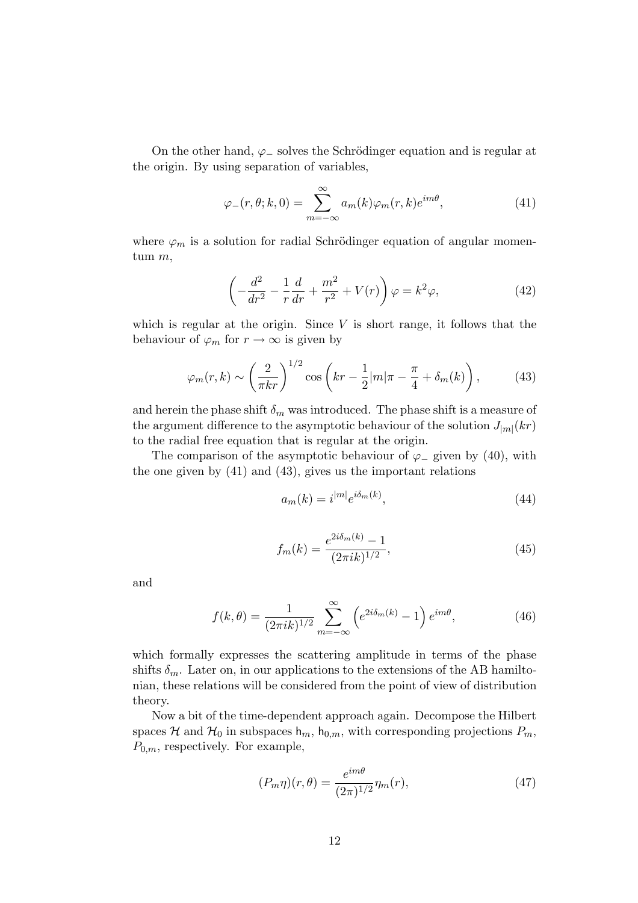On the other hand, $\varphi_-$ solves the Schrödinger equation and is regular at the origin. By using separation of variables,

$$\varphi_-(r,\theta;k,0) = \sum_{m=-\infty}^{\infty} a_m(k)\varphi_m(r,k)e^{im\theta}, \tag{41}$$

where $\varphi_m$ is a solution for radial Schrödinger equation of angular momentum $m$,

$$\left(-\frac{d^2}{dr^2} - \frac{1}{r}\frac{d}{dr} + \frac{m^2}{r^2} + V(r)\right)\varphi = k^2\varphi, \tag{42}$$

which is regular at the origin. Since $V$ is short range, it follows that the behaviour of $\varphi_m$ for $r \to \infty$ is given by

$$\varphi_m(r,k) \sim \left(\frac{2}{\pi kr}\right)^{1/2} \cos\left(kr - \frac{1}{2}|m|\pi - \frac{\pi}{4} + \delta_m(k)\right), \tag{43}$$

and herein the phase shift $\delta_m$ was introduced. The phase shift is a measure of the argument difference to the asymptotic behaviour of the solution $J_{|m|}(kr)$ to the radial free equation that is regular at the origin.

The comparison of the asymptotic behaviour of $\varphi_-$ given by (40), with the one given by (41) and (43), gives us the important relations

$$a_m(k) = i^{|m|}e^{i\delta_m(k)}, \tag{44}$$

$$f_m(k) = \frac{e^{2i\delta_m(k)} - 1}{(2\pi ik)^{1/2}}, \tag{45}$$

and

$$f(k,\theta) = \frac{1}{(2\pi ik)^{1/2}} \sum_{m=-\infty}^{\infty} \left(e^{2i\delta_m(k)} - 1\right)e^{im\theta}, \tag{46}$$

which formally expresses the scattering amplitude in terms of the phase shifts $\delta_m$. Later on, in our applications to the extensions of the AB hamiltonian, these relations will be considered from the point of view of distribution theory.

Now a bit of the time-dependent approach again. Decompose the Hilbert spaces $\mathcal{H}$ and $\mathcal{H}_0$ in subspaces $\mathsf{h}_m$, $\mathsf{h}_{0,m}$, with corresponding projections $P_m$, $P_{0,m}$, respectively. For example,

$$(P_m\eta)(r,\theta) = \frac{e^{im\theta}}{(2\pi)^{1/2}}\eta_m(r), \tag{47}$$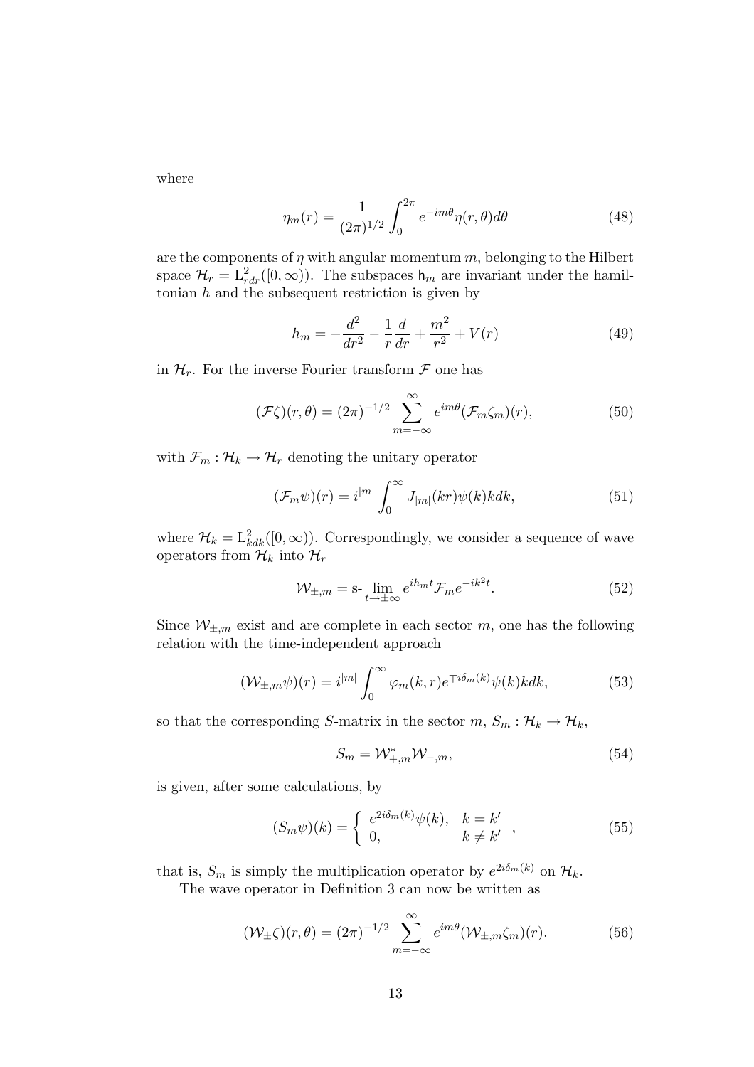where

$$\eta_m(r) = \frac{1}{(2\pi)^{1/2}} \int_0^{2\pi} e^{-im\theta} \eta(r,\theta) d\theta \tag{48}$$

are the components of $\eta$ with angular momentum $m$, belonging to the Hilbert space $\mathcal{H}_r = \mathrm{L}^2_{rdr}([0,\infty))$. The subspaces $\mathsf{h}_m$ are invariant under the hamiltonian $h$ and the subsequent restriction is given by

$$h_m = -\frac{d^2}{dr^2} - \frac{1}{r}\frac{d}{dr} + \frac{m^2}{r^2} + V(r) \tag{49}$$

in $\mathcal{H}_r$. For the inverse Fourier transform $\mathcal{F}$ one has

$$(\mathcal{F}\zeta)(r,\theta) = (2\pi)^{-1/2} \sum_{m=-\infty}^{\infty} e^{im\theta} (\mathcal{F}_m \zeta_m)(r), \tag{50}$$

with $\mathcal{F}_m : \mathcal{H}_k \to \mathcal{H}_r$ denoting the unitary operator

$$(\mathcal{F}_m \psi)(r) = i^{|m|} \int_0^\infty J_{|m|}(kr) \psi(k) k dk, \tag{51}$$

where $\mathcal{H}_k = \mathrm{L}^2_{kdk}([0,\infty))$. Correspondingly, we consider a sequence of wave operators from $\mathcal{H}_k$ into $\mathcal{H}_r$

$$\mathcal{W}_{\pm,m} = \text{s-}\lim_{t\to\pm\infty} e^{ih_m t} \mathcal{F}_m e^{-ik^2 t}. \tag{52}$$

Since $\mathcal{W}_{\pm,m}$ exist and are complete in each sector $m$, one has the following relation with the time-independent approach

$$(\mathcal{W}_{\pm,m}\psi)(r) = i^{|m|} \int_0^\infty \varphi_m(k,r) e^{\mp i\delta_m(k)} \psi(k) k dk, \tag{53}$$

so that the corresponding $S$-matrix in the sector $m$, $S_m : \mathcal{H}_k \to \mathcal{H}_k$,

$$S_m = \mathcal{W}^*_{+,m} \mathcal{W}_{-,m}, \tag{54}$$

is given, after some calculations, by

$$(S_m \psi)(k) = \begin{cases} e^{2i\delta_m(k)} \psi(k), & k = k' \\ 0, & k \neq k' \end{cases}, \tag{55}$$

that is, $S_m$ is simply the multiplication operator by $e^{2i\delta_m(k)}$ on $\mathcal{H}_k$.

The wave operator in Definition 3 can now be written as

$$(\mathcal{W}_\pm \zeta)(r,\theta) = (2\pi)^{-1/2} \sum_{m=-\infty}^{\infty} e^{im\theta} (\mathcal{W}_{\pm,m} \zeta_m)(r). \tag{56}$$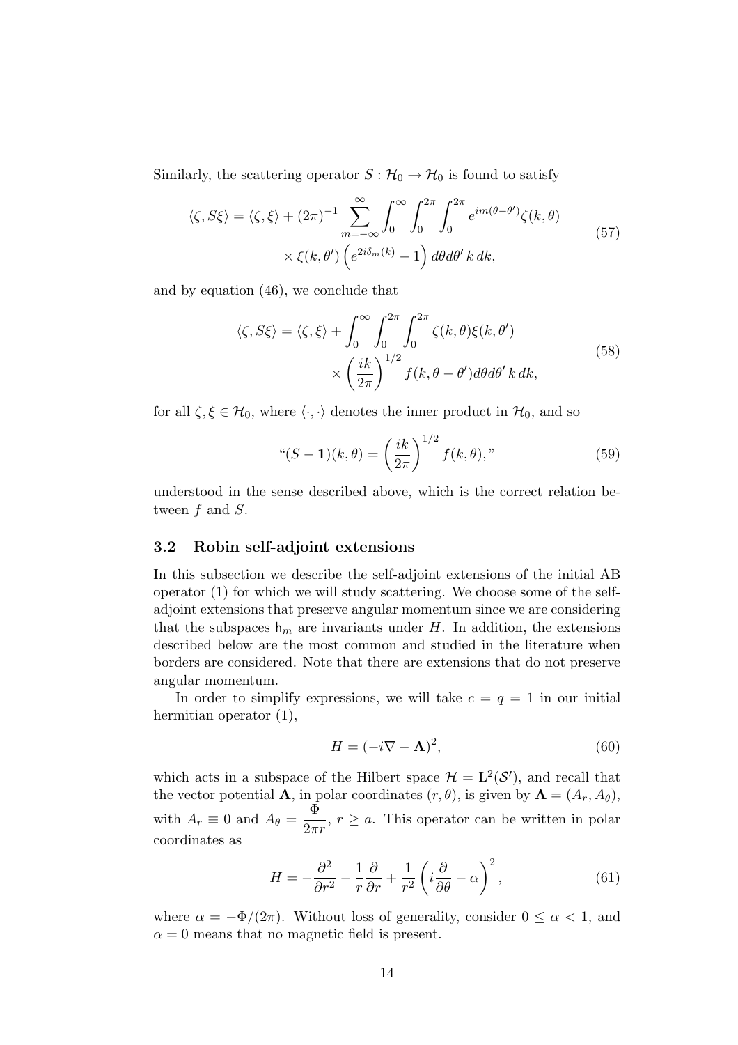Similarly, the scattering operator $S : \mathcal{H}_0 \to \mathcal{H}_0$ is found to satisfy

$$
\begin{aligned}
\langle \zeta, S\xi \rangle = \langle \zeta, \xi \rangle + (2\pi)^{-1} \sum_{m=-\infty}^{\infty} \int_0^\infty \int_0^{2\pi} \int_0^{2\pi} e^{im(\theta-\theta')} \overline{\zeta(k,\theta)} \\
\times \xi(k,\theta') \left( e^{2i\delta_m(k)} - 1 \right) d\theta d\theta' \, k \, dk,
\end{aligned}
\tag{57}
$$

and by equation (46), we conclude that

$$
\begin{aligned}
\langle \zeta, S\xi \rangle = \langle \zeta, \xi \rangle + \int_0^\infty \int_0^{2\pi} \int_0^{2\pi} \overline{\zeta(k,\theta)} \xi(k,\theta') \\
\times \left( \frac{ik}{2\pi} \right)^{1/2} f(k, \theta - \theta') d\theta d\theta' \, k \, dk,
\end{aligned}
\tag{58}
$$

for all $\zeta, \xi \in \mathcal{H}_0$, where $\langle \cdot, \cdot \rangle$ denotes the inner product in $\mathcal{H}_0$, and so

$$
\text{“}(S - \mathbf{1})(k, \theta) = \left( \frac{ik}{2\pi} \right)^{1/2} f(k, \theta), \text{”} \tag{59}
$$

understood in the sense described above, which is the correct relation between $f$ and $S$.

### 3.2 Robin self-adjoint extensions

In this subsection we describe the self-adjoint extensions of the initial AB operator (1) for which we will study scattering. We choose some of the self-adjoint extensions that preserve angular momentum since we are considering that the subspaces $\mathsf{h}_m$ are invariants under $H$. In addition, the extensions described below are the most common and studied in the literature when borders are considered. Note that there are extensions that do not preserve angular momentum.

In order to simplify expressions, we will take $c = q = 1$ in our initial hermitian operator (1),

$$
H = (-i\nabla - \mathbf{A})^2, \tag{60}
$$

which acts in a subspace of the Hilbert space $\mathcal{H} = \mathrm{L}^2(\mathcal{S}')$, and recall that the vector potential $\mathbf{A}$, in polar coordinates $(r, \theta)$, is given by $\mathbf{A} = (A_r, A_\theta)$, with $A_r \equiv 0$ and $A_\theta = \dfrac{\Phi}{2\pi r}$, $r \geq a$. This operator can be written in polar coordinates as

$$
H = -\frac{\partial^2}{\partial r^2} - \frac{1}{r}\frac{\partial}{\partial r} + \frac{1}{r^2}\left( i\frac{\partial}{\partial \theta} - \alpha \right)^2, \tag{61}
$$

where $\alpha = -\Phi/(2\pi)$. Without loss of generality, consider $0 \leq \alpha < 1$, and $\alpha = 0$ means that no magnetic field is present.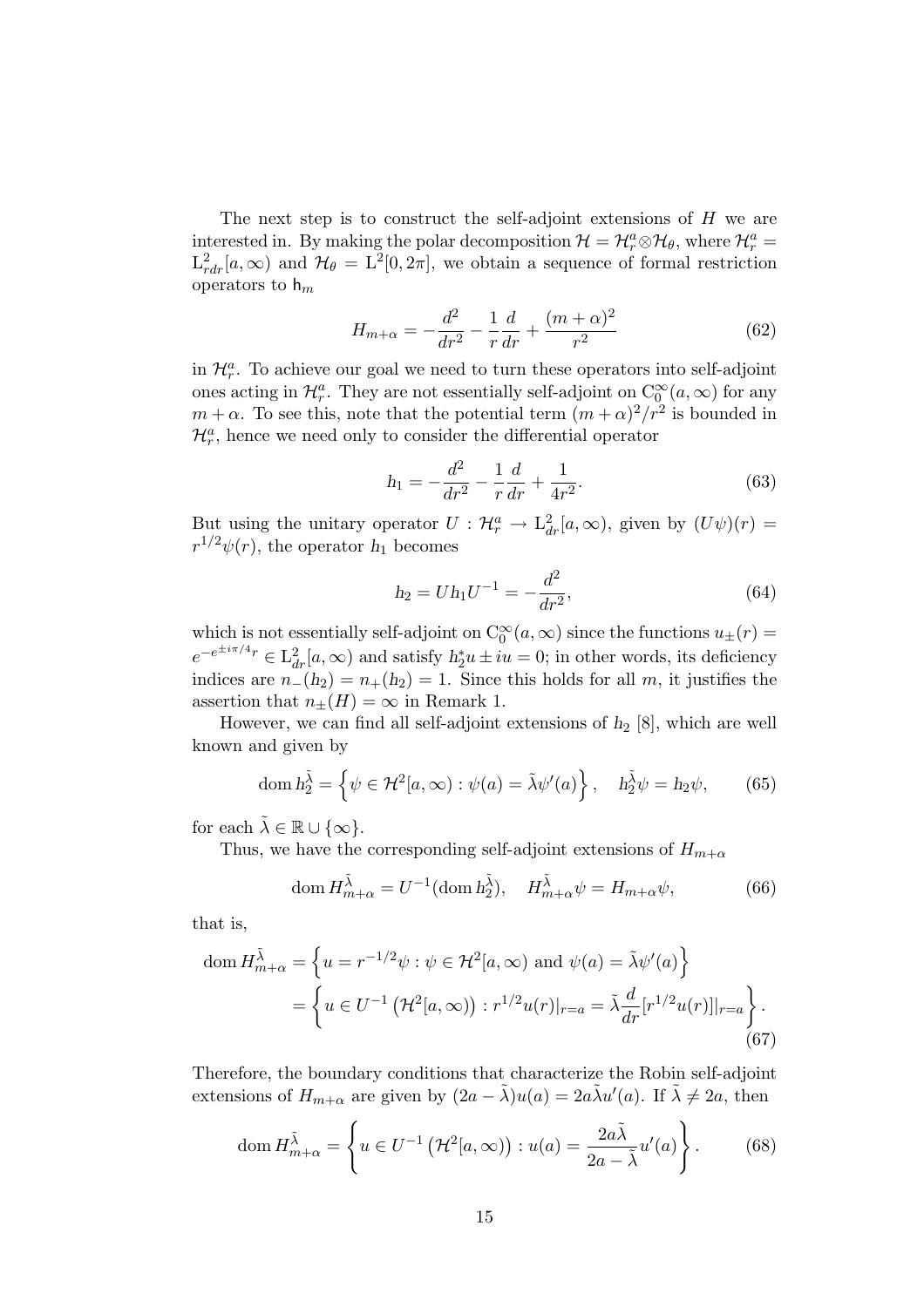The next step is to construct the self-adjoint extensions of $H$ we are interested in. By making the polar decomposition $\mathcal{H} = \mathcal{H}_r^a \otimes \mathcal{H}_\theta$, where $\mathcal{H}_r^a = \mathrm{L}^2_{rdr}[a,\infty)$ and $\mathcal{H}_\theta = \mathrm{L}^2[0,2\pi]$, we obtain a sequence of formal restriction operators to $\mathsf{h}_m$

$$H_{m+\alpha} = -\frac{d^2}{dr^2} - \frac{1}{r}\frac{d}{dr} + \frac{(m+\alpha)^2}{r^2} \tag{62}$$

in $\mathcal{H}_r^a$. To achieve our goal we need to turn these operators into self-adjoint ones acting in $\mathcal{H}_r^a$. They are not essentially self-adjoint on $\mathrm{C}_0^\infty(a,\infty)$ for any $m+\alpha$. To see this, note that the potential term $(m+\alpha)^2/r^2$ is bounded in $\mathcal{H}_r^a$, hence we need only to consider the differential operator

$$h_1 = -\frac{d^2}{dr^2} - \frac{1}{r}\frac{d}{dr} + \frac{1}{4r^2}. \tag{63}$$

But using the unitary operator $U : \mathcal{H}_r^a \to \mathrm{L}^2_{dr}[a,\infty)$, given by $(U\psi)(r) = r^{1/2}\psi(r)$, the operator $h_1$ becomes

$$h_2 = U h_1 U^{-1} = -\frac{d^2}{dr^2}, \tag{64}$$

which is not essentially self-adjoint on $\mathrm{C}_0^\infty(a,\infty)$ since the functions $u_\pm(r) = e^{-e^{\pm i\pi/4}r} \in \mathrm{L}^2_{dr}[a,\infty)$ and satisfy $h_2^* u \pm iu = 0$; in other words, its deficiency indices are $n_-(h_2) = n_+(h_2) = 1$. Since this holds for all $m$, it justifies the assertion that $n_\pm(H) = \infty$ in Remark 1.

However, we can find all self-adjoint extensions of $h_2$ [8], which are well known and given by

$$\mathrm{dom}\, h_2^{\tilde{\lambda}} = \left\{ \psi \in \mathcal{H}^2[a,\infty) : \psi(a) = \tilde{\lambda}\psi'(a) \right\}, \quad h_2^{\tilde{\lambda}}\psi = h_2\psi, \tag{65}$$

for each $\tilde{\lambda} \in \mathbb{R} \cup \{\infty\}$.

Thus, we have the corresponding self-adjoint extensions of $H_{m+\alpha}$

$$\mathrm{dom}\, H_{m+\alpha}^{\tilde{\lambda}} = U^{-1}(\mathrm{dom}\, h_2^{\tilde{\lambda}}), \quad H_{m+\alpha}^{\tilde{\lambda}}\psi = H_{m+\alpha}\psi, \tag{66}$$

that is,

$$\begin{aligned} \mathrm{dom}\, H_{m+\alpha}^{\tilde{\lambda}} &= \left\{ u = r^{-1/2}\psi : \psi \in \mathcal{H}^2[a,\infty) \text{ and } \psi(a) = \tilde{\lambda}\psi'(a) \right\} \\ &= \left\{ u \in U^{-1}\left(\mathcal{H}^2[a,\infty)\right) : r^{1/2}u(r)|_{r=a} = \tilde{\lambda}\frac{d}{dr}[r^{1/2}u(r)]|_{r=a} \right\}. \end{aligned} \tag{67}$$

Therefore, the boundary conditions that characterize the Robin self-adjoint extensions of $H_{m+\alpha}$ are given by $(2a - \tilde{\lambda})u(a) = 2a\tilde{\lambda}u'(a)$. If $\tilde{\lambda} \neq 2a$, then

$$\mathrm{dom}\, H_{m+\alpha}^{\tilde{\lambda}} = \left\{ u \in U^{-1}\left(\mathcal{H}^2[a,\infty)\right) : u(a) = \frac{2a\tilde{\lambda}}{2a - \tilde{\lambda}}u'(a) \right\}. \tag{68}$$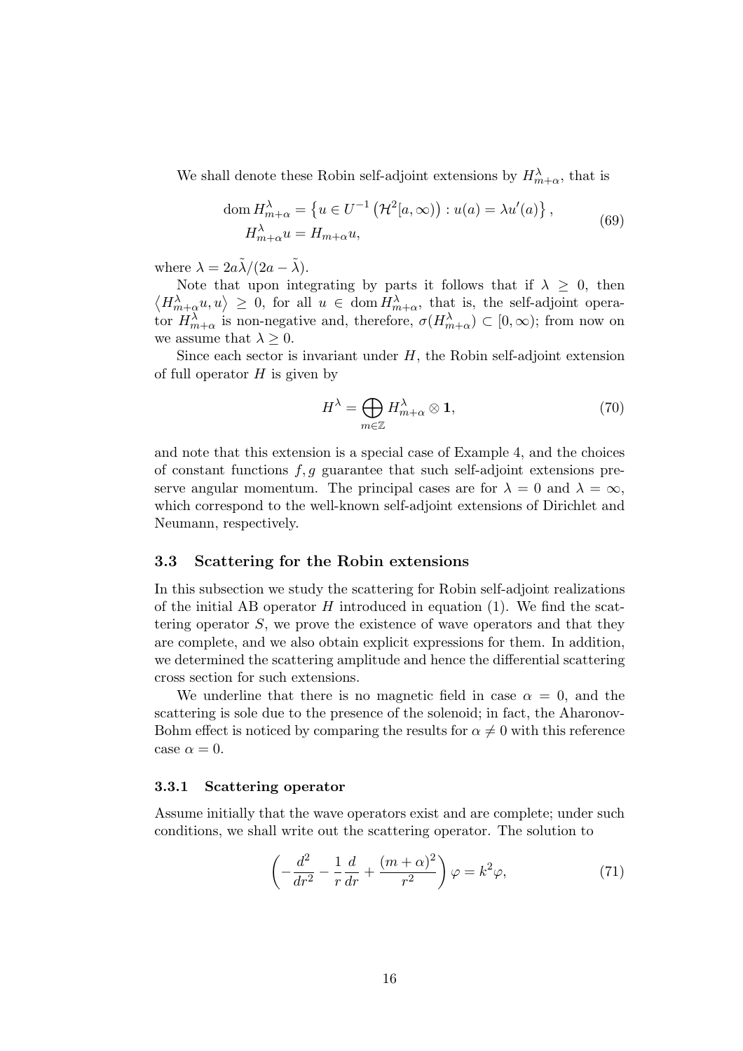We shall denote these Robin self-adjoint extensions by $H^\lambda_{m+\alpha}$, that is

$$
\begin{aligned}
\operatorname{dom} H^\lambda_{m+\alpha} &= \left\{ u \in U^{-1}\left(\mathcal{H}^2[a,\infty)\right) : u(a) = \lambda u'(a) \right\}, \\
H^\lambda_{m+\alpha} u &= H_{m+\alpha} u,
\end{aligned}
\tag{69}
$$

where $\lambda = 2a\tilde{\lambda}/(2a - \tilde{\lambda})$.

Note that upon integrating by parts it follows that if $\lambda \geq 0$, then $\left\langle H^\lambda_{m+\alpha} u, u \right\rangle \geq 0$, for all $u \in \operatorname{dom} H^\lambda_{m+\alpha}$, that is, the self-adjoint operator $H^\lambda_{m+\alpha}$ is non-negative and, therefore, $\sigma(H^\lambda_{m+\alpha}) \subset [0,\infty)$; from now on we assume that $\lambda \geq 0$.

Since each sector is invariant under $H$, the Robin self-adjoint extension of full operator $H$ is given by

$$
H^\lambda = \bigoplus_{m \in \mathbb{Z}} H^\lambda_{m+\alpha} \otimes \mathbf{1},
\tag{70}
$$

and note that this extension is a special case of Example 4, and the choices of constant functions $f, g$ guarantee that such self-adjoint extensions preserve angular momentum. The principal cases are for $\lambda = 0$ and $\lambda = \infty$, which correspond to the well-known self-adjoint extensions of Dirichlet and Neumann, respectively.

### 3.3 Scattering for the Robin extensions

In this subsection we study the scattering for Robin self-adjoint realizations of the initial AB operator $H$ introduced in equation (1). We find the scattering operator $S$, we prove the existence of wave operators and that they are complete, and we also obtain explicit expressions for them. In addition, we determined the scattering amplitude and hence the differential scattering cross section for such extensions.

We underline that there is no magnetic field in case $\alpha = 0$, and the scattering is sole due to the presence of the solenoid; in fact, the Aharonov-Bohm effect is noticed by comparing the results for $\alpha \neq 0$ with this reference case $\alpha = 0$.

#### 3.3.1 Scattering operator

Assume initially that the wave operators exist and are complete; under such conditions, we shall write out the scattering operator. The solution to

$$
\left( -\frac{d^2}{dr^2} - \frac{1}{r}\frac{d}{dr} + \frac{(m+\alpha)^2}{r^2} \right) \varphi = k^2 \varphi,
\tag{71}
$$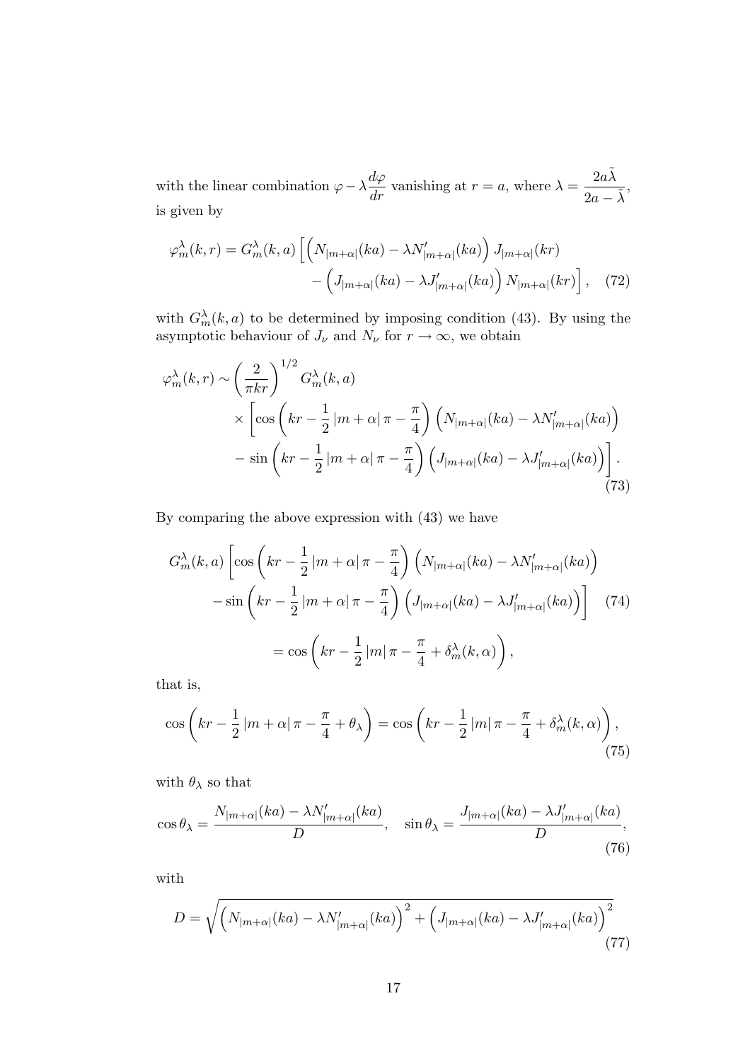with the linear combination $\varphi - \lambda \dfrac{d\varphi}{dr}$ vanishing at $r = a$, where $\lambda = \dfrac{2a\tilde{\lambda}}{2a - \tilde{\lambda}}$, is given by

$$\varphi_m^\lambda(k,r) = G_m^\lambda(k,a) \Big[ \Big( N_{|m+\alpha|}(ka) - \lambda N'_{|m+\alpha|}(ka) \Big) J_{|m+\alpha|}(kr) - \Big( J_{|m+\alpha|}(ka) - \lambda J'_{|m+\alpha|}(ka) \Big) N_{|m+\alpha|}(kr) \Big], \quad (72)$$

with $G_m^\lambda(k,a)$ to be determined by imposing condition (43). By using the asymptotic behaviour of $J_\nu$ and $N_\nu$ for $r \to \infty$, we obtain

$$\begin{aligned} \varphi_m^\lambda(k,r) \sim & \left(\frac{2}{\pi k r}\right)^{1/2} G_m^\lambda(k,a) \\ & \times \left[ \cos\left(kr - \frac{1}{2}|m+\alpha|\pi - \frac{\pi}{4}\right) \Big( N_{|m+\alpha|}(ka) - \lambda N'_{|m+\alpha|}(ka) \Big) \right. \\ & \left. - \sin\left(kr - \frac{1}{2}|m+\alpha|\pi - \frac{\pi}{4}\right) \Big( J_{|m+\alpha|}(ka) - \lambda J'_{|m+\alpha|}(ka) \Big) \right]. \end{aligned} \quad (73)$$

By comparing the above expression with (43) we have

$$\begin{aligned} G_m^\lambda(k,a) & \left[ \cos\left(kr - \frac{1}{2}|m+\alpha|\pi - \frac{\pi}{4}\right) \Big( N_{|m+\alpha|}(ka) - \lambda N'_{|m+\alpha|}(ka) \Big) \right. \\ & \left. - \sin\left(kr - \frac{1}{2}|m+\alpha|\pi - \frac{\pi}{4}\right) \Big( J_{|m+\alpha|}(ka) - \lambda J'_{|m+\alpha|}(ka) \Big) \right] \quad (74) \\ & = \cos\left(kr - \frac{1}{2}|m|\pi - \frac{\pi}{4} + \delta_m^\lambda(k,\alpha)\right), \end{aligned}$$

that is,

$$\cos\left(kr - \frac{1}{2}|m+\alpha|\pi - \frac{\pi}{4} + \theta_\lambda\right) = \cos\left(kr - \frac{1}{2}|m|\pi - \frac{\pi}{4} + \delta_m^\lambda(k,\alpha)\right), \quad (75)$$

with $\theta_\lambda$ so that

$$\cos\theta_\lambda = \frac{N_{|m+\alpha|}(ka) - \lambda N'_{|m+\alpha|}(ka)}{D}, \quad \sin\theta_\lambda = \frac{J_{|m+\alpha|}(ka) - \lambda J'_{|m+\alpha|}(ka)}{D}, \quad (76)$$

with

$$D = \sqrt{\Big( N_{|m+\alpha|}(ka) - \lambda N'_{|m+\alpha|}(ka) \Big)^2 + \Big( J_{|m+\alpha|}(ka) - \lambda J'_{|m+\alpha|}(ka) \Big)^2} \quad (77)$$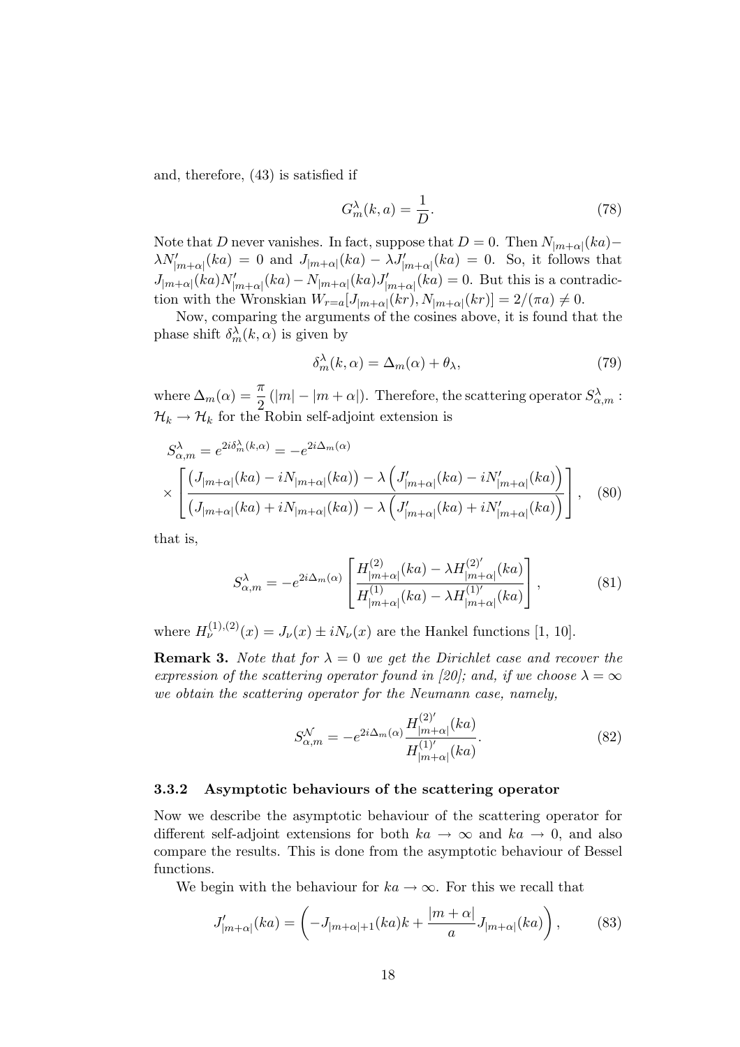and, therefore, (43) is satisfied if

$$G_m^\lambda(k,a) = \frac{1}{D}. \tag{78}$$

Note that $D$ never vanishes. In fact, suppose that $D = 0$. Then $N_{|m+\alpha|}(ka) - \lambda N'_{|m+\alpha|}(ka) = 0$ and $J_{|m+\alpha|}(ka) - \lambda J'_{|m+\alpha|}(ka) = 0$. So, it follows that $J_{|m+\alpha|}(ka) N'_{|m+\alpha|}(ka) - N_{|m+\alpha|}(ka) J'_{|m+\alpha|}(ka) = 0$. But this is a contradiction with the Wronskian $W_{r=a}[J_{|m+\alpha|}(kr), N_{|m+\alpha|}(kr)] = 2/(\pi a) \neq 0$.

Now, comparing the arguments of the cosines above, it is found that the phase shift $\delta_m^\lambda(k,\alpha)$ is given by

$$\delta_m^\lambda(k,\alpha) = \Delta_m(\alpha) + \theta_\lambda, \tag{79}$$

where $\Delta_m(\alpha) = \frac{\pi}{2}(|m| - |m+\alpha|)$. Therefore, the scattering operator $S_{\alpha,m}^\lambda : \mathcal{H}_k \to \mathcal{H}_k$ for the Robin self-adjoint extension is

$$S_{\alpha,m}^\lambda = e^{2i\delta_m^\lambda(k,\alpha)} = -e^{2i\Delta_m(\alpha)} \times \left[ \frac{\left(J_{|m+\alpha|}(ka) - iN_{|m+\alpha|}(ka)\right) - \lambda\left(J'_{|m+\alpha|}(ka) - iN'_{|m+\alpha|}(ka)\right)}{\left(J_{|m+\alpha|}(ka) + iN_{|m+\alpha|}(ka)\right) - \lambda\left(J'_{|m+\alpha|}(ka) + iN'_{|m+\alpha|}(ka)\right)} \right], \tag{80}$$

that is,

$$S_{\alpha,m}^\lambda = -e^{2i\Delta_m(\alpha)} \left[ \frac{H^{(2)}_{|m+\alpha|}(ka) - \lambda H^{(2)'}_{|m+\alpha|}(ka)}{H^{(1)}_{|m+\alpha|}(ka) - \lambda H^{(1)'}_{|m+\alpha|}(ka)} \right], \tag{81}$$

where $H_\nu^{(1),(2)}(x) = J_\nu(x) \pm iN_\nu(x)$ are the Hankel functions [1, 10].

**Remark 3.** *Note that for $\lambda = 0$ we get the Dirichlet case and recover the expression of the scattering operator found in [20]; and, if we choose $\lambda = \infty$ we obtain the scattering operator for the Neumann case, namely,*

$$S_{\alpha,m}^{\mathcal{N}} = -e^{2i\Delta_m(\alpha)} \frac{H^{(2)'}_{|m+\alpha|}(ka)}{H^{(1)'}_{|m+\alpha|}(ka)}. \tag{82}$$

### 3.3.2 Asymptotic behaviours of the scattering operator

Now we describe the asymptotic behaviour of the scattering operator for different self-adjoint extensions for both $ka \to \infty$ and $ka \to 0$, and also compare the results. This is done from the asymptotic behaviour of Bessel functions.

We begin with the behaviour for $ka \to \infty$. For this we recall that

$$J'_{|m+\alpha|}(ka) = \left( -J_{|m+\alpha|+1}(ka)k + \frac{|m+\alpha|}{a} J_{|m+\alpha|}(ka) \right), \tag{83}$$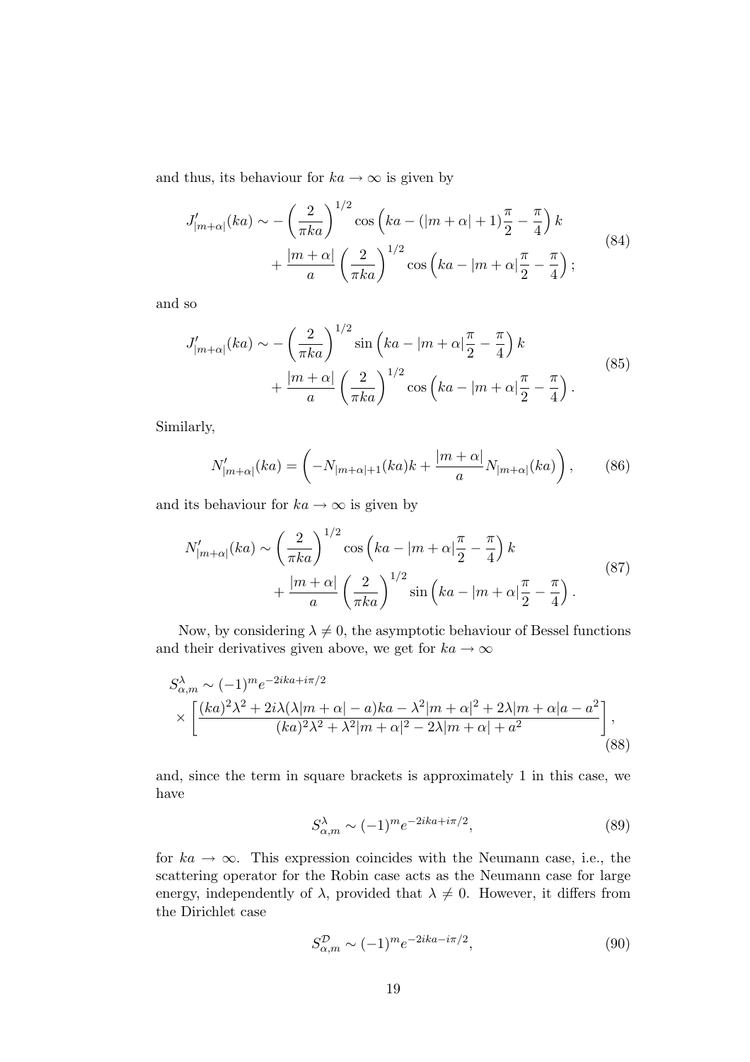and thus, its behaviour for $ka \to \infty$ is given by

$$
\begin{aligned}
J'_{|m+\alpha|}(ka) \sim & -\left(\frac{2}{\pi ka}\right)^{1/2} \cos\left(ka - (|m+\alpha|+1)\frac{\pi}{2} - \frac{\pi}{4}\right) k \\
& + \frac{|m+\alpha|}{a}\left(\frac{2}{\pi ka}\right)^{1/2} \cos\left(ka - |m+\alpha|\frac{\pi}{2} - \frac{\pi}{4}\right);
\end{aligned} \tag{84}
$$

and so

$$
\begin{aligned}
J'_{|m+\alpha|}(ka) \sim & -\left(\frac{2}{\pi ka}\right)^{1/2} \sin\left(ka - |m+\alpha|\frac{\pi}{2} - \frac{\pi}{4}\right) k \\
& + \frac{|m+\alpha|}{a}\left(\frac{2}{\pi ka}\right)^{1/2} \cos\left(ka - |m+\alpha|\frac{\pi}{2} - \frac{\pi}{4}\right).
\end{aligned} \tag{85}
$$

Similarly,

$$
N'_{|m+\alpha|}(ka) = \left(-N_{|m+\alpha|+1}(ka)k + \frac{|m+\alpha|}{a}N_{|m+\alpha|}(ka)\right), \tag{86}
$$

and its behaviour for $ka \to \infty$ is given by

$$
\begin{aligned}
N'_{|m+\alpha|}(ka) \sim & \left(\frac{2}{\pi ka}\right)^{1/2} \cos\left(ka - |m+\alpha|\frac{\pi}{2} - \frac{\pi}{4}\right) k \\
& + \frac{|m+\alpha|}{a}\left(\frac{2}{\pi ka}\right)^{1/2} \sin\left(ka - |m+\alpha|\frac{\pi}{2} - \frac{\pi}{4}\right).
\end{aligned} \tag{87}
$$

Now, by considering $\lambda \neq 0$, the asymptotic behaviour of Bessel functions and their derivatives given above, we get for $ka \to \infty$

$$
\begin{aligned}
S^{\lambda}_{\alpha,m} \sim & (-1)^m e^{-2ika + i\pi/2} \\
& \times \left[\frac{(ka)^2\lambda^2 + 2i\lambda(\lambda|m+\alpha| - a)ka - \lambda^2|m+\alpha|^2 + 2\lambda|m+\alpha|a - a^2}{(ka)^2\lambda^2 + \lambda^2|m+\alpha|^2 - 2\lambda|m+\alpha| + a^2}\right],
\end{aligned} \tag{88}
$$

and, since the term in square brackets is approximately 1 in this case, we have

$$
S^{\lambda}_{\alpha,m} \sim (-1)^m e^{-2ika + i\pi/2}, \tag{89}
$$

for $ka \to \infty$. This expression coincides with the Neumann case, i.e., the scattering operator for the Robin case acts as the Neumann case for large energy, independently of $\lambda$, provided that $\lambda \neq 0$. However, it differs from the Dirichlet case

$$
S^{\mathcal{D}}_{\alpha,m} \sim (-1)^m e^{-2ika - i\pi/2}, \tag{90}
$$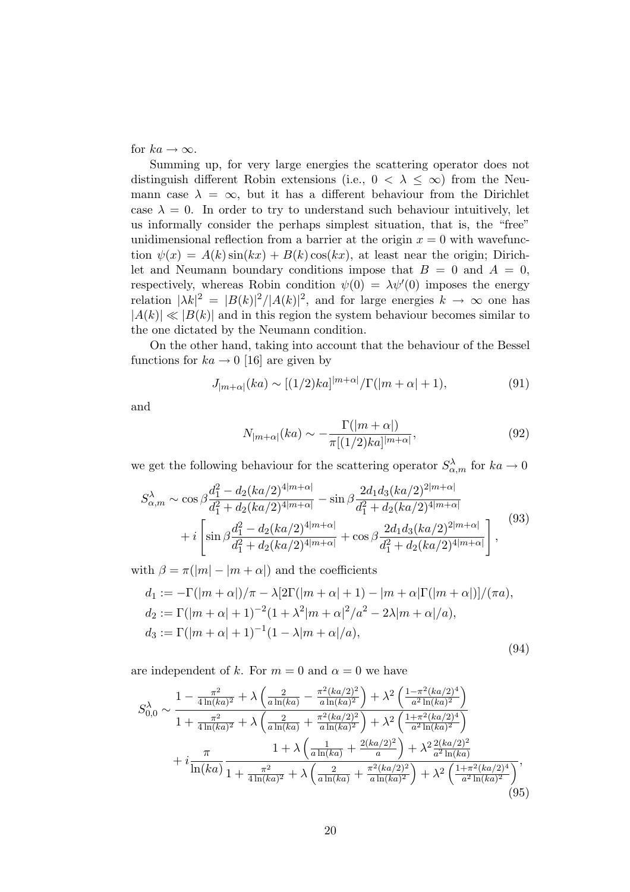for $ka \to \infty$.

Summing up, for very large energies the scattering operator does not distinguish different Robin extensions (i.e., $0 < \lambda \leq \infty$) from the Neumann case $\lambda = \infty$, but it has a different behaviour from the Dirichlet case $\lambda = 0$. In order to try to understand such behaviour intuitively, let us informally consider the perhaps simplest situation, that is, the "free" unidimensional reflection from a barrier at the origin $x = 0$ with wavefunction $\psi(x) = A(k)\sin(kx) + B(k)\cos(kx)$, at least near the origin; Dirichlet and Neumann boundary conditions impose that $B = 0$ and $A = 0$, respectively, whereas Robin condition $\psi(0) = \lambda\psi'(0)$ imposes the energy relation $|\lambda k|^2 = |B(k)|^2/|A(k)|^2$, and for large energies $k \to \infty$ one has $|A(k)| \ll |B(k)|$ and in this region the system behaviour becomes similar to the one dictated by the Neumann condition.

On the other hand, taking into account that the behaviour of the Bessel functions for $ka \to 0$ [16] are given by

$$J_{|m+\alpha|}(ka) \sim [(1/2)ka]^{|m+\alpha|}/\Gamma(|m+\alpha|+1), \tag{91}$$

and

$$N_{|m+\alpha|}(ka) \sim -\frac{\Gamma(|m+\alpha|)}{\pi[(1/2)ka]^{|m+\alpha|}}, \tag{92}$$

we get the following behaviour for the scattering operator $S^{\lambda}_{\alpha,m}$ for $ka \to 0$

$$\begin{aligned} S^{\lambda}_{\alpha,m} \sim &\cos\beta\frac{d_1^2 - d_2(ka/2)^{4|m+\alpha|}}{d_1^2 + d_2(ka/2)^{4|m+\alpha|}} - \sin\beta\frac{2d_1d_3(ka/2)^{2|m+\alpha|}}{d_1^2 + d_2(ka/2)^{4|m+\alpha|}} \\ &+ i\left[\sin\beta\frac{d_1^2 - d_2(ka/2)^{4|m+\alpha|}}{d_1^2 + d_2(ka/2)^{4|m+\alpha|}} + \cos\beta\frac{2d_1d_3(ka/2)^{2|m+\alpha|}}{d_1^2 + d_2(ka/2)^{4|m+\alpha|}}\right], \end{aligned} \tag{93}$$

with $\beta = \pi(|m| - |m+\alpha|)$ and the coefficients

$$\begin{aligned} &d_1 := -\Gamma(|m+\alpha|)/\pi - \lambda[2\Gamma(|m+\alpha|+1) - |m+\alpha|\Gamma(|m+\alpha|)]/(\pi a), \\ &d_2 := \Gamma(|m+\alpha|+1)^{-2}(1 + \lambda^2|m+\alpha|^2/a^2 - 2\lambda|m+\alpha|/a), \\ &d_3 := \Gamma(|m+\alpha|+1)^{-1}(1 - \lambda|m+\alpha|/a), \end{aligned} \tag{94}$$

are independent of $k$. For $m = 0$ and $\alpha = 0$ we have

$$\begin{aligned} S^{\lambda}_{0,0} \sim &\frac{1 - \frac{\pi^2}{4\ln(ka)^2} + \lambda\left(\frac{2}{a\ln(ka)} - \frac{\pi^2(ka/2)^2}{a\ln(ka)^2}\right) + \lambda^2\left(\frac{1-\pi^2(ka/2)^4}{a^2\ln(ka)^2}\right)}{1 + \frac{\pi^2}{4\ln(ka)^2} + \lambda\left(\frac{2}{a\ln(ka)} + \frac{\pi^2(ka/2)^2}{a\ln(ka)^2}\right) + \lambda^2\left(\frac{1+\pi^2(ka/2)^4}{a^2\ln(ka)^2}\right)} \\ &+ i\frac{\pi}{\ln(ka)}\frac{1 + \lambda\left(\frac{1}{a\ln(ka)} + \frac{2(ka/2)^2}{a}\right) + \lambda^2\frac{2(ka/2)^2}{a^2\ln(ka)}}{1 + \frac{\pi^2}{4\ln(ka)^2} + \lambda\left(\frac{2}{a\ln(ka)} + \frac{\pi^2(ka/2)^2}{a\ln(ka)^2}\right) + \lambda^2\left(\frac{1+\pi^2(ka/2)^4}{a^2\ln(ka)^2}\right)}, \end{aligned} \tag{95}$$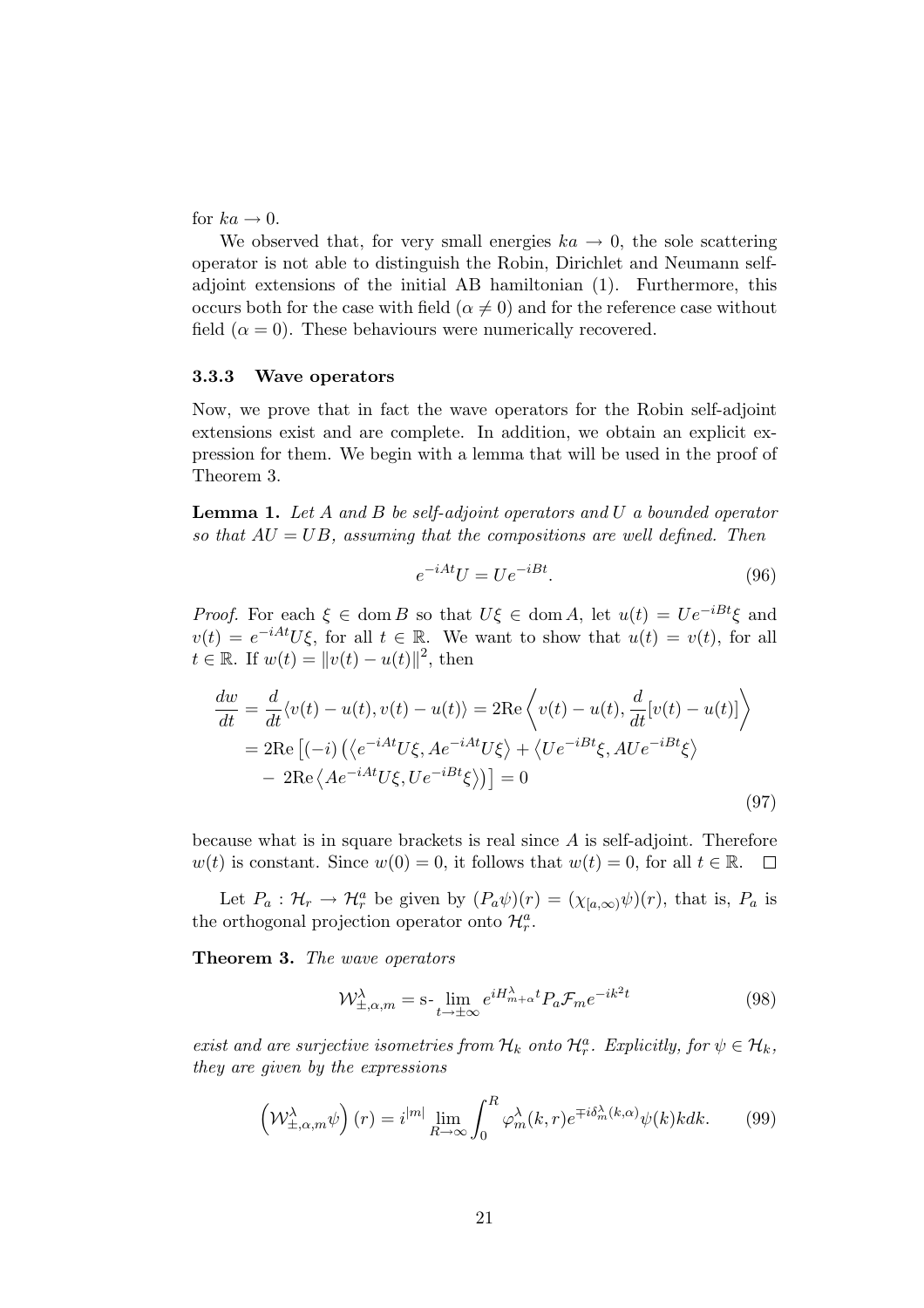for $ka \to 0$.

We observed that, for very small energies $ka \to 0$, the sole scattering operator is not able to distinguish the Robin, Dirichlet and Neumann self-adjoint extensions of the initial AB hamiltonian (1). Furthermore, this occurs both for the case with field ($\alpha \neq 0$) and for the reference case without field ($\alpha = 0$). These behaviours were numerically recovered.

### 3.3.3 Wave operators

Now, we prove that in fact the wave operators for the Robin self-adjoint extensions exist and are complete. In addition, we obtain an explicit expression for them. We begin with a lemma that will be used in the proof of Theorem 3.

**Lemma 1.** *Let $A$ and $B$ be self-adjoint operators and $U$ a bounded operator so that $AU = UB$, assuming that the compositions are well defined. Then*

$$e^{-iAt}U = Ue^{-iBt}. \tag{96}$$

*Proof.* For each $\xi \in \operatorname{dom} B$ so that $U\xi \in \operatorname{dom} A$, let $u(t) = Ue^{-iBt}\xi$ and $v(t) = e^{-iAt}U\xi$, for all $t \in \mathbb{R}$. We want to show that $u(t) = v(t)$, for all $t \in \mathbb{R}$. If $w(t) = \|v(t) - u(t)\|^2$, then

$$\begin{aligned}
\frac{dw}{dt} &= \frac{d}{dt}\langle v(t) - u(t), v(t) - u(t)\rangle = 2\mathrm{Re}\left\langle v(t) - u(t), \frac{d}{dt}[v(t) - u(t)]\right\rangle \\
&= 2\mathrm{Re}\left[(-i)\left(\left\langle e^{-iAt}U\xi, Ae^{-iAt}U\xi\right\rangle + \left\langle Ue^{-iBt}\xi, AUe^{-iBt}\xi\right\rangle \right.\right. \\
&\quad \left.\left. -\ 2\mathrm{Re}\left\langle Ae^{-iAt}U\xi, Ue^{-iBt}\xi\right\rangle\right)\right] = 0
\end{aligned} \tag{97}$$

because what is in square brackets is real since $A$ is self-adjoint. Therefore $w(t)$ is constant. Since $w(0) = 0$, it follows that $w(t) = 0$, for all $t \in \mathbb{R}$. $\square$

Let $P_a : \mathcal{H}_r \to \mathcal{H}_r^a$ be given by $(P_a\psi)(r) = (\chi_{[a,\infty)}\psi)(r)$, that is, $P_a$ is the orthogonal projection operator onto $\mathcal{H}_r^a$.

**Theorem 3.** *The wave operators*

$$\mathcal{W}^{\lambda}_{\pm,\alpha,m} = \text{s-}\lim_{t\to\pm\infty} e^{iH^{\lambda}_{m+\alpha}t}P_a\mathcal{F}_m e^{-ik^2t} \tag{98}$$

*exist and are surjective isometries from $\mathcal{H}_k$ onto $\mathcal{H}_r^a$. Explicitly, for $\psi \in \mathcal{H}_k$, they are given by the expressions*

$$\left(\mathcal{W}^{\lambda}_{\pm,\alpha,m}\psi\right)(r) = i^{|m|}\lim_{R\to\infty}\int_0^R \varphi^{\lambda}_m(k,r)e^{\mp i\delta^{\lambda}_m(k,\alpha)}\psi(k)kdk. \tag{99}$$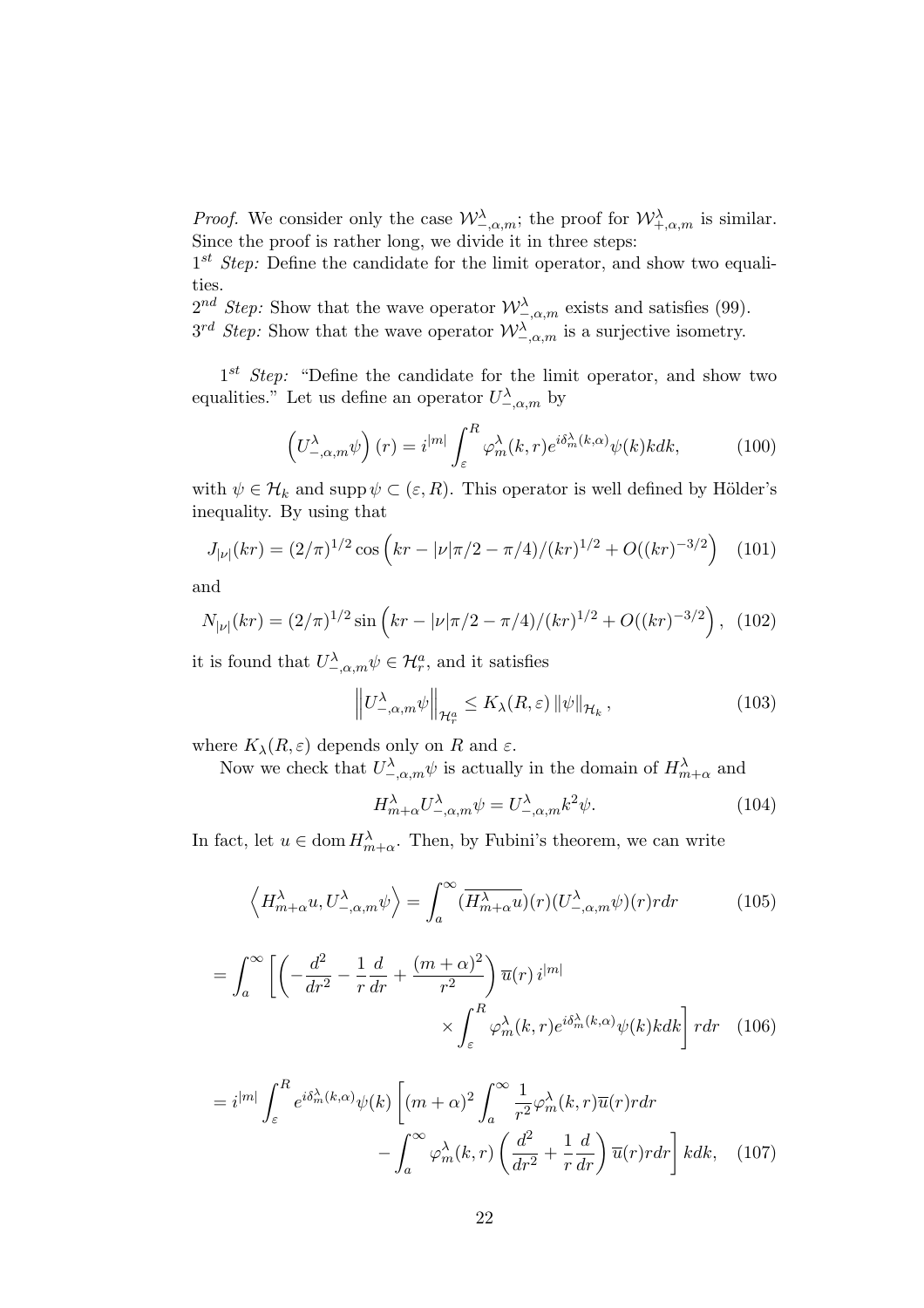*Proof.* We consider only the case $\mathcal{W}^{\lambda}_{-,\alpha,m}$; the proof for $\mathcal{W}^{\lambda}_{+,\alpha,m}$ is similar. Since the proof is rather long, we divide it in three steps:
$1^{st}$ *Step:* Define the candidate for the limit operator, and show two equalities.
$2^{nd}$ *Step:* Show that the wave operator $\mathcal{W}^{\lambda}_{-,\alpha,m}$ exists and satisfies (99).
$3^{rd}$ *Step:* Show that the wave operator $\mathcal{W}^{\lambda}_{-,\alpha,m}$ is a surjective isometry.

$1^{st}$ *Step:* "Define the candidate for the limit operator, and show two equalities." Let us define an operator $U^{\lambda}_{-,\alpha,m}$ by

$$\left(U^{\lambda}_{-,\alpha,m}\psi\right)(r) = i^{|m|}\int_{\varepsilon}^{R}\varphi^{\lambda}_{m}(k,r)e^{i\delta^{\lambda}_{m}(k,\alpha)}\psi(k)kdk, \tag{100}$$

with $\psi \in \mathcal{H}_k$ and $\operatorname{supp}\psi \subset (\varepsilon, R)$. This operator is well defined by Hölder's inequality. By using that

$$J_{|\nu|}(kr) = (2/\pi)^{1/2}\cos\left(kr - |\nu|\pi/2 - \pi/4)/(kr)^{1/2} + O((kr)^{-3/2}\right) \tag{101}$$

and

$$N_{|\nu|}(kr) = (2/\pi)^{1/2}\sin\left(kr - |\nu|\pi/2 - \pi/4)/(kr)^{1/2} + O((kr)^{-3/2}\right), \tag{102}$$

it is found that $U^{\lambda}_{-,\alpha,m}\psi \in \mathcal{H}^{a}_{r}$, and it satisfies

$$\left\|U^{\lambda}_{-,\alpha,m}\psi\right\|_{\mathcal{H}^{a}_{r}} \leq K_{\lambda}(R,\varepsilon)\left\|\psi\right\|_{\mathcal{H}_k}, \tag{103}$$

where $K_{\lambda}(R,\varepsilon)$ depends only on $R$ and $\varepsilon$.

Now we check that $U^{\lambda}_{-,\alpha,m}\psi$ is actually in the domain of $H^{\lambda}_{m+\alpha}$ and

$$H^{\lambda}_{m+\alpha}U^{\lambda}_{-,\alpha,m}\psi = U^{\lambda}_{-,\alpha,m}k^{2}\psi. \tag{104}$$

In fact, let $u \in \operatorname{dom} H^{\lambda}_{m+\alpha}$. Then, by Fubini's theorem, we can write

$$\left\langle H^{\lambda}_{m+\alpha}u, U^{\lambda}_{-,\alpha,m}\psi\right\rangle = \int_{a}^{\infty}\overline{(H^{\lambda}_{m+\alpha}u)}(r)(U^{\lambda}_{-,\alpha,m}\psi)(r)rdr \tag{105}$$

$$= \int_{a}^{\infty}\left[\left(-\frac{d^2}{dr^2} - \frac{1}{r}\frac{d}{dr} + \frac{(m+\alpha)^2}{r^2}\right)\overline{u}(r)\, i^{|m|} \times \int_{\varepsilon}^{R}\varphi^{\lambda}_{m}(k,r)e^{i\delta^{\lambda}_{m}(k,\alpha)}\psi(k)kdk\right]rdr \tag{106}$$

$$= i^{|m|}\int_{\varepsilon}^{R}e^{i\delta^{\lambda}_{m}(k,\alpha)}\psi(k)\left[(m+\alpha)^2\int_{a}^{\infty}\frac{1}{r^2}\varphi^{\lambda}_{m}(k,r)\overline{u}(r)rdr - \int_{a}^{\infty}\varphi^{\lambda}_{m}(k,r)\left(\frac{d^2}{dr^2} + \frac{1}{r}\frac{d}{dr}\right)\overline{u}(r)rdr\right]kdk, \tag{107}$$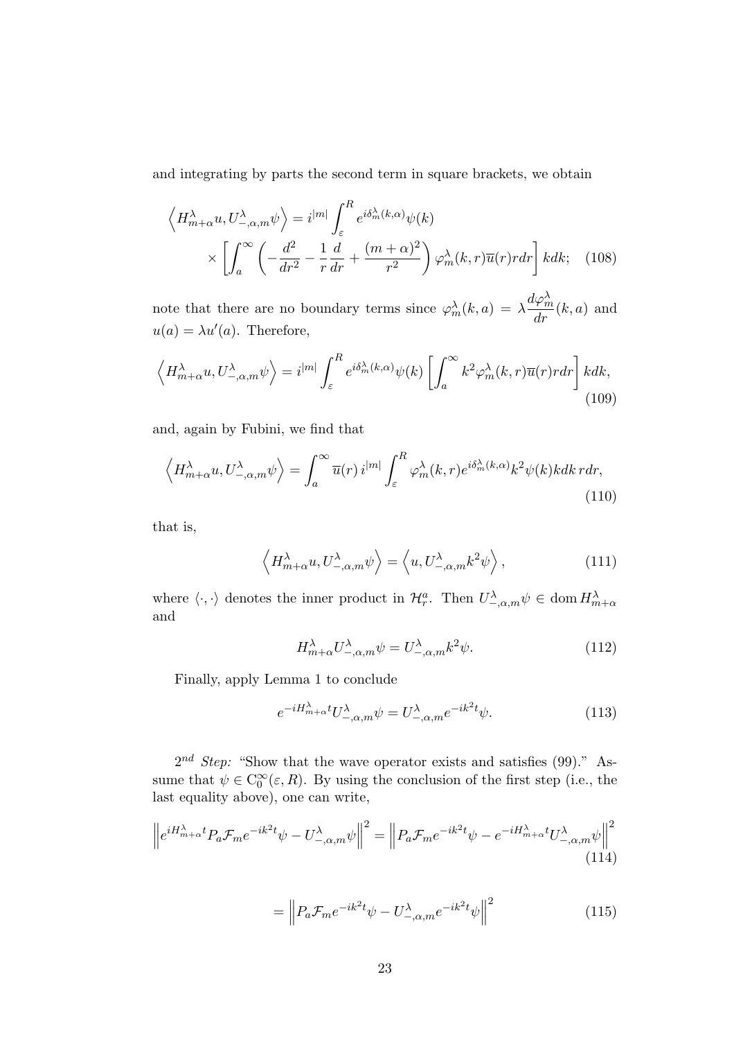and integrating by parts the second term in square brackets, we obtain

$$\left\langle H^\lambda_{m+\alpha} u, U^\lambda_{-,\alpha,m}\psi \right\rangle = i^{|m|} \int_\varepsilon^R e^{i\delta^\lambda_m(k,\alpha)}\psi(k) \\ \times \left[ \int_a^\infty \left( -\frac{d^2}{dr^2} - \frac{1}{r}\frac{d}{dr} + \frac{(m+\alpha)^2}{r^2} \right) \varphi^\lambda_m(k,r)\overline{u}(r) r dr \right] kdk; \quad (108)$$

note that there are no boundary terms since $\varphi^\lambda_m(k,a) = \lambda \dfrac{d\varphi^\lambda_m}{dr}(k,a)$ and $u(a) = \lambda u'(a)$. Therefore,

$$\left\langle H^\lambda_{m+\alpha} u, U^\lambda_{-,\alpha,m}\psi \right\rangle = i^{|m|} \int_\varepsilon^R e^{i\delta^\lambda_m(k,\alpha)}\psi(k) \left[ \int_a^\infty k^2 \varphi^\lambda_m(k,r)\overline{u}(r) r dr \right] kdk, \quad (109)$$

and, again by Fubini, we find that

$$\left\langle H^\lambda_{m+\alpha} u, U^\lambda_{-,\alpha,m}\psi \right\rangle = \int_a^\infty \overline{u}(r)\, i^{|m|} \int_\varepsilon^R \varphi^\lambda_m(k,r) e^{i\delta^\lambda_m(k,\alpha)} k^2 \psi(k) kdk\, rdr, \quad (110)$$

that is,

$$\left\langle H^\lambda_{m+\alpha} u, U^\lambda_{-,\alpha,m}\psi \right\rangle = \left\langle u, U^\lambda_{-,\alpha,m} k^2 \psi \right\rangle, \quad (111)$$

where $\langle \cdot,\cdot \rangle$ denotes the inner product in $\mathcal{H}^a_r$. Then $U^\lambda_{-,\alpha,m}\psi \in \operatorname{dom} H^\lambda_{m+\alpha}$ and

$$H^\lambda_{m+\alpha} U^\lambda_{-,\alpha,m}\psi = U^\lambda_{-,\alpha,m} k^2 \psi. \quad (112)$$

Finally, apply Lemma 1 to conclude

$$e^{-iH^\lambda_{m+\alpha}t} U^\lambda_{-,\alpha,m}\psi = U^\lambda_{-,\alpha,m} e^{-ik^2 t}\psi. \quad (113)$$

$2^{nd}$ *Step:* "Show that the wave operator exists and satisfies (99)." Assume that $\psi \in \mathrm{C}^\infty_0(\varepsilon, R)$. By using the conclusion of the first step (i.e., the last equality above), one can write,

$$\left\| e^{iH^\lambda_{m+\alpha}t} P_a \mathcal{F}_m e^{-ik^2 t}\psi - U^\lambda_{-,\alpha,m}\psi \right\|^2 = \left\| P_a \mathcal{F}_m e^{-ik^2 t}\psi - e^{-iH^\lambda_{m+\alpha}t} U^\lambda_{-,\alpha,m}\psi \right\|^2 \quad (114)$$

$$= \left\| P_a \mathcal{F}_m e^{-ik^2 t}\psi - U^\lambda_{-,\alpha,m} e^{-ik^2 t}\psi \right\|^2 \quad (115)$$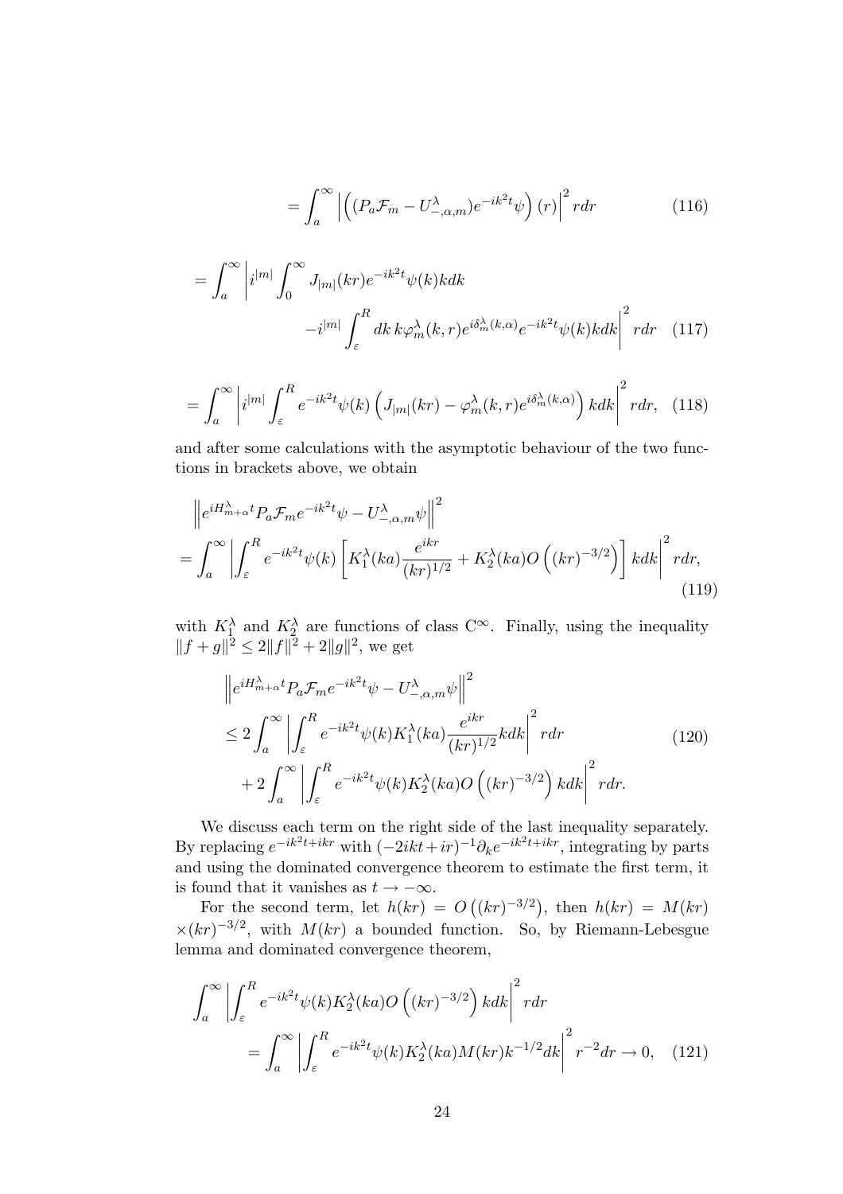$$
= \int_a^\infty \left| \left( (P_a \mathcal{F}_m - U^\lambda_{-,\alpha,m}) e^{-ik^2 t} \psi \right)(r) \right|^2 r dr \tag{116}
$$

$$
\begin{aligned}
= \int_a^\infty \Bigg| i^{|m|} \int_0^\infty J_{|m|}(kr) e^{-ik^2 t} \psi(k) k dk& \\
- i^{|m|} \int_\varepsilon^R dk\, k \varphi_m^\lambda(k,r) e^{i\delta_m^\lambda(k,\alpha)} e^{-ik^2 t} \psi(k) k dk& \Bigg|^2 r dr
\end{aligned} \tag{117}
$$

$$
= \int_a^\infty \left| i^{|m|} \int_\varepsilon^R e^{-ik^2 t} \psi(k) \left( J_{|m|}(kr) - \varphi_m^\lambda(k,r) e^{i\delta_m^\lambda(k,\alpha)} \right) k dk \right|^2 r dr, \tag{118}
$$

and after some calculations with the asymptotic behaviour of the two functions in brackets above, we obtain

$$
\begin{aligned}
&\left\| e^{iH^\lambda_{m+\alpha} t} P_a \mathcal{F}_m e^{-ik^2 t} \psi - U^\lambda_{-,\alpha,m} \psi \right\|^2 \\
&= \int_a^\infty \left| \int_\varepsilon^R e^{-ik^2 t} \psi(k) \left[ K_1^\lambda(ka) \frac{e^{ikr}}{(kr)^{1/2}} + K_2^\lambda(ka) O\left((kr)^{-3/2}\right) \right] k dk \right|^2 r dr,
\end{aligned} \tag{119}
$$

with $K_1^\lambda$ and $K_2^\lambda$ are functions of class $C^\infty$. Finally, using the inequality $\|f+g\|^2 \leq 2\|f\|^2 + 2\|g\|^2$, we get

$$
\begin{aligned}
&\left\| e^{iH^\lambda_{m+\alpha} t} P_a \mathcal{F}_m e^{-ik^2 t} \psi - U^\lambda_{-,\alpha,m} \psi \right\|^2 \\
&\leq 2 \int_a^\infty \left| \int_\varepsilon^R e^{-ik^2 t} \psi(k) K_1^\lambda(ka) \frac{e^{ikr}}{(kr)^{1/2}} k dk \right|^2 r dr \\
&\quad + 2 \int_a^\infty \left| \int_\varepsilon^R e^{-ik^2 t} \psi(k) K_2^\lambda(ka) O\left((kr)^{-3/2}\right) k dk \right|^2 r dr.
\end{aligned} \tag{120}
$$

We discuss each term on the right side of the last inequality separately. By replacing $e^{-ik^2 t + ikr}$ with $(-2ikt + ir)^{-1} \partial_k e^{-ik^2 t + ikr}$, integrating by parts and using the dominated convergence theorem to estimate the first term, it is found that it vanishes as $t \to -\infty$.

For the second term, let $h(kr) = O\left((kr)^{-3/2}\right)$, then $h(kr) = M(kr) \times (kr)^{-3/2}$, with $M(kr)$ a bounded function. So, by Riemann-Lebesgue lemma and dominated convergence theorem,

$$
\begin{aligned}
&\int_a^\infty \left| \int_\varepsilon^R e^{-ik^2 t} \psi(k) K_2^\lambda(ka) O\left((kr)^{-3/2}\right) k dk \right|^2 r dr \\
&\qquad = \int_a^\infty \left| \int_\varepsilon^R e^{-ik^2 t} \psi(k) K_2^\lambda(ka) M(kr) k^{-1/2} dk \right|^2 r^{-2} dr \to 0,
\end{aligned} \tag{121}
$$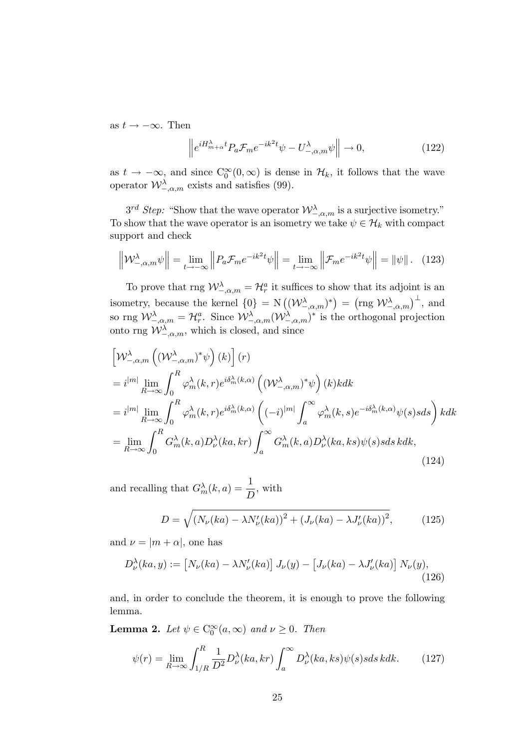as $t \to -\infty$. Then

$$\left\| e^{iH^{\lambda}_{m+\alpha}t} P_a \mathcal{F}_m e^{-ik^2 t}\psi - U^{\lambda}_{-,\alpha,m}\psi \right\| \to 0, \tag{122}$$

as $t \to -\infty$, and since $\mathrm{C}_0^\infty(0,\infty)$ is dense in $\mathcal{H}_k$, it follows that the wave operator $\mathcal{W}^{\lambda}_{-,\alpha,m}$ exists and satisfies (99).

$3^{rd}$ *Step:* "Show that the wave operator $\mathcal{W}^{\lambda}_{-,\alpha,m}$ is a surjective isometry." To show that the wave operator is an isometry we take $\psi \in \mathcal{H}_k$ with compact support and check

$$\left\| \mathcal{W}^{\lambda}_{-,\alpha,m}\psi \right\| = \lim_{t\to-\infty} \left\| P_a \mathcal{F}_m e^{-ik^2 t}\psi \right\| = \lim_{t\to-\infty} \left\| \mathcal{F}_m e^{-ik^2 t}\psi \right\| = \|\psi\|. \tag{123}$$

To prove that rng $\mathcal{W}^{\lambda}_{-,\alpha,m} = \mathcal{H}^a_r$ it suffices to show that its adjoint is an isometry, because the kernel $\{0\} = \mathrm{N}\left((\mathcal{W}^{\lambda}_{-,\alpha,m})^*\right) = \left(\text{rng } \mathcal{W}^{\lambda}_{-,\alpha,m}\right)^{\perp}$, and so rng $\mathcal{W}^{\lambda}_{-,\alpha,m} = \mathcal{H}^a_r$. Since $\mathcal{W}^{\lambda}_{-,\alpha,m}(\mathcal{W}^{\lambda}_{-,\alpha,m})^*$ is the orthogonal projection onto rng $\mathcal{W}^{\lambda}_{-,\alpha,m}$, which is closed, and since

$$\begin{aligned}
&\left[\mathcal{W}^{\lambda}_{-,\alpha,m}\left((\mathcal{W}^{\lambda}_{-,\alpha,m})^*\psi\right)(k)\right](r) \\
&= i^{|m|} \lim_{R\to\infty} \int_0^R \varphi^{\lambda}_m(k,r) e^{i\delta^{\lambda}_m(k,\alpha)} \left((\mathcal{W}^{\lambda}_{-,\alpha,m})^*\psi\right)(k) k dk \\
&= i^{|m|} \lim_{R\to\infty} \int_0^R \varphi^{\lambda}_m(k,r) e^{i\delta^{\lambda}_m(k,\alpha)} \left((-i)^{|m|} \int_a^\infty \varphi^{\lambda}_m(k,s) e^{-i\delta^{\lambda}_m(k,\alpha)} \psi(s) s ds\right) k dk \\
&= \lim_{R\to\infty} \int_0^R G^{\lambda}_m(k,a) D^{\lambda}_\nu(ka,kr) \int_a^\infty G^{\lambda}_m(k,a) D^{\lambda}_\nu(ka,ks)\psi(s) s ds\, k dk,
\end{aligned} \tag{124}$$

and recalling that $G^{\lambda}_m(k,a) = \dfrac{1}{D}$, with

$$D = \sqrt{\left(N_\nu(ka) - \lambda N'_\nu(ka)\right)^2 + \left(J_\nu(ka) - \lambda J'_\nu(ka)\right)^2}, \tag{125}$$

and $\nu = |m+\alpha|$, one has

$$D^{\lambda}_\nu(ka,y) := \left[N_\nu(ka) - \lambda N'_\nu(ka)\right] J_\nu(y) - \left[J_\nu(ka) - \lambda J'_\nu(ka)\right] N_\nu(y), \tag{126}$$

and, in order to conclude the theorem, it is enough to prove the following lemma.

**Lemma 2.** *Let $\psi \in \mathrm{C}_0^\infty(a,\infty)$ and $\nu \geq 0$. Then*

$$\psi(r) = \lim_{R\to\infty} \int_{1/R}^R \frac{1}{D^2} D^{\lambda}_\nu(ka,kr) \int_a^\infty D^{\lambda}_\nu(ka,ks)\psi(s) s ds\, k dk. \tag{127}$$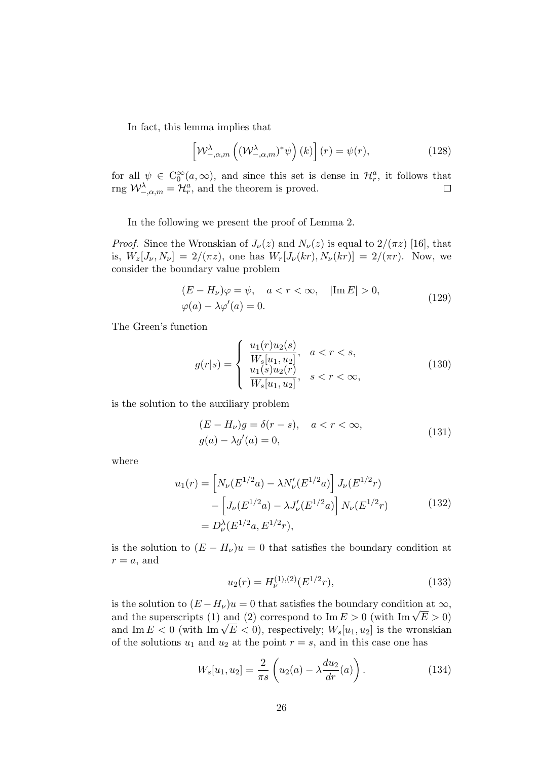In fact, this lemma implies that

$$\left[\mathcal{W}^{\lambda}_{-,\alpha,m}\left((\mathcal{W}^{\lambda}_{-,\alpha,m})^{*}\psi\right)(k)\right](r)=\psi(r), \tag{128}$$

for all $\psi \in \mathrm{C}_0^{\infty}(a,\infty)$, and since this set is dense in $\mathcal{H}_r^a$, it follows that $\operatorname{rng} \mathcal{W}^{\lambda}_{-,\alpha,m}=\mathcal{H}_r^a$, and the theorem is proved. $\square$

In the following we present the proof of Lemma 2.

*Proof.* Since the Wronskian of $J_\nu(z)$ and $N_\nu(z)$ is equal to $2/(\pi z)$ [16], that is, $W_z[J_\nu, N_\nu]=2/(\pi z)$, one has $W_r[J_\nu(kr), N_\nu(kr)]=2/(\pi r)$. Now, we consider the boundary value problem

$$\begin{aligned}
&(E-H_\nu)\varphi=\psi, \quad a<r<\infty, \quad |\operatorname{Im} E|>0,\\
&\varphi(a)-\lambda\varphi'(a)=0.
\end{aligned} \tag{129}$$

The Green's function

$$g(r|s)=\begin{cases}\dfrac{u_1(r)u_2(s)}{W_s[u_1,u_2]}, & a<r<s,\\[2mm] \dfrac{u_1(s)u_2(r)}{W_s[u_1,u_2]}, & s<r<\infty,\end{cases} \tag{130}$$

is the solution to the auxiliary problem

$$\begin{aligned}
&(E-H_\nu)g=\delta(r-s), \quad a<r<\infty,\\
&g(a)-\lambda g'(a)=0,
\end{aligned} \tag{131}$$

where

$$\begin{aligned}
u_1(r)&=\left[N_\nu(E^{1/2}a)-\lambda N_\nu'(E^{1/2}a)\right]J_\nu(E^{1/2}r)\\
&\quad-\left[J_\nu(E^{1/2}a)-\lambda J_\nu'(E^{1/2}a)\right]N_\nu(E^{1/2}r)\\
&=D^{\lambda}_\nu(E^{1/2}a, E^{1/2}r),
\end{aligned} \tag{132}$$

is the solution to $(E-H_\nu)u=0$ that satisfies the boundary condition at $r=a$, and

$$u_2(r)=H^{(1),(2)}_\nu(E^{1/2}r), \tag{133}$$

is the solution to $(E-H_\nu)u=0$ that satisfies the boundary condition at $\infty$, and the superscripts (1) and (2) correspond to $\operatorname{Im} E>0$ (with $\operatorname{Im}\sqrt{E}>0$) and $\operatorname{Im} E<0$ (with $\operatorname{Im}\sqrt{E}<0$), respectively; $W_s[u_1,u_2]$ is the wronskian of the solutions $u_1$ and $u_2$ at the point $r=s$, and in this case one has

$$W_s[u_1,u_2]=\frac{2}{\pi s}\left(u_2(a)-\lambda\frac{du_2}{dr}(a)\right). \tag{134}$$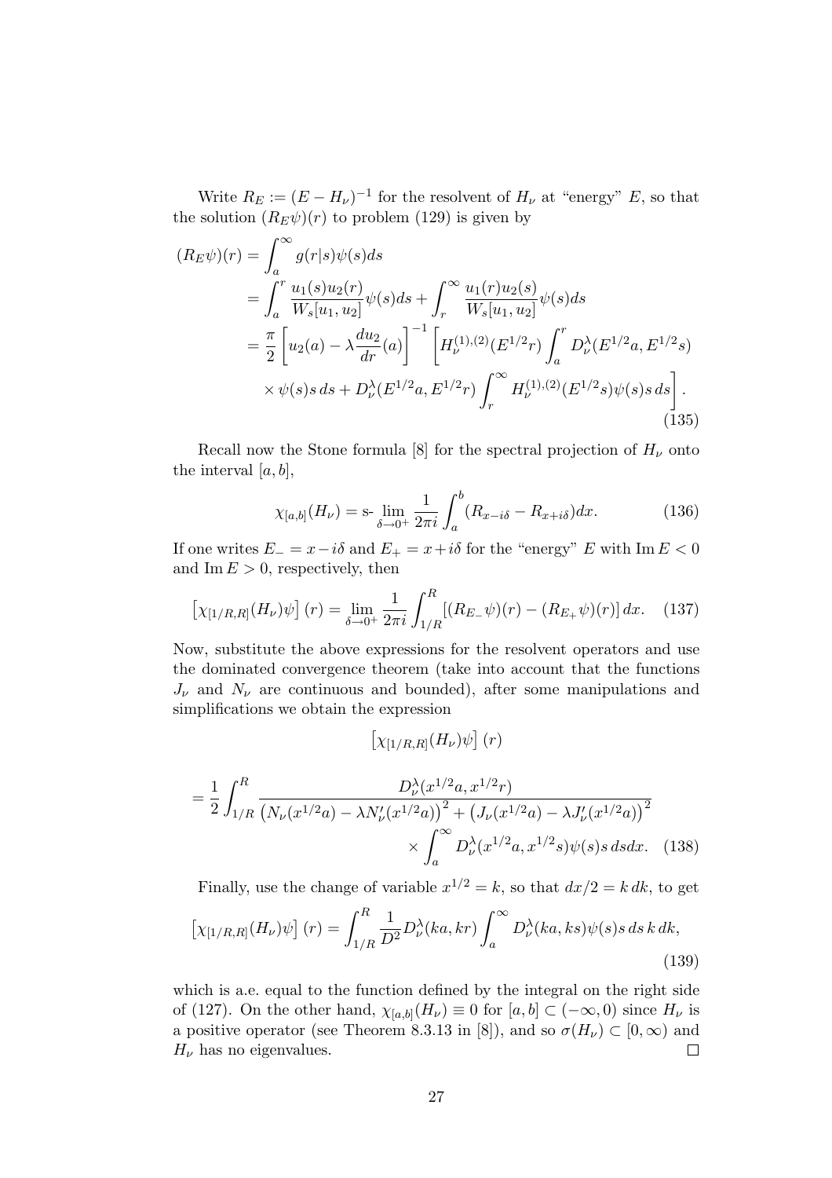Write $R_E := (E - H_\nu)^{-1}$ for the resolvent of $H_\nu$ at "energy" $E$, so that the solution $(R_E\psi)(r)$ to problem (129) is given by

$$
\begin{aligned}
(R_E\psi)(r) &= \int_a^\infty g(r|s)\psi(s)ds \\
&= \int_a^r \frac{u_1(s)u_2(r)}{W_s[u_1,u_2]}\psi(s)ds + \int_r^\infty \frac{u_1(r)u_2(s)}{W_s[u_1,u_2]}\psi(s)ds \\
&= \frac{\pi}{2}\left[u_2(a) - \lambda\frac{du_2}{dr}(a)\right]^{-1}\left[H_\nu^{(1),(2)}(E^{1/2}r)\int_a^r D_\nu^\lambda(E^{1/2}a, E^{1/2}s)\right. \\
&\quad \left.\times\, \psi(s)s\, ds + D_\nu^\lambda(E^{1/2}a, E^{1/2}r)\int_r^\infty H_\nu^{(1),(2)}(E^{1/2}s)\psi(s)s\, ds\right].
\end{aligned}
\tag{135}
$$

Recall now the Stone formula [8] for the spectral projection of $H_\nu$ onto the interval $[a,b]$,

$$
\chi_{[a,b]}(H_\nu) = \text{s-}\lim_{\delta\to 0^+}\frac{1}{2\pi i}\int_a^b (R_{x-i\delta} - R_{x+i\delta})dx. \tag{136}
$$

If one writes $E_- = x - i\delta$ and $E_+ = x + i\delta$ for the "energy" $E$ with $\operatorname{Im} E < 0$ and $\operatorname{Im} E > 0$, respectively, then

$$
\left[\chi_{[1/R,R]}(H_\nu)\psi\right](r) = \lim_{\delta\to 0^+}\frac{1}{2\pi i}\int_{1/R}^R [(R_{E_-}\psi)(r) - (R_{E_+}\psi)(r)]\, dx. \tag{137}
$$

Now, substitute the above expressions for the resolvent operators and use the dominated convergence theorem (take into account that the functions $J_\nu$ and $N_\nu$ are continuous and bounded), after some manipulations and simplifications we obtain the expression

$$
\left[\chi_{[1/R,R]}(H_\nu)\psi\right](r)
$$

$$
= \frac{1}{2}\int_{1/R}^R \frac{D_\nu^\lambda(x^{1/2}a, x^{1/2}r)}{\left(N_\nu(x^{1/2}a) - \lambda N_\nu'(x^{1/2}a)\right)^2 + \left(J_\nu(x^{1/2}a) - \lambda J_\nu'(x^{1/2}a)\right)^2} \times \int_a^\infty D_\nu^\lambda(x^{1/2}a, x^{1/2}s)\psi(s)s\, ds dx. \tag{138}
$$

Finally, use the change of variable $x^{1/2} = k$, so that $dx/2 = k\, dk$, to get

$$
\left[\chi_{[1/R,R]}(H_\nu)\psi\right](r) = \int_{1/R}^R \frac{1}{D^2}D_\nu^\lambda(ka, kr)\int_a^\infty D_\nu^\lambda(ka, ks)\psi(s)s\, ds\, k\, dk, \tag{139}
$$

which is a.e. equal to the function defined by the integral on the right side of (127). On the other hand, $\chi_{[a,b]}(H_\nu) \equiv 0$ for $[a,b] \subset (-\infty, 0)$ since $H_\nu$ is a positive operator (see Theorem 8.3.13 in [8]), and so $\sigma(H_\nu) \subset [0,\infty)$ and $H_\nu$ has no eigenvalues. $\square$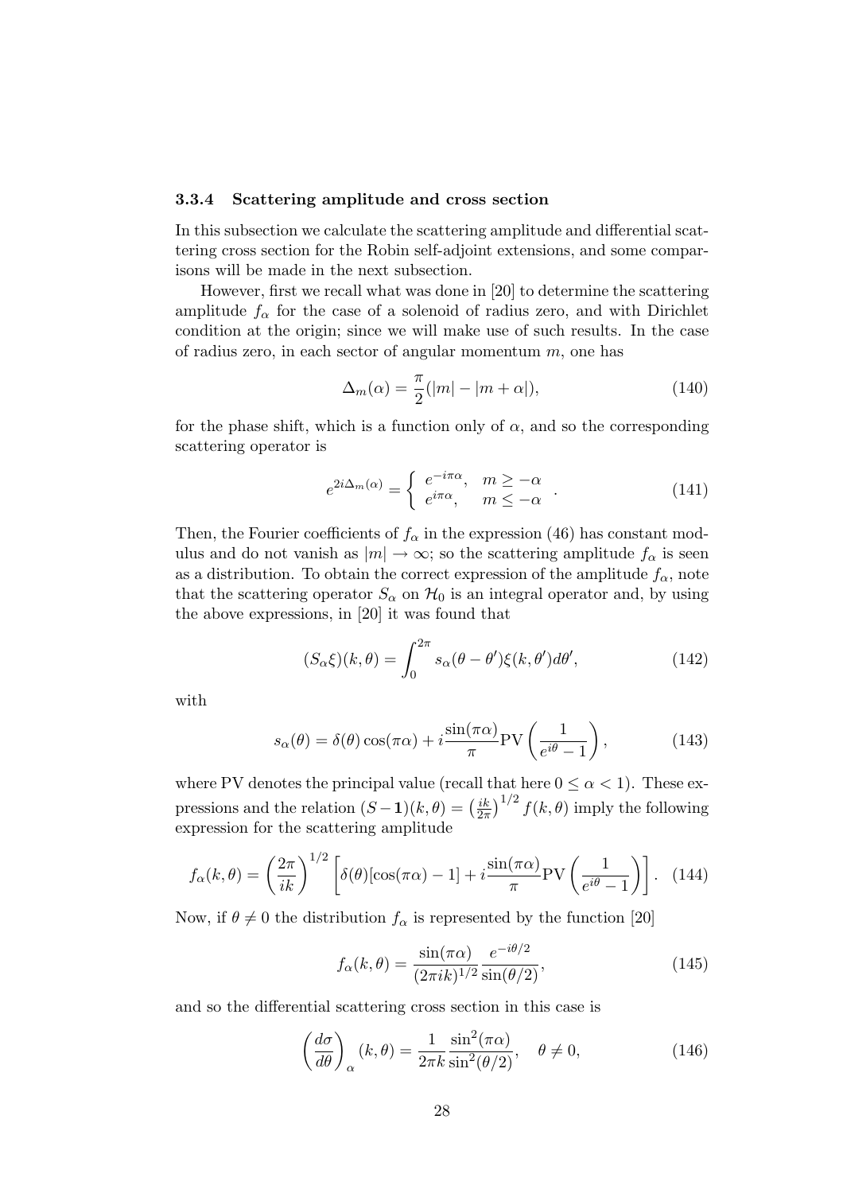#### 3.3.4 Scattering amplitude and cross section

In this subsection we calculate the scattering amplitude and differential scattering cross section for the Robin self-adjoint extensions, and some comparisons will be made in the next subsection.

However, first we recall what was done in [20] to determine the scattering amplitude $f_\alpha$ for the case of a solenoid of radius zero, and with Dirichlet condition at the origin; since we will make use of such results. In the case of radius zero, in each sector of angular momentum $m$, one has

$$\Delta_m(\alpha) = \frac{\pi}{2}(|m| - |m+\alpha|), \tag{140}$$

for the phase shift, which is a function only of $\alpha$, and so the corresponding scattering operator is

$$e^{2i\Delta_m(\alpha)} = \left\{ \begin{array}{ll} e^{-i\pi\alpha}, & m \geq -\alpha \\ e^{i\pi\alpha}, & m \leq -\alpha \end{array} \right. . \tag{141}$$

Then, the Fourier coefficients of $f_\alpha$ in the expression (46) has constant modulus and do not vanish as $|m| \to \infty$; so the scattering amplitude $f_\alpha$ is seen as a distribution. To obtain the correct expression of the amplitude $f_\alpha$, note that the scattering operator $S_\alpha$ on $\mathcal{H}_0$ is an integral operator and, by using the above expressions, in [20] it was found that

$$(S_\alpha \xi)(k,\theta) = \int_0^{2\pi} s_\alpha(\theta - \theta')\xi(k,\theta')d\theta', \tag{142}$$

with

$$s_\alpha(\theta) = \delta(\theta)\cos(\pi\alpha) + i\frac{\sin(\pi\alpha)}{\pi}\mathrm{PV}\left(\frac{1}{e^{i\theta}-1}\right), \tag{143}$$

where PV denotes the principal value (recall that here $0 \leq \alpha < 1$). These expressions and the relation $(S - \mathbf{1})(k,\theta) = \left(\frac{ik}{2\pi}\right)^{1/2} f(k,\theta)$ imply the following expression for the scattering amplitude

$$f_\alpha(k,\theta) = \left(\frac{2\pi}{ik}\right)^{1/2}\left[\delta(\theta)[\cos(\pi\alpha) - 1] + i\frac{\sin(\pi\alpha)}{\pi}\mathrm{PV}\left(\frac{1}{e^{i\theta}-1}\right)\right]. \tag{144}$$

Now, if $\theta \neq 0$ the distribution $f_\alpha$ is represented by the function [20]

$$f_\alpha(k,\theta) = \frac{\sin(\pi\alpha)}{(2\pi i k)^{1/2}}\frac{e^{-i\theta/2}}{\sin(\theta/2)}, \tag{145}$$

and so the differential scattering cross section in this case is

$$\left(\frac{d\sigma}{d\theta}\right)_\alpha(k,\theta) = \frac{1}{2\pi k}\frac{\sin^2(\pi\alpha)}{\sin^2(\theta/2)}, \quad \theta \neq 0, \tag{146}$$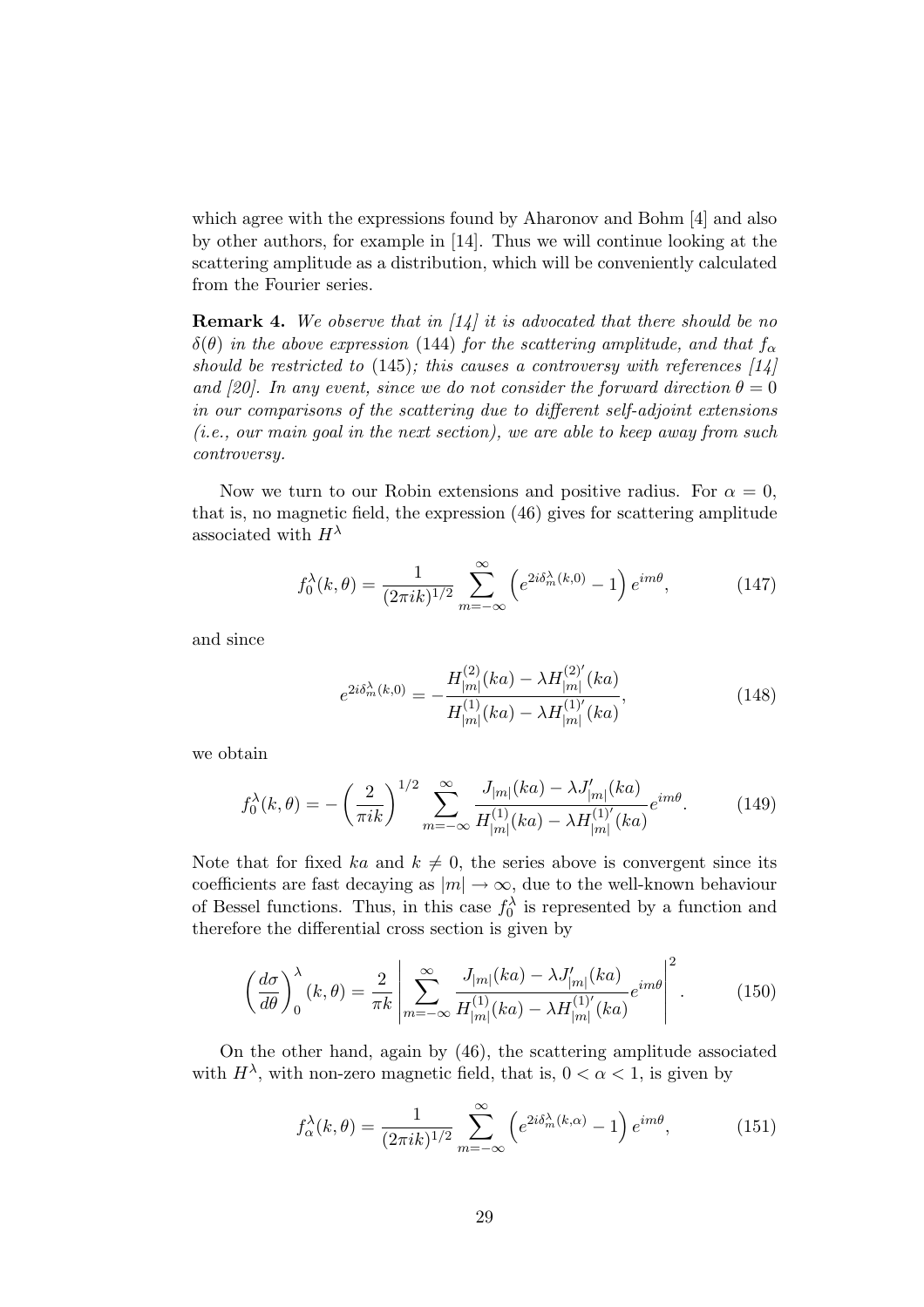which agree with the expressions found by Aharonov and Bohm [4] and also by other authors, for example in [14]. Thus we will continue looking at the scattering amplitude as a distribution, which will be conveniently calculated from the Fourier series.

**Remark 4.** *We observe that in [14] it is advocated that there should be no $\delta(\theta)$ in the above expression* (144) *for the scattering amplitude, and that $f_\alpha$ should be restricted to* (145)*; this causes a controversy with references [14] and [20]. In any event, since we do not consider the forward direction $\theta = 0$ in our comparisons of the scattering due to different self-adjoint extensions (i.e., our main goal in the next section), we are able to keep away from such controversy.*

Now we turn to our Robin extensions and positive radius. For $\alpha = 0$, that is, no magnetic field, the expression (46) gives for scattering amplitude associated with $H^\lambda$

$$f_0^\lambda(k,\theta) = \frac{1}{(2\pi i k)^{1/2}} \sum_{m=-\infty}^{\infty} \left( e^{2i\delta_m^\lambda(k,0)} - 1 \right) e^{im\theta}, \tag{147}$$

and since

$$e^{2i\delta_m^\lambda(k,0)} = -\frac{H_{|m|}^{(2)}(ka) - \lambda H_{|m|}^{(2)'}(ka)}{H_{|m|}^{(1)}(ka) - \lambda H_{|m|}^{(1)'}(ka)}, \tag{148}$$

we obtain

$$f_0^\lambda(k,\theta) = -\left(\frac{2}{\pi i k}\right)^{1/2} \sum_{m=-\infty}^{\infty} \frac{J_{|m|}(ka) - \lambda J'_{|m|}(ka)}{H_{|m|}^{(1)}(ka) - \lambda H_{|m|}^{(1)'}(ka)} e^{im\theta}. \tag{149}$$

Note that for fixed $ka$ and $k \neq 0$, the series above is convergent since its coefficients are fast decaying as $|m| \to \infty$, due to the well-known behaviour of Bessel functions. Thus, in this case $f_0^\lambda$ is represented by a function and therefore the differential cross section is given by

$$\left(\frac{d\sigma}{d\theta}\right)_0^\lambda(k,\theta) = \frac{2}{\pi k} \left| \sum_{m=-\infty}^{\infty} \frac{J_{|m|}(ka) - \lambda J'_{|m|}(ka)}{H_{|m|}^{(1)}(ka) - \lambda H_{|m|}^{(1)'}(ka)} e^{im\theta} \right|^2. \tag{150}$$

On the other hand, again by (46), the scattering amplitude associated with $H^\lambda$, with non-zero magnetic field, that is, $0 < \alpha < 1$, is given by

$$f_\alpha^\lambda(k,\theta) = \frac{1}{(2\pi i k)^{1/2}} \sum_{m=-\infty}^{\infty} \left( e^{2i\delta_m^\lambda(k,\alpha)} - 1 \right) e^{im\theta}, \tag{151}$$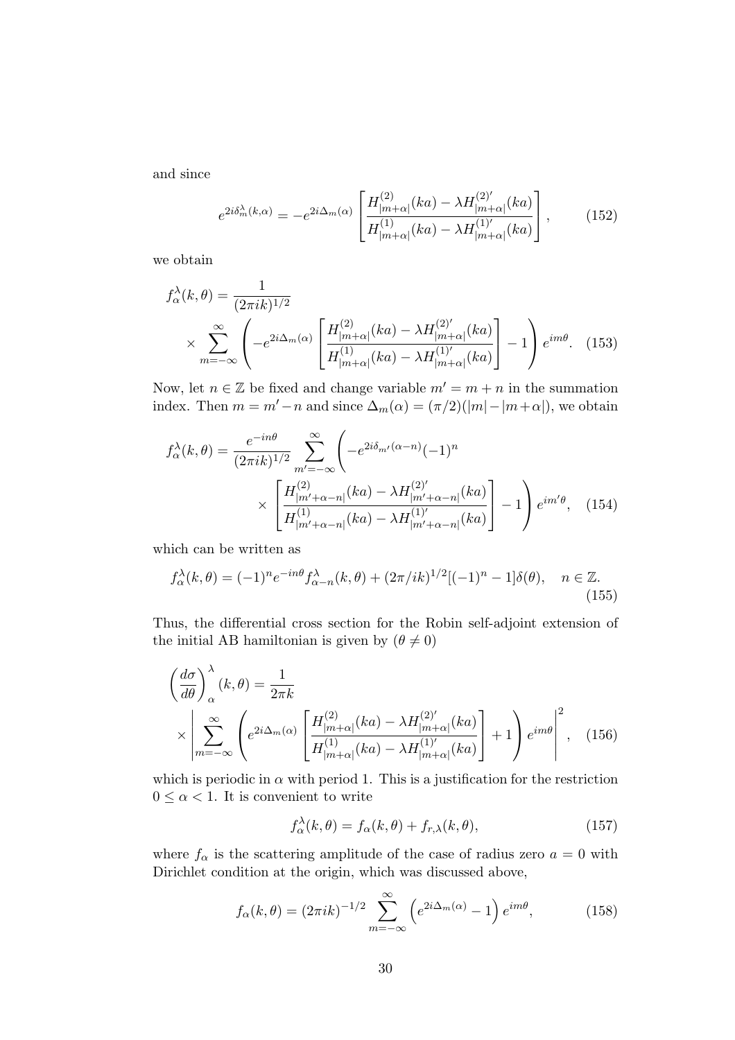and since

$$e^{2i\delta_m^\lambda(k,\alpha)} = -e^{2i\Delta_m(\alpha)} \left[ \frac{H^{(2)}_{|m+\alpha|}(ka) - \lambda H^{(2)'}_{|m+\alpha|}(ka)}{H^{(1)}_{|m+\alpha|}(ka) - \lambda H^{(1)'}_{|m+\alpha|}(ka)} \right], \tag{152}$$

we obtain

$$f_\alpha^\lambda(k,\theta) = \frac{1}{(2\pi i k)^{1/2}} \times \sum_{m=-\infty}^{\infty} \left( -e^{2i\Delta_m(\alpha)} \left[ \frac{H^{(2)}_{|m+\alpha|}(ka) - \lambda H^{(2)'}_{|m+\alpha|}(ka)}{H^{(1)}_{|m+\alpha|}(ka) - \lambda H^{(1)'}_{|m+\alpha|}(ka)} \right] - 1 \right) e^{im\theta}. \tag{153}$$

Now, let $n \in \mathbb{Z}$ be fixed and change variable $m' = m + n$ in the summation index. Then $m = m' - n$ and since $\Delta_m(\alpha) = (\pi/2)(|m| - |m+\alpha|)$, we obtain

$$f_\alpha^\lambda(k,\theta) = \frac{e^{-in\theta}}{(2\pi i k)^{1/2}} \sum_{m'=-\infty}^{\infty} \left( -e^{2i\delta_{m'}(\alpha-n)}(-1)^n \times \left[ \frac{H^{(2)}_{|m'+\alpha-n|}(ka) - \lambda H^{(2)'}_{|m'+\alpha-n|}(ka)}{H^{(1)}_{|m'+\alpha-n|}(ka) - \lambda H^{(1)'}_{|m'+\alpha-n|}(ka)} \right] - 1 \right) e^{im'\theta}, \tag{154}$$

which can be written as

$$f_\alpha^\lambda(k,\theta) = (-1)^n e^{-in\theta} f_{\alpha-n}^\lambda(k,\theta) + (2\pi/ik)^{1/2}[(-1)^n - 1]\delta(\theta), \quad n \in \mathbb{Z}. \tag{155}$$

Thus, the differential cross section for the Robin self-adjoint extension of the initial AB hamiltonian is given by ($\theta \neq 0$)

$$\left(\frac{d\sigma}{d\theta}\right)_\alpha^\lambda(k,\theta) = \frac{1}{2\pi k} \times \left| \sum_{m=-\infty}^{\infty} \left( e^{2i\Delta_m(\alpha)} \left[ \frac{H^{(2)}_{|m+\alpha|}(ka) - \lambda H^{(2)'}_{|m+\alpha|}(ka)}{H^{(1)}_{|m+\alpha|}(ka) - \lambda H^{(1)'}_{|m+\alpha|}(ka)} \right] + 1 \right) e^{im\theta} \right|^2, \tag{156}$$

which is periodic in $\alpha$ with period 1. This is a justification for the restriction $0 \leq \alpha < 1$. It is convenient to write

$$f_\alpha^\lambda(k,\theta) = f_\alpha(k,\theta) + f_{r,\lambda}(k,\theta), \tag{157}$$

where $f_\alpha$ is the scattering amplitude of the case of radius zero $a = 0$ with Dirichlet condition at the origin, which was discussed above,

$$f_\alpha(k,\theta) = (2\pi i k)^{-1/2} \sum_{m=-\infty}^{\infty} \left( e^{2i\Delta_m(\alpha)} - 1 \right) e^{im\theta}, \tag{158}$$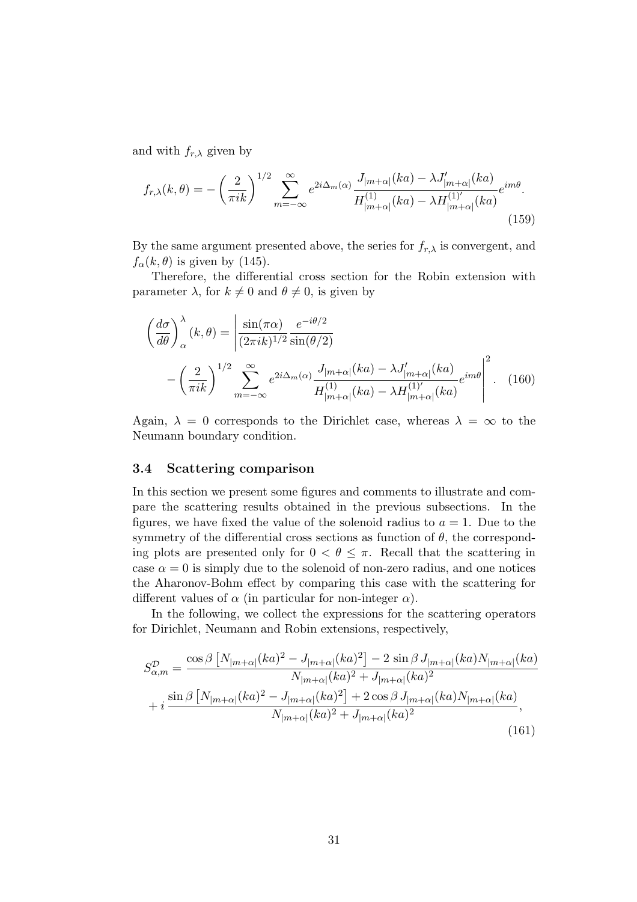and with $f_{r,\lambda}$ given by

$$f_{r,\lambda}(k,\theta) = -\left(\frac{2}{\pi i k}\right)^{1/2} \sum_{m=-\infty}^{\infty} e^{2i\Delta_m(\alpha)} \frac{J_{|m+\alpha|}(ka) - \lambda J'_{|m+\alpha|}(ka)}{H^{(1)}_{|m+\alpha|}(ka) - \lambda H^{(1)'}_{|m+\alpha|}(ka)} e^{im\theta}. \tag{159}$$

By the same argument presented above, the series for $f_{r,\lambda}$ is convergent, and $f_\alpha(k,\theta)$ is given by (145).

Therefore, the differential cross section for the Robin extension with parameter $\lambda$, for $k \neq 0$ and $\theta \neq 0$, is given by

$$\left(\frac{d\sigma}{d\theta}\right)^{\lambda}_{\alpha}(k,\theta) = \left| \frac{\sin(\pi\alpha)}{(2\pi i k)^{1/2}} \frac{e^{-i\theta/2}}{\sin(\theta/2)} - \left(\frac{2}{\pi i k}\right)^{1/2} \sum_{m=-\infty}^{\infty} e^{2i\Delta_m(\alpha)} \frac{J_{|m+\alpha|}(ka) - \lambda J'_{|m+\alpha|}(ka)}{H^{(1)}_{|m+\alpha|}(ka) - \lambda H^{(1)'}_{|m+\alpha|}(ka)} e^{im\theta} \right|^2. \tag{160}$$

Again, $\lambda = 0$ corresponds to the Dirichlet case, whereas $\lambda = \infty$ to the Neumann boundary condition.

### 3.4 Scattering comparison

In this section we present some figures and comments to illustrate and compare the scattering results obtained in the previous subsections. In the figures, we have fixed the value of the solenoid radius to $a = 1$. Due to the symmetry of the differential cross sections as function of $\theta$, the corresponding plots are presented only for $0 < \theta \leq \pi$. Recall that the scattering in case $\alpha = 0$ is simply due to the solenoid of non-zero radius, and one notices the Aharonov-Bohm effect by comparing this case with the scattering for different values of $\alpha$ (in particular for non-integer $\alpha$).

In the following, we collect the expressions for the scattering operators for Dirichlet, Neumann and Robin extensions, respectively,

$$S^{\mathcal{D}}_{\alpha,m} = \frac{\cos\beta \left[N_{|m+\alpha|}(ka)^2 - J_{|m+\alpha|}(ka)^2\right] - 2\sin\beta\, J_{|m+\alpha|}(ka) N_{|m+\alpha|}(ka)}{N_{|m+\alpha|}(ka)^2 + J_{|m+\alpha|}(ka)^2} + i\,\frac{\sin\beta \left[N_{|m+\alpha|}(ka)^2 - J_{|m+\alpha|}(ka)^2\right] + 2\cos\beta\, J_{|m+\alpha|}(ka) N_{|m+\alpha|}(ka)}{N_{|m+\alpha|}(ka)^2 + J_{|m+\alpha|}(ka)^2}, \tag{161}$$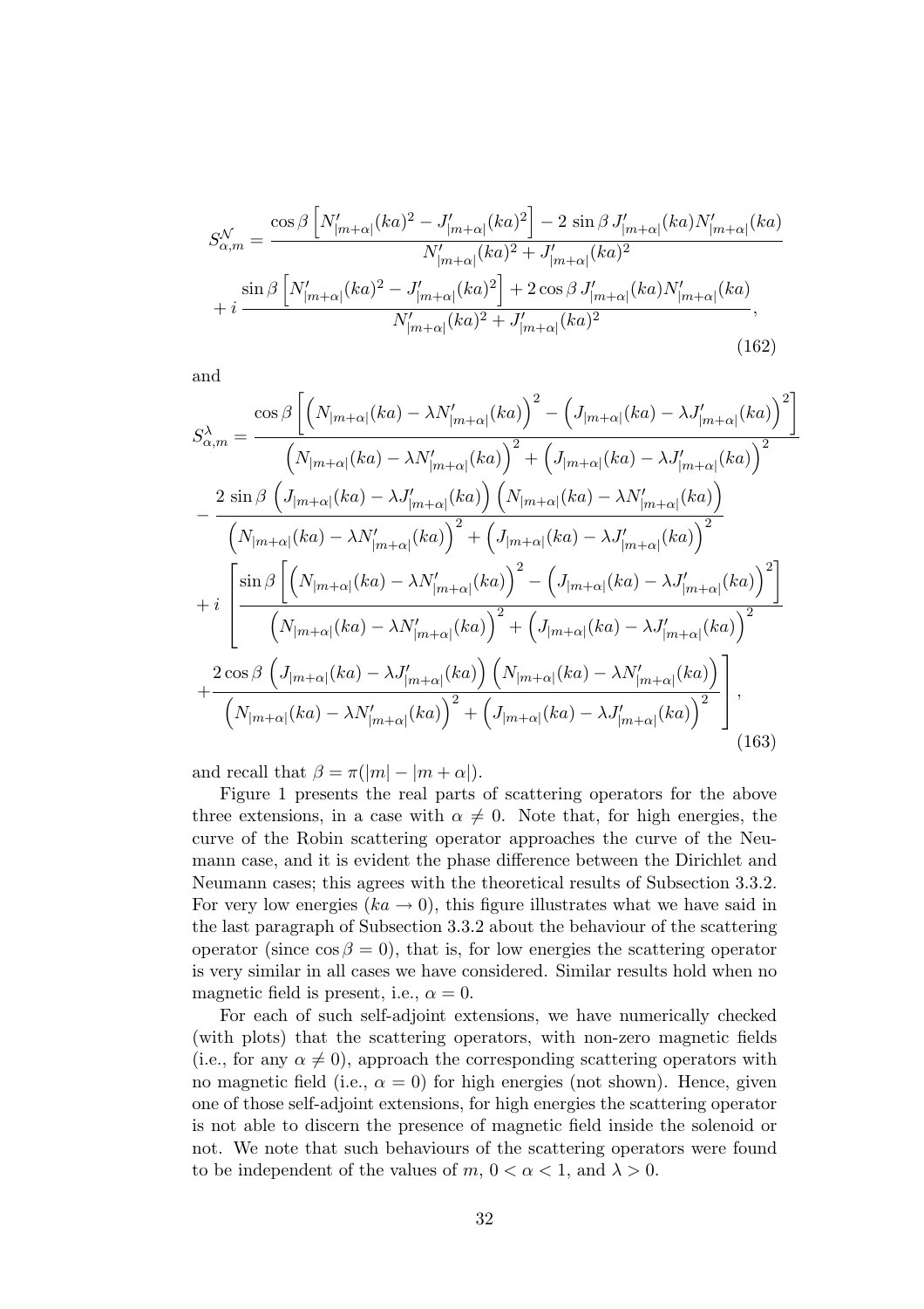$$
\begin{aligned}
S^{\mathcal{N}}_{\alpha,m} &= \frac{\cos\beta\left[N'_{|m+\alpha|}(ka)^2 - J'_{|m+\alpha|}(ka)^2\right] - 2\,\sin\beta\, J'_{|m+\alpha|}(ka)N'_{|m+\alpha|}(ka)}{N'_{|m+\alpha|}(ka)^2 + J'_{|m+\alpha|}(ka)^2} \\
&+ i\,\frac{\sin\beta\left[N'_{|m+\alpha|}(ka)^2 - J'_{|m+\alpha|}(ka)^2\right] + 2\cos\beta\, J'_{|m+\alpha|}(ka)N'_{|m+\alpha|}(ka)}{N'_{|m+\alpha|}(ka)^2 + J'_{|m+\alpha|}(ka)^2},
\end{aligned}
\tag{162}
$$

and

$$
\begin{aligned}
S^{\lambda}_{\alpha,m} &= \frac{\cos\beta\left[\left(N_{|m+\alpha|}(ka) - \lambda N'_{|m+\alpha|}(ka)\right)^2 - \left(J_{|m+\alpha|}(ka) - \lambda J'_{|m+\alpha|}(ka)\right)^2\right]}{\left(N_{|m+\alpha|}(ka) - \lambda N'_{|m+\alpha|}(ka)\right)^2 + \left(J_{|m+\alpha|}(ka) - \lambda J'_{|m+\alpha|}(ka)\right)^2} \\
&- \frac{2\,\sin\beta\,\left(J_{|m+\alpha|}(ka) - \lambda J'_{|m+\alpha|}(ka)\right)\left(N_{|m+\alpha|}(ka) - \lambda N'_{|m+\alpha|}(ka)\right)}{\left(N_{|m+\alpha|}(ka) - \lambda N'_{|m+\alpha|}(ka)\right)^2 + \left(J_{|m+\alpha|}(ka) - \lambda J'_{|m+\alpha|}(ka)\right)^2} \\
&+ i\left[\frac{\sin\beta\left[\left(N_{|m+\alpha|}(ka) - \lambda N'_{|m+\alpha|}(ka)\right)^2 - \left(J_{|m+\alpha|}(ka) - \lambda J'_{|m+\alpha|}(ka)\right)^2\right]}{\left(N_{|m+\alpha|}(ka) - \lambda N'_{|m+\alpha|}(ka)\right)^2 + \left(J_{|m+\alpha|}(ka) - \lambda J'_{|m+\alpha|}(ka)\right)^2}\right. \\
&+\left.\frac{2\cos\beta\,\left(J_{|m+\alpha|}(ka) - \lambda J'_{|m+\alpha|}(ka)\right)\left(N_{|m+\alpha|}(ka) - \lambda N'_{|m+\alpha|}(ka)\right)}{\left(N_{|m+\alpha|}(ka) - \lambda N'_{|m+\alpha|}(ka)\right)^2 + \left(J_{|m+\alpha|}(ka) - \lambda J'_{|m+\alpha|}(ka)\right)^2}\right],
\end{aligned}
\tag{163}
$$

and recall that $\beta = \pi(|m| - |m+\alpha|)$.

Figure 1 presents the real parts of scattering operators for the above three extensions, in a case with $\alpha \neq 0$. Note that, for high energies, the curve of the Robin scattering operator approaches the curve of the Neumann case, and it is evident the phase difference between the Dirichlet and Neumann cases; this agrees with the theoretical results of Subsection 3.3.2. For very low energies ($ka \to 0$), this figure illustrates what we have said in the last paragraph of Subsection 3.3.2 about the behaviour of the scattering operator (since $\cos\beta = 0$), that is, for low energies the scattering operator is very similar in all cases we have considered. Similar results hold when no magnetic field is present, i.e., $\alpha = 0$.

For each of such self-adjoint extensions, we have numerically checked (with plots) that the scattering operators, with non-zero magnetic fields (i.e., for any $\alpha \neq 0$), approach the corresponding scattering operators with no magnetic field (i.e., $\alpha = 0$) for high energies (not shown). Hence, given one of those self-adjoint extensions, for high energies the scattering operator is not able to discern the presence of magnetic field inside the solenoid or not. We note that such behaviours of the scattering operators were found to be independent of the values of $m$, $0 < \alpha < 1$, and $\lambda > 0$.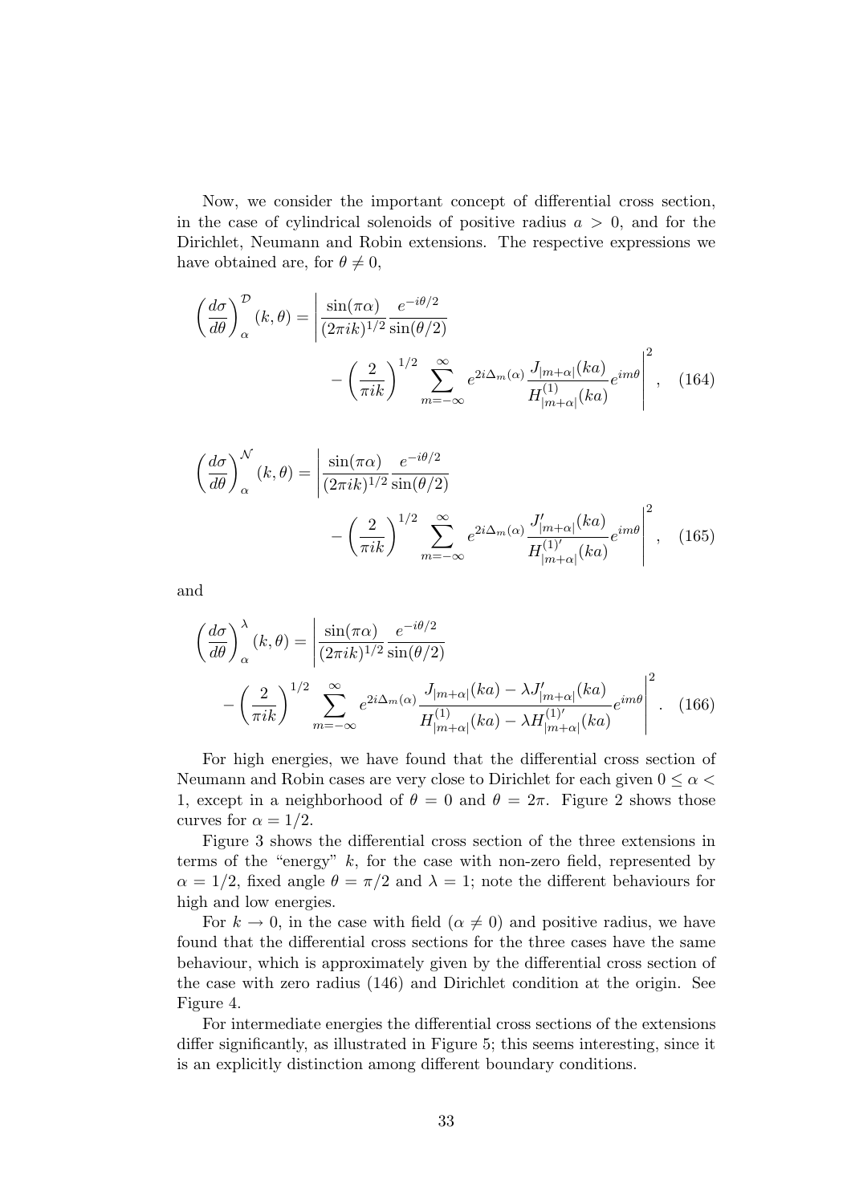Now, we consider the important concept of differential cross section, in the case of cylindrical solenoids of positive radius $a > 0$, and for the Dirichlet, Neumann and Robin extensions. The respective expressions we have obtained are, for $\theta \neq 0$,

$$\left(\frac{d\sigma}{d\theta}\right)^{\mathcal{D}}_{\alpha}(k,\theta) = \left| \frac{\sin(\pi\alpha)}{(2\pi i k)^{1/2}} \frac{e^{-i\theta/2}}{\sin(\theta/2)} - \left(\frac{2}{\pi i k}\right)^{1/2} \sum_{m=-\infty}^{\infty} e^{2i\Delta_m(\alpha)} \frac{J_{|m+\alpha|}(ka)}{H^{(1)}_{|m+\alpha|}(ka)} e^{im\theta} \right|^2, \quad (164)$$

$$\left(\frac{d\sigma}{d\theta}\right)^{\mathcal{N}}_{\alpha}(k,\theta) = \left| \frac{\sin(\pi\alpha)}{(2\pi i k)^{1/2}} \frac{e^{-i\theta/2}}{\sin(\theta/2)} - \left(\frac{2}{\pi i k}\right)^{1/2} \sum_{m=-\infty}^{\infty} e^{2i\Delta_m(\alpha)} \frac{J'_{|m+\alpha|}(ka)}{H^{(1)'}_{|m+\alpha|}(ka)} e^{im\theta} \right|^2, \quad (165)$$

and

$$\left(\frac{d\sigma}{d\theta}\right)^{\lambda}_{\alpha}(k,\theta) = \left| \frac{\sin(\pi\alpha)}{(2\pi i k)^{1/2}} \frac{e^{-i\theta/2}}{\sin(\theta/2)} - \left(\frac{2}{\pi i k}\right)^{1/2} \sum_{m=-\infty}^{\infty} e^{2i\Delta_m(\alpha)} \frac{J_{|m+\alpha|}(ka) - \lambda J'_{|m+\alpha|}(ka)}{H^{(1)}_{|m+\alpha|}(ka) - \lambda H^{(1)'}_{|m+\alpha|}(ka)} e^{im\theta} \right|^2. \quad (166)$$

For high energies, we have found that the differential cross section of Neumann and Robin cases are very close to Dirichlet for each given $0 \leq \alpha < 1$, except in a neighborhood of $\theta = 0$ and $\theta = 2\pi$. Figure 2 shows those curves for $\alpha = 1/2$.

Figure 3 shows the differential cross section of the three extensions in terms of the "energy" $k$, for the case with non-zero field, represented by $\alpha = 1/2$, fixed angle $\theta = \pi/2$ and $\lambda = 1$; note the different behaviours for high and low energies.

For $k \to 0$, in the case with field ($\alpha \neq 0$) and positive radius, we have found that the differential cross sections for the three cases have the same behaviour, which is approximately given by the differential cross section of the case with zero radius (146) and Dirichlet condition at the origin. See Figure 4.

For intermediate energies the differential cross sections of the extensions differ significantly, as illustrated in Figure 5; this seems interesting, since it is an explicitly distinction among different boundary conditions.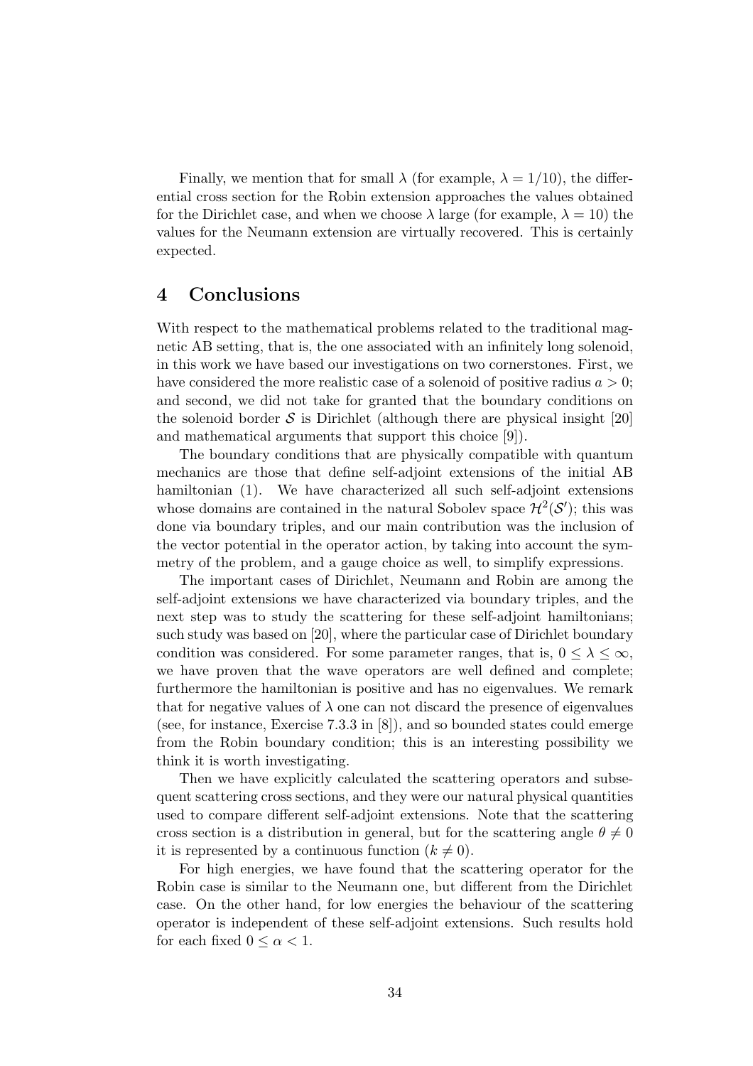Finally, we mention that for small $\lambda$ (for example, $\lambda = 1/10$), the differential cross section for the Robin extension approaches the values obtained for the Dirichlet case, and when we choose $\lambda$ large (for example, $\lambda = 10$) the values for the Neumann extension are virtually recovered. This is certainly expected.

## 4 Conclusions

With respect to the mathematical problems related to the traditional magnetic AB setting, that is, the one associated with an infinitely long solenoid, in this work we have based our investigations on two cornerstones. First, we have considered the more realistic case of a solenoid of positive radius $a > 0$; and second, we did not take for granted that the boundary conditions on the solenoid border $\mathcal{S}$ is Dirichlet (although there are physical insight [20] and mathematical arguments that support this choice [9]).

The boundary conditions that are physically compatible with quantum mechanics are those that define self-adjoint extensions of the initial AB hamiltonian (1). We have characterized all such self-adjoint extensions whose domains are contained in the natural Sobolev space $\mathcal{H}^2(\mathcal{S}')$; this was done via boundary triples, and our main contribution was the inclusion of the vector potential in the operator action, by taking into account the symmetry of the problem, and a gauge choice as well, to simplify expressions.

The important cases of Dirichlet, Neumann and Robin are among the self-adjoint extensions we have characterized via boundary triples, and the next step was to study the scattering for these self-adjoint hamiltonians; such study was based on [20], where the particular case of Dirichlet boundary condition was considered. For some parameter ranges, that is, $0 \le \lambda \le \infty$, we have proven that the wave operators are well defined and complete; furthermore the hamiltonian is positive and has no eigenvalues. We remark that for negative values of $\lambda$ one can not discard the presence of eigenvalues (see, for instance, Exercise 7.3.3 in [8]), and so bounded states could emerge from the Robin boundary condition; this is an interesting possibility we think it is worth investigating.

Then we have explicitly calculated the scattering operators and subsequent scattering cross sections, and they were our natural physical quantities used to compare different self-adjoint extensions. Note that the scattering cross section is a distribution in general, but for the scattering angle $\theta \neq 0$ it is represented by a continuous function ($k \neq 0$).

For high energies, we have found that the scattering operator for the Robin case is similar to the Neumann one, but different from the Dirichlet case. On the other hand, for low energies the behaviour of the scattering operator is independent of these self-adjoint extensions. Such results hold for each fixed $0 \le \alpha < 1$.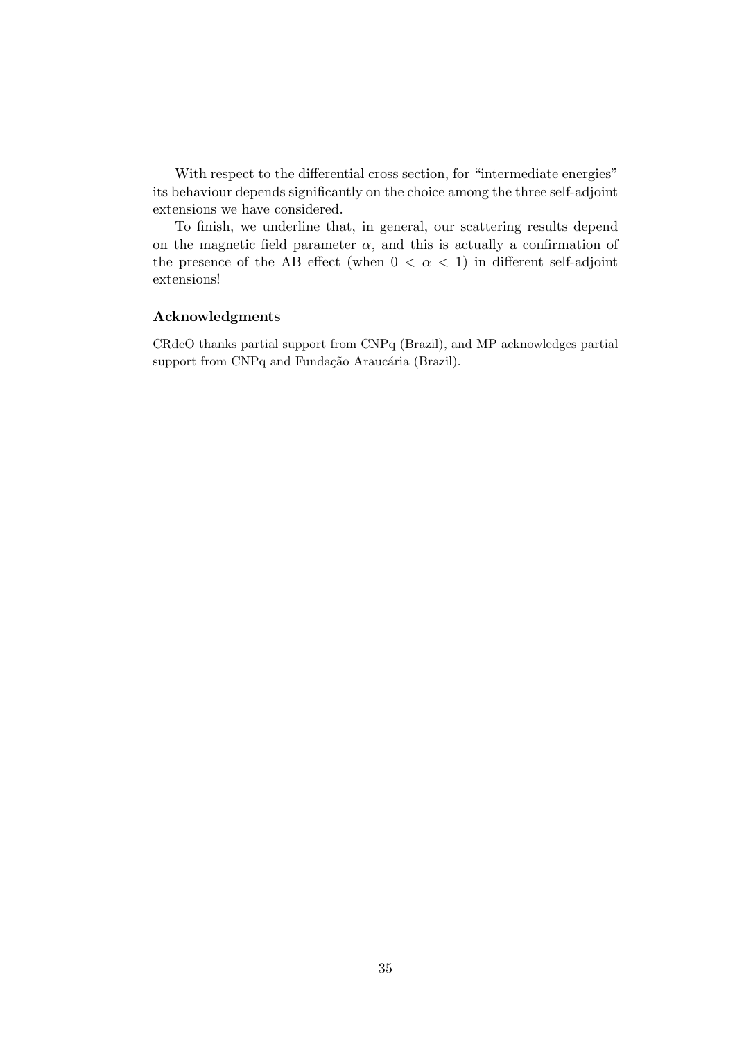With respect to the differential cross section, for "intermediate energies" its behaviour depends significantly on the choice among the three self-adjoint extensions we have considered.

To finish, we underline that, in general, our scattering results depend on the magnetic field parameter $\alpha$, and this is actually a confirmation of the presence of the AB effect (when $0 < \alpha < 1$) in different self-adjoint extensions!

### Acknowledgments

CRdeO thanks partial support from CNPq (Brazil), and MP acknowledges partial support from CNPq and Fundação Araucária (Brazil).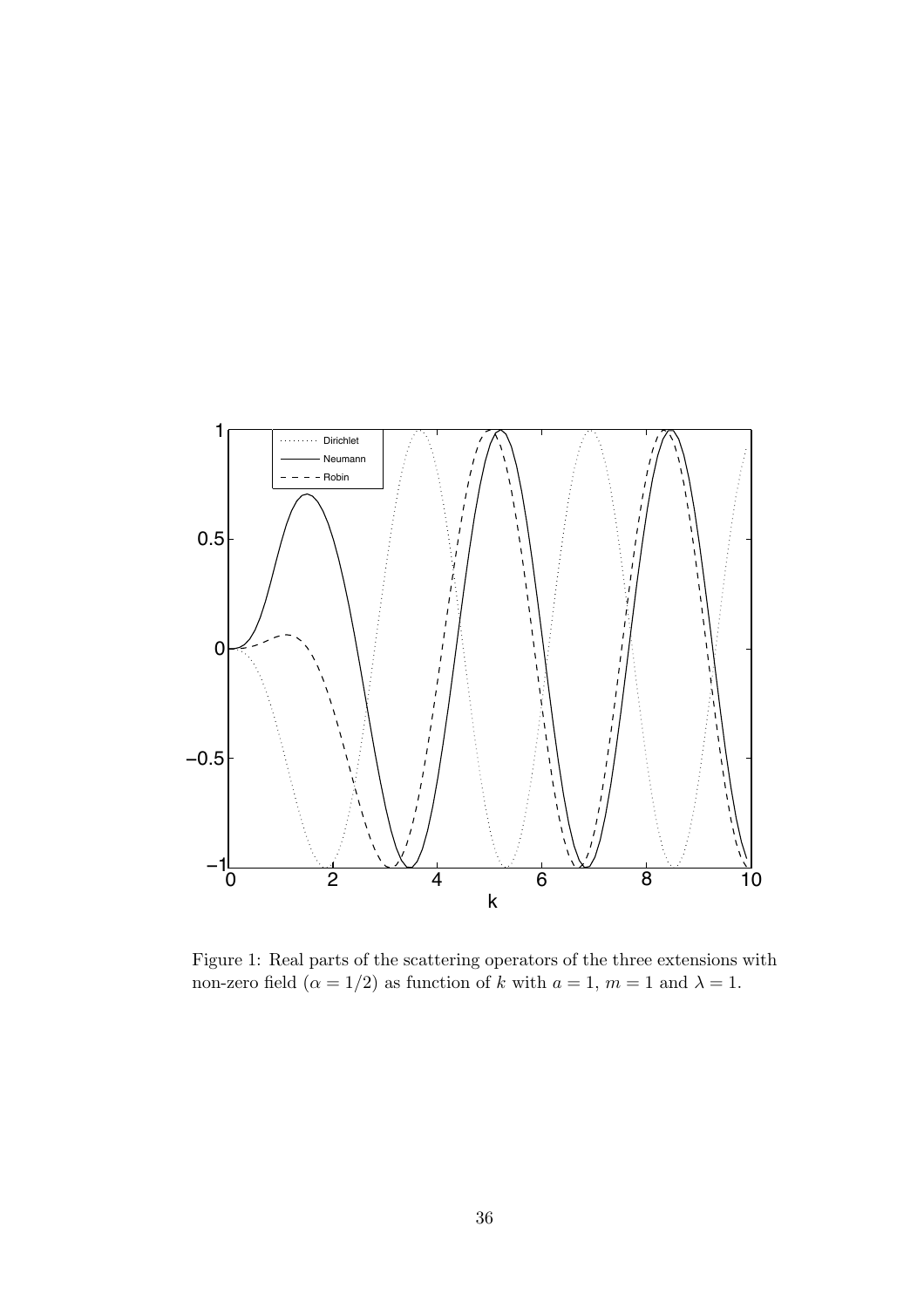Figure 1: Real parts of the scattering operators of the three extensions with non-zero field ($\alpha = 1/2$) as function of $k$ with $a = 1$, $m = 1$ and $\lambda = 1$.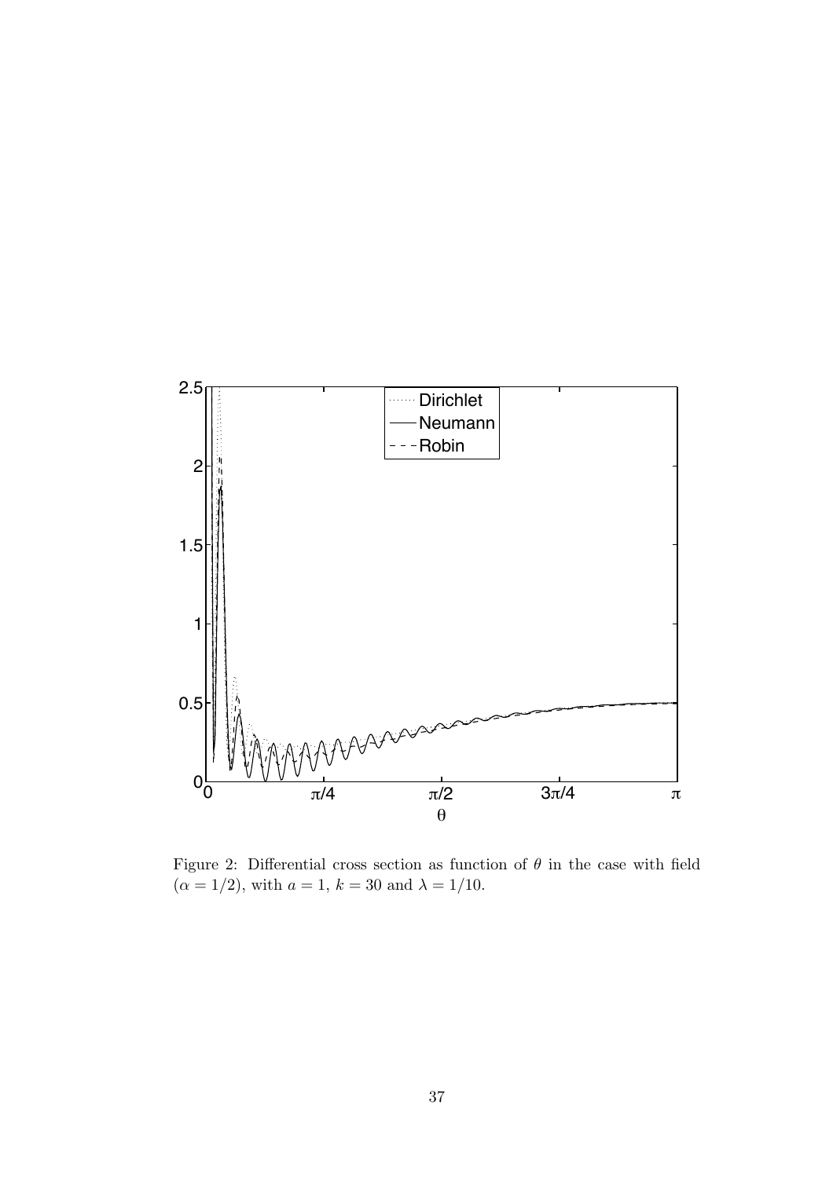Figure 2: Differential cross section as function of $\theta$ in the case with field ($\alpha = 1/2$), with $a = 1$, $k = 30$ and $\lambda = 1/10$.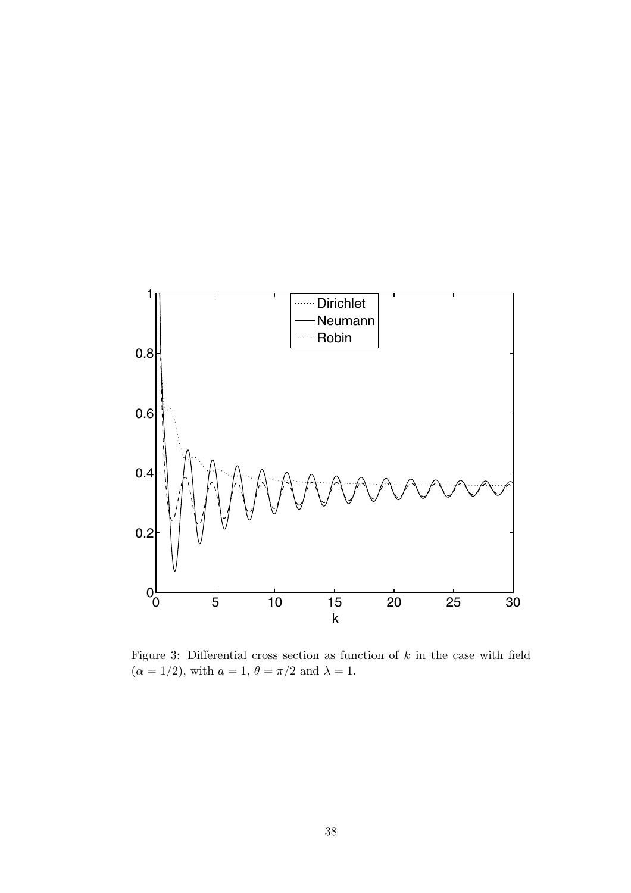Figure 3: Differential cross section as function of $k$ in the case with field ($\alpha = 1/2$), with $a = 1$, $\theta = \pi/2$ and $\lambda = 1$.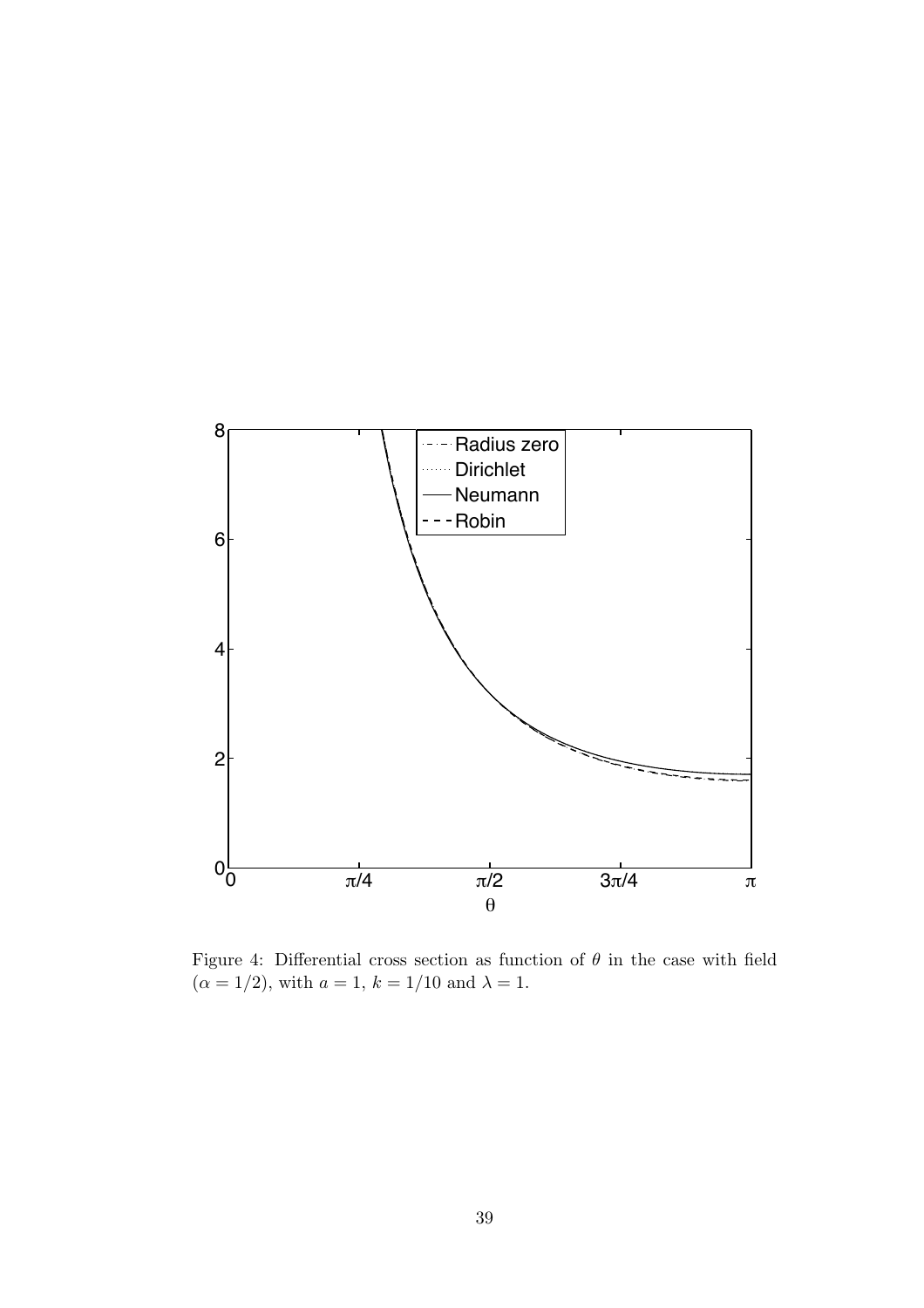Figure 4: Differential cross section as function of $\theta$ in the case with field ($\alpha = 1/2$), with $a = 1$, $k = 1/10$ and $\lambda = 1$.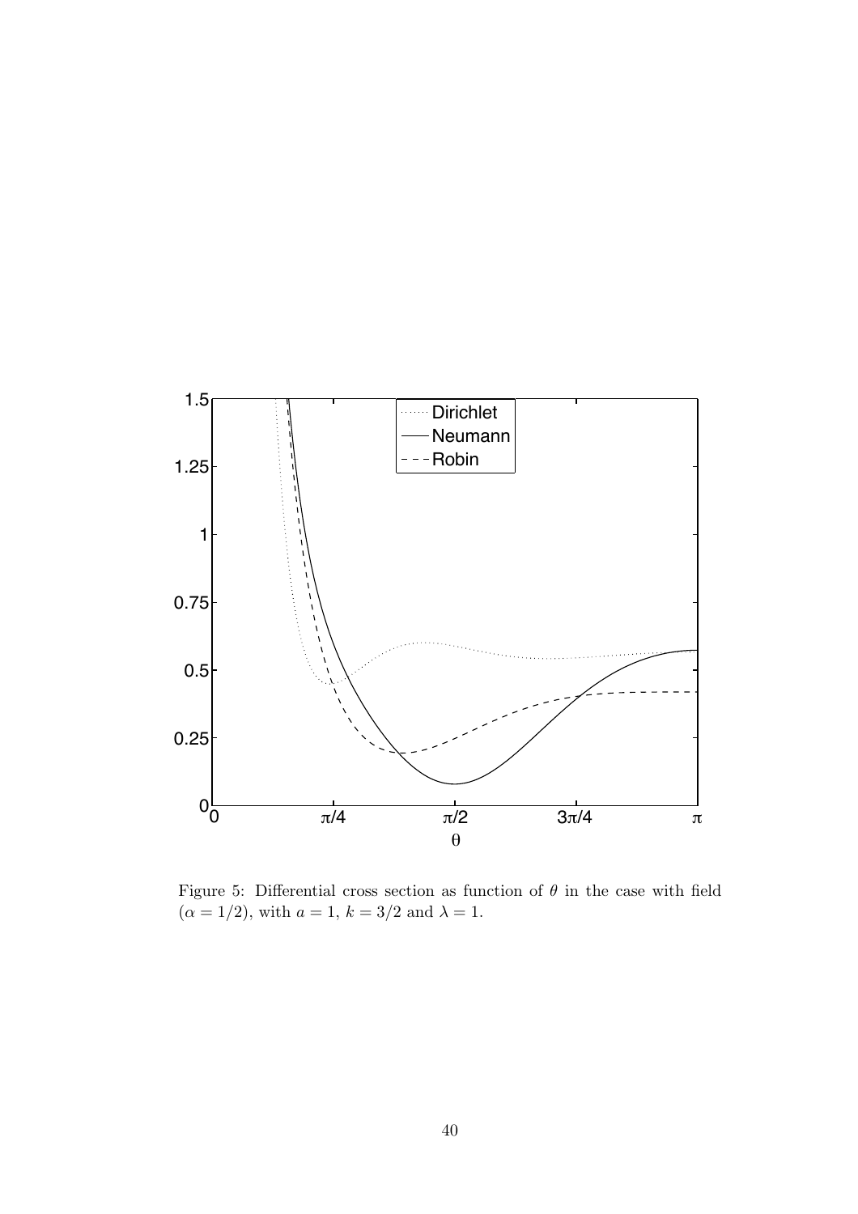Figure 5: Differential cross section as function of $\theta$ in the case with field ($\alpha = 1/2$), with $a = 1$, $k = 3/2$ and $\lambda = 1$.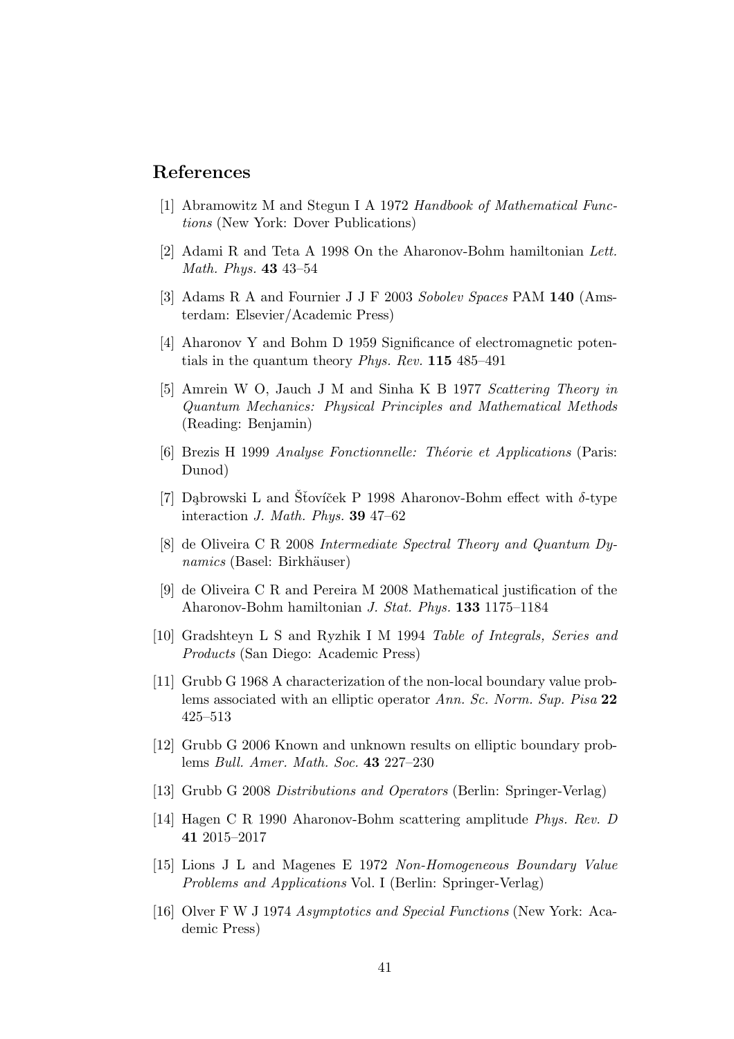## References

[1] Abramowitz M and Stegun I A 1972 *Handbook of Mathematical Functions* (New York: Dover Publications)

[2] Adami R and Teta A 1998 On the Aharonov-Bohm hamiltonian *Lett. Math. Phys.* **43** 43–54

[3] Adams R A and Fournier J J F 2003 *Sobolev Spaces* PAM **140** (Amsterdam: Elsevier/Academic Press)

[4] Aharonov Y and Bohm D 1959 Significance of electromagnetic potentials in the quantum theory *Phys. Rev.* **115** 485–491

[5] Amrein W O, Jauch J M and Sinha K B 1977 *Scattering Theory in Quantum Mechanics: Physical Principles and Mathematical Methods* (Reading: Benjamin)

[6] Brezis H 1999 *Analyse Fonctionnelle: Théorie et Applications* (Paris: Dunod)

[7] Dąbrowski L and Šťovíček P 1998 Aharonov-Bohm effect with $\delta$-type interaction *J. Math. Phys.* **39** 47–62

[8] de Oliveira C R 2008 *Intermediate Spectral Theory and Quantum Dynamics* (Basel: Birkhäuser)

[9] de Oliveira C R and Pereira M 2008 Mathematical justification of the Aharonov-Bohm hamiltonian *J. Stat. Phys.* **133** 1175–1184

[10] Gradshteyn L S and Ryzhik I M 1994 *Table of Integrals, Series and Products* (San Diego: Academic Press)

[11] Grubb G 1968 A characterization of the non-local boundary value problems associated with an elliptic operator *Ann. Sc. Norm. Sup. Pisa* **22** 425–513

[12] Grubb G 2006 Known and unknown results on elliptic boundary problems *Bull. Amer. Math. Soc.* **43** 227–230

[13] Grubb G 2008 *Distributions and Operators* (Berlin: Springer-Verlag)

[14] Hagen C R 1990 Aharonov-Bohm scattering amplitude *Phys. Rev. D* **41** 2015–2017

[15] Lions J L and Magenes E 1972 *Non-Homogeneous Boundary Value Problems and Applications* Vol. I (Berlin: Springer-Verlag)

[16] Olver F W J 1974 *Asymptotics and Special Functions* (New York: Academic Press)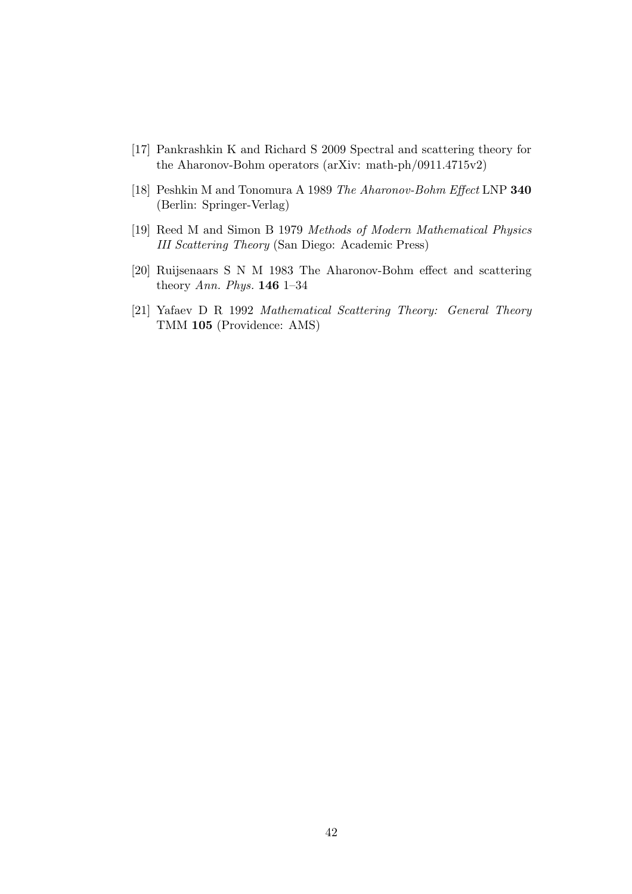[17] Pankrashkin K and Richard S 2009 Spectral and scattering theory for the Aharonov-Bohm operators (arXiv: math-ph/0911.4715v2)

[18] Peshkin M and Tonomura A 1989 *The Aharonov-Bohm Effect* LNP **340** (Berlin: Springer-Verlag)

[19] Reed M and Simon B 1979 *Methods of Modern Mathematical Physics III Scattering Theory* (San Diego: Academic Press)

[20] Ruijsenaars S N M 1983 The Aharonov-Bohm effect and scattering theory *Ann. Phys.* **146** 1–34

[21] Yafaev D R 1992 *Mathematical Scattering Theory: General Theory* TMM **105** (Providence: AMS)